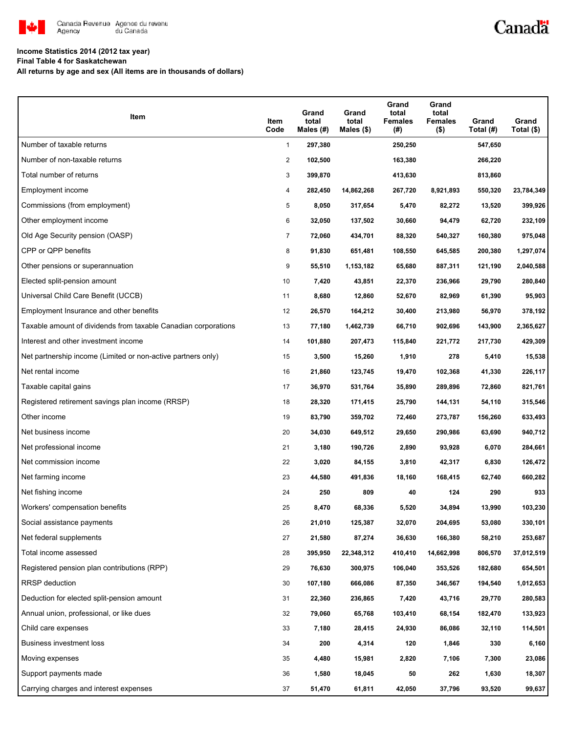Canada Revenue Agency / Agence du revenu du Canada

Canada

**Income Statistics 2014 (2012 tax year)**
**Final Table 4 for Saskatchewan**
**All returns by age and sex (All items are in thousands of dollars)**

| Item | Item Code | Grand total Males (#) | Grand total Males ($) | Grand total Females (#) | Grand total Females ($) | Grand Total (#) | Grand Total ($) |
|---|---|---|---|---|---|---|---|
| Number of taxable returns | 1 | 297,380 | | 250,250 | | 547,650 | |
| Number of non-taxable returns | 2 | 102,500 | | 163,380 | | 266,220 | |
| Total number of returns | 3 | 399,870 | | 413,630 | | 813,860 | |
| Employment income | 4 | 282,450 | 14,862,268 | 267,720 | 8,921,893 | 550,320 | 23,784,349 |
| Commissions (from employment) | 5 | 8,050 | 317,654 | 5,470 | 82,272 | 13,520 | 399,926 |
| Other employment income | 6 | 32,050 | 137,502 | 30,660 | 94,479 | 62,720 | 232,109 |
| Old Age Security pension (OASP) | 7 | 72,060 | 434,701 | 88,320 | 540,327 | 160,380 | 975,048 |
| CPP or QPP benefits | 8 | 91,830 | 651,481 | 108,550 | 645,585 | 200,380 | 1,297,074 |
| Other pensions or superannuation | 9 | 55,510 | 1,153,182 | 65,680 | 887,311 | 121,190 | 2,040,588 |
| Elected split-pension amount | 10 | 7,420 | 43,851 | 22,370 | 236,966 | 29,790 | 280,840 |
| Universal Child Care Benefit (UCCB) | 11 | 8,680 | 12,860 | 52,670 | 82,969 | 61,390 | 95,903 |
| Employment Insurance and other benefits | 12 | 26,570 | 164,212 | 30,400 | 213,980 | 56,970 | 378,192 |
| Taxable amount of dividends from taxable Canadian corporations | 13 | 77,180 | 1,462,739 | 66,710 | 902,696 | 143,900 | 2,365,627 |
| Interest and other investment income | 14 | 101,880 | 207,473 | 115,840 | 221,772 | 217,730 | 429,309 |
| Net partnership income (Limited or non-active partners only) | 15 | 3,500 | 15,260 | 1,910 | 278 | 5,410 | 15,538 |
| Net rental income | 16 | 21,860 | 123,745 | 19,470 | 102,368 | 41,330 | 226,117 |
| Taxable capital gains | 17 | 36,970 | 531,764 | 35,890 | 289,896 | 72,860 | 821,761 |
| Registered retirement savings plan income (RRSP) | 18 | 28,320 | 171,415 | 25,790 | 144,131 | 54,110 | 315,546 |
| Other income | 19 | 83,790 | 359,702 | 72,460 | 273,787 | 156,260 | 633,493 |
| Net business income | 20 | 34,030 | 649,512 | 29,650 | 290,986 | 63,690 | 940,712 |
| Net professional income | 21 | 3,180 | 190,726 | 2,890 | 93,928 | 6,070 | 284,661 |
| Net commission income | 22 | 3,020 | 84,155 | 3,810 | 42,317 | 6,830 | 126,472 |
| Net farming income | 23 | 44,580 | 491,836 | 18,160 | 168,415 | 62,740 | 660,282 |
| Net fishing income | 24 | 250 | 809 | 40 | 124 | 290 | 933 |
| Workers' compensation benefits | 25 | 8,470 | 68,336 | 5,520 | 34,894 | 13,990 | 103,230 |
| Social assistance payments | 26 | 21,010 | 125,387 | 32,070 | 204,695 | 53,080 | 330,101 |
| Net federal supplements | 27 | 21,580 | 87,274 | 36,630 | 166,380 | 58,210 | 253,687 |
| Total income assessed | 28 | 395,950 | 22,348,312 | 410,410 | 14,662,998 | 806,570 | 37,012,519 |
| Registered pension plan contributions (RPP) | 29 | 76,630 | 300,975 | 106,040 | 353,526 | 182,680 | 654,501 |
| RRSP deduction | 30 | 107,180 | 666,086 | 87,350 | 346,567 | 194,540 | 1,012,653 |
| Deduction for elected split-pension amount | 31 | 22,360 | 236,865 | 7,420 | 43,716 | 29,770 | 280,583 |
| Annual union, professional, or like dues | 32 | 79,060 | 65,768 | 103,410 | 68,154 | 182,470 | 133,923 |
| Child care expenses | 33 | 7,180 | 28,415 | 24,930 | 86,086 | 32,110 | 114,501 |
| Business investment loss | 34 | 200 | 4,314 | 120 | 1,846 | 330 | 6,160 |
| Moving expenses | 35 | 4,480 | 15,981 | 2,820 | 7,106 | 7,300 | 23,086 |
| Support payments made | 36 | 1,580 | 18,045 | 50 | 262 | 1,630 | 18,307 |
| Carrying charges and interest expenses | 37 | 51,470 | 61,811 | 42,050 | 37,796 | 93,520 | 99,637 |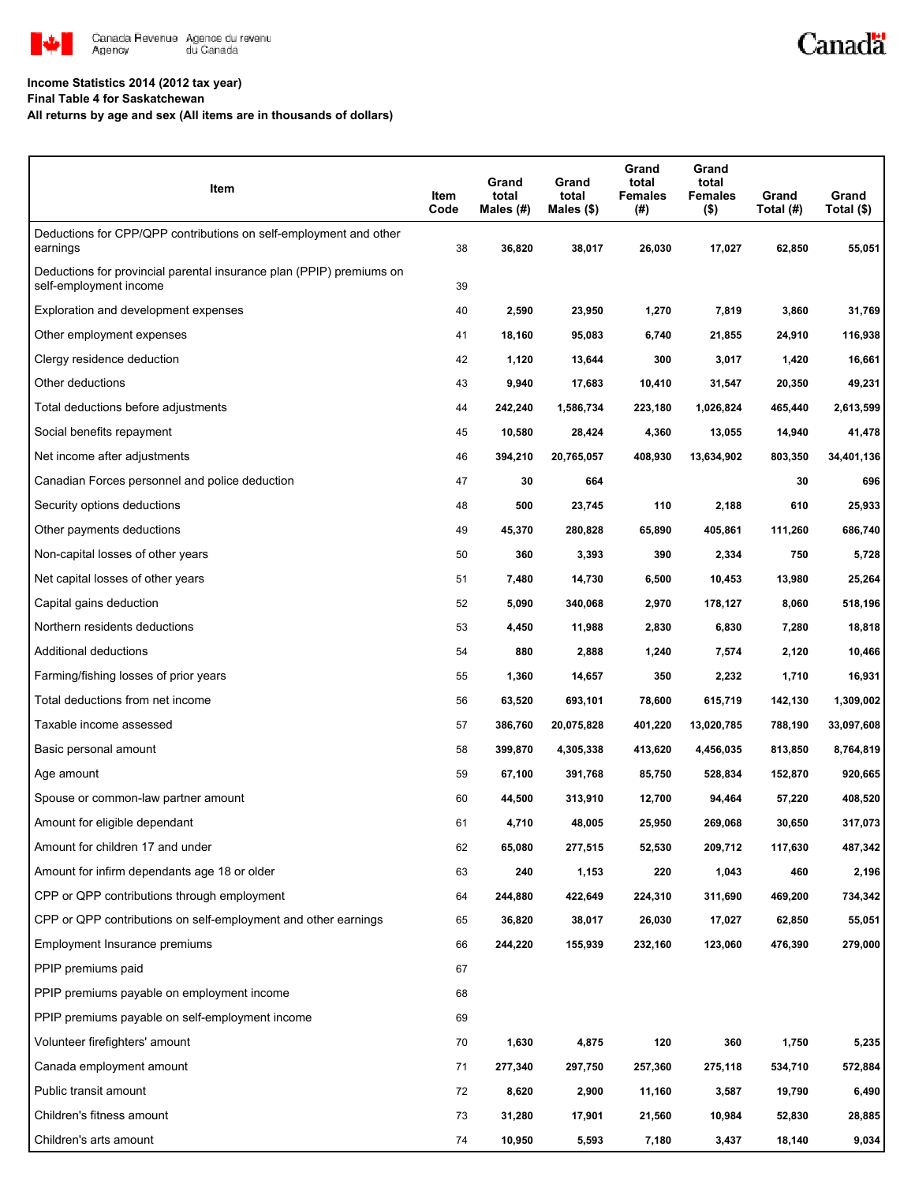**Income Statistics 2014 (2012 tax year)**
**Final Table 4 for Saskatchewan**
**All returns by age and sex (All items are in thousands of dollars)**

| Item | Item Code | Grand total Males (#) | Grand total Males ($) | Grand total Females (#) | Grand total Females ($) | Grand Total (#) | Grand Total ($) |
|---|---|---|---|---|---|---|---|
| Deductions for CPP/QPP contributions on self-employment and other earnings | 38 | 36,820 | 38,017 | 26,030 | 17,027 | 62,850 | 55,051 |
| Deductions for provincial parental insurance plan (PPIP) premiums on self-employment income | 39 | | | | | | |
| Exploration and development expenses | 40 | 2,590 | 23,950 | 1,270 | 7,819 | 3,860 | 31,769 |
| Other employment expenses | 41 | 18,160 | 95,083 | 6,740 | 21,855 | 24,910 | 116,938 |
| Clergy residence deduction | 42 | 1,120 | 13,644 | 300 | 3,017 | 1,420 | 16,661 |
| Other deductions | 43 | 9,940 | 17,683 | 10,410 | 31,547 | 20,350 | 49,231 |
| Total deductions before adjustments | 44 | 242,240 | 1,586,734 | 223,180 | 1,026,824 | 465,440 | 2,613,599 |
| Social benefits repayment | 45 | 10,580 | 28,424 | 4,360 | 13,055 | 14,940 | 41,478 |
| Net income after adjustments | 46 | 394,210 | 20,765,057 | 408,930 | 13,634,902 | 803,350 | 34,401,136 |
| Canadian Forces personnel and police deduction | 47 | 30 | 664 | | | 30 | 696 |
| Security options deductions | 48 | 500 | 23,745 | 110 | 2,188 | 610 | 25,933 |
| Other payments deductions | 49 | 45,370 | 280,828 | 65,890 | 405,861 | 111,260 | 686,740 |
| Non-capital losses of other years | 50 | 360 | 3,393 | 390 | 2,334 | 750 | 5,728 |
| Net capital losses of other years | 51 | 7,480 | 14,730 | 6,500 | 10,453 | 13,980 | 25,264 |
| Capital gains deduction | 52 | 5,090 | 340,068 | 2,970 | 178,127 | 8,060 | 518,196 |
| Northern residents deductions | 53 | 4,450 | 11,988 | 2,830 | 6,830 | 7,280 | 18,818 |
| Additional deductions | 54 | 880 | 2,888 | 1,240 | 7,574 | 2,120 | 10,466 |
| Farming/fishing losses of prior years | 55 | 1,360 | 14,657 | 350 | 2,232 | 1,710 | 16,931 |
| Total deductions from net income | 56 | 63,520 | 693,101 | 78,600 | 615,719 | 142,130 | 1,309,002 |
| Taxable income assessed | 57 | 386,760 | 20,075,828 | 401,220 | 13,020,785 | 788,190 | 33,097,608 |
| Basic personal amount | 58 | 399,870 | 4,305,338 | 413,620 | 4,456,035 | 813,850 | 8,764,819 |
| Age amount | 59 | 67,100 | 391,768 | 85,750 | 528,834 | 152,870 | 920,665 |
| Spouse or common-law partner amount | 60 | 44,500 | 313,910 | 12,700 | 94,464 | 57,220 | 408,520 |
| Amount for eligible dependant | 61 | 4,710 | 48,005 | 25,950 | 269,068 | 30,650 | 317,073 |
| Amount for children 17 and under | 62 | 65,080 | 277,515 | 52,530 | 209,712 | 117,630 | 487,342 |
| Amount for infirm dependants age 18 or older | 63 | 240 | 1,153 | 220 | 1,043 | 460 | 2,196 |
| CPP or QPP contributions through employment | 64 | 244,880 | 422,649 | 224,310 | 311,690 | 469,200 | 734,342 |
| CPP or QPP contributions on self-employment and other earnings | 65 | 36,820 | 38,017 | 26,030 | 17,027 | 62,850 | 55,051 |
| Employment Insurance premiums | 66 | 244,220 | 155,939 | 232,160 | 123,060 | 476,390 | 279,000 |
| PPIP premiums paid | 67 | | | | | | |
| PPIP premiums payable on employment income | 68 | | | | | | |
| PPIP premiums payable on self-employment income | 69 | | | | | | |
| Volunteer firefighters' amount | 70 | 1,630 | 4,875 | 120 | 360 | 1,750 | 5,235 |
| Canada employment amount | 71 | 277,340 | 297,750 | 257,360 | 275,118 | 534,710 | 572,884 |
| Public transit amount | 72 | 8,620 | 2,900 | 11,160 | 3,587 | 19,790 | 6,490 |
| Children's fitness amount | 73 | 31,280 | 17,901 | 21,560 | 10,984 | 52,830 | 28,885 |
| Children's arts amount | 74 | 10,950 | 5,593 | 7,180 | 3,437 | 18,140 | 9,034 |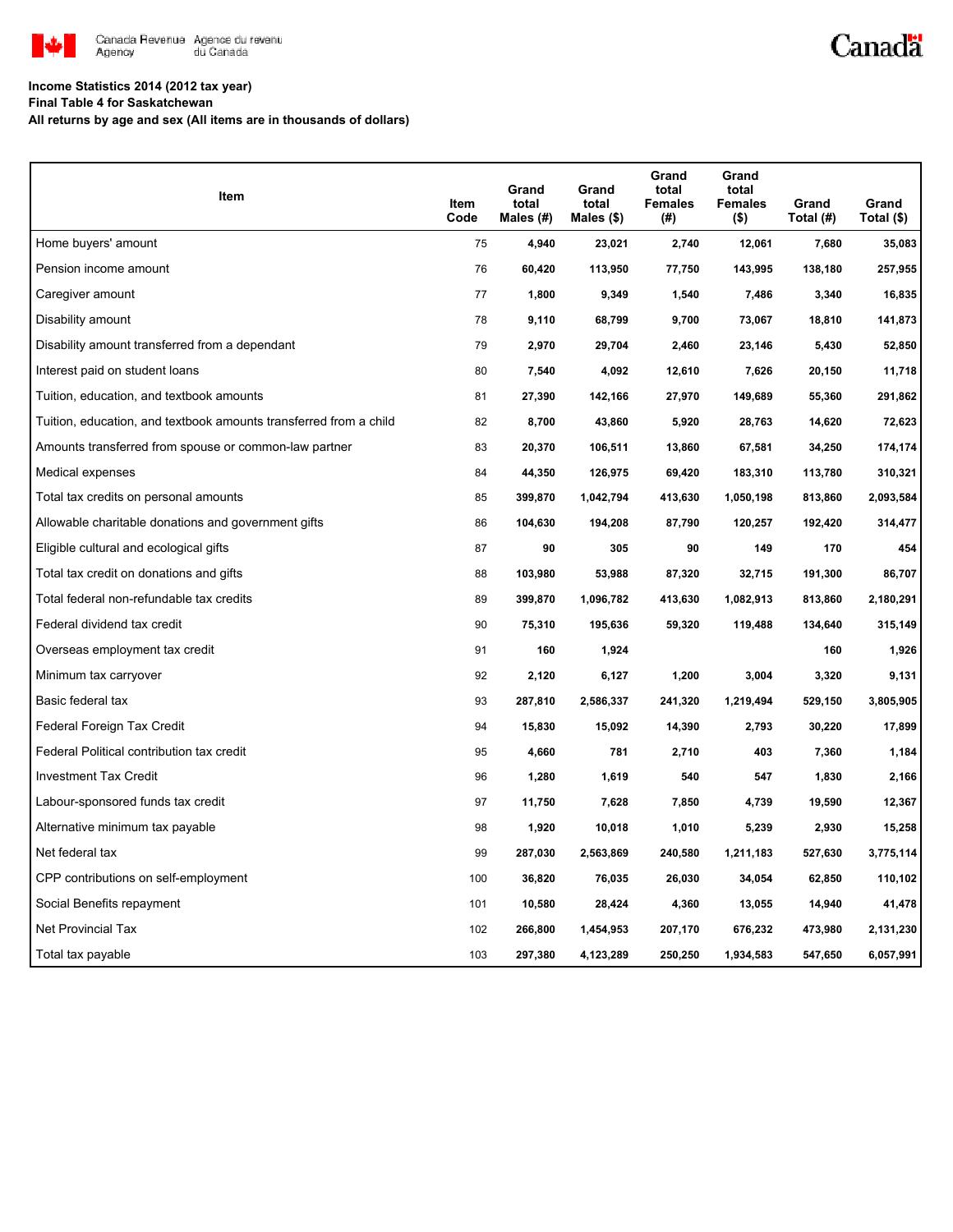**Income Statistics 2014 (2012 tax year)**
**Final Table 4 for Saskatchewan**
**All returns by age and sex (All items are in thousands of dollars)**

| Item | Item Code | Grand total Males (#) | Grand total Males ($) | Grand total Females (#) | Grand total Females ($) | Grand Total (#) | Grand Total ($) |
|---|---|---|---|---|---|---|---|
| Home buyers' amount | 75 | 4,940 | 23,021 | 2,740 | 12,061 | 7,680 | 35,083 |
| Pension income amount | 76 | 60,420 | 113,950 | 77,750 | 143,995 | 138,180 | 257,955 |
| Caregiver amount | 77 | 1,800 | 9,349 | 1,540 | 7,486 | 3,340 | 16,835 |
| Disability amount | 78 | 9,110 | 68,799 | 9,700 | 73,067 | 18,810 | 141,873 |
| Disability amount transferred from a dependant | 79 | 2,970 | 29,704 | 2,460 | 23,146 | 5,430 | 52,850 |
| Interest paid on student loans | 80 | 7,540 | 4,092 | 12,610 | 7,626 | 20,150 | 11,718 |
| Tuition, education, and textbook amounts | 81 | 27,390 | 142,166 | 27,970 | 149,689 | 55,360 | 291,862 |
| Tuition, education, and textbook amounts transferred from a child | 82 | 8,700 | 43,860 | 5,920 | 28,763 | 14,620 | 72,623 |
| Amounts transferred from spouse or common-law partner | 83 | 20,370 | 106,511 | 13,860 | 67,581 | 34,250 | 174,174 |
| Medical expenses | 84 | 44,350 | 126,975 | 69,420 | 183,310 | 113,780 | 310,321 |
| Total tax credits on personal amounts | 85 | 399,870 | 1,042,794 | 413,630 | 1,050,198 | 813,860 | 2,093,584 |
| Allowable charitable donations and government gifts | 86 | 104,630 | 194,208 | 87,790 | 120,257 | 192,420 | 314,477 |
| Eligible cultural and ecological gifts | 87 | 90 | 305 | 90 | 149 | 170 | 454 |
| Total tax credit on donations and gifts | 88 | 103,980 | 53,988 | 87,320 | 32,715 | 191,300 | 86,707 |
| Total federal non-refundable tax credits | 89 | 399,870 | 1,096,782 | 413,630 | 1,082,913 | 813,860 | 2,180,291 |
| Federal dividend tax credit | 90 | 75,310 | 195,636 | 59,320 | 119,488 | 134,640 | 315,149 |
| Overseas employment tax credit | 91 | 160 | 1,924 | | | 160 | 1,926 |
| Minimum tax carryover | 92 | 2,120 | 6,127 | 1,200 | 3,004 | 3,320 | 9,131 |
| Basic federal tax | 93 | 287,810 | 2,586,337 | 241,320 | 1,219,494 | 529,150 | 3,805,905 |
| Federal Foreign Tax Credit | 94 | 15,830 | 15,092 | 14,390 | 2,793 | 30,220 | 17,899 |
| Federal Political contribution tax credit | 95 | 4,660 | 781 | 2,710 | 403 | 7,360 | 1,184 |
| Investment Tax Credit | 96 | 1,280 | 1,619 | 540 | 547 | 1,830 | 2,166 |
| Labour-sponsored funds tax credit | 97 | 11,750 | 7,628 | 7,850 | 4,739 | 19,590 | 12,367 |
| Alternative minimum tax payable | 98 | 1,920 | 10,018 | 1,010 | 5,239 | 2,930 | 15,258 |
| Net federal tax | 99 | 287,030 | 2,563,869 | 240,580 | 1,211,183 | 527,630 | 3,775,114 |
| CPP contributions on self-employment | 100 | 36,820 | 76,035 | 26,030 | 34,054 | 62,850 | 110,102 |
| Social Benefits repayment | 101 | 10,580 | 28,424 | 4,360 | 13,055 | 14,940 | 41,478 |
| Net Provincial Tax | 102 | 266,800 | 1,454,953 | 207,170 | 676,232 | 473,980 | 2,131,230 |
| Total tax payable | 103 | 297,380 | 4,123,289 | 250,250 | 1,934,583 | 547,650 | 6,057,991 |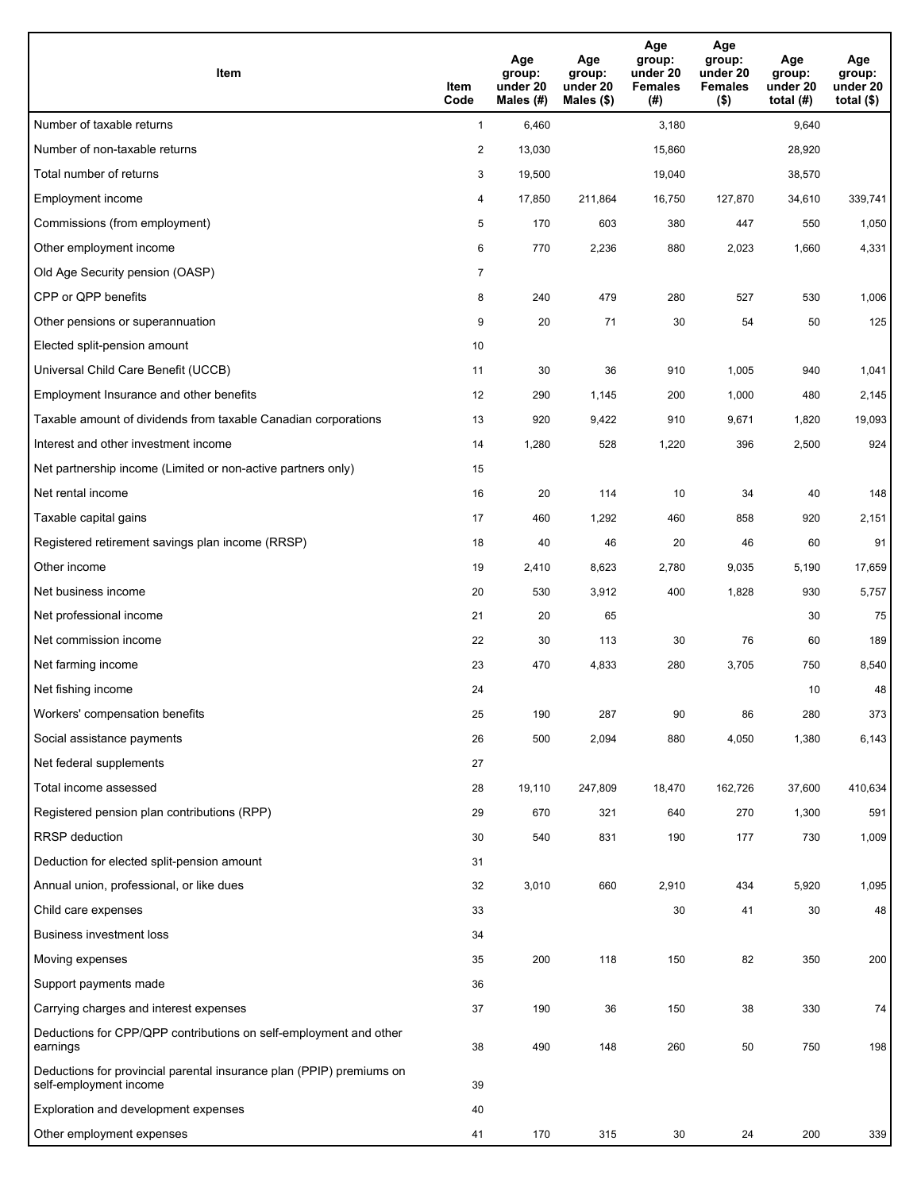| Item | Item Code | Age group: under 20 Males (#) | Age group: under 20 Males ($) | Age group: under 20 Females (#) | Age group: under 20 Females ($) | Age group: under 20 total (#) | Age group: under 20 total ($) |
|---|---|---|---|---|---|---|---|
| Number of taxable returns | 1 | 6,460 | | 3,180 | | 9,640 | |
| Number of non-taxable returns | 2 | 13,030 | | 15,860 | | 28,920 | |
| Total number of returns | 3 | 19,500 | | 19,040 | | 38,570 | |
| Employment income | 4 | 17,850 | 211,864 | 16,750 | 127,870 | 34,610 | 339,741 |
| Commissions (from employment) | 5 | 170 | 603 | 380 | 447 | 550 | 1,050 |
| Other employment income | 6 | 770 | 2,236 | 880 | 2,023 | 1,660 | 4,331 |
| Old Age Security pension (OASP) | 7 | | | | | | |
| CPP or QPP benefits | 8 | 240 | 479 | 280 | 527 | 530 | 1,006 |
| Other pensions or superannuation | 9 | 20 | 71 | 30 | 54 | 50 | 125 |
| Elected split-pension amount | 10 | | | | | | |
| Universal Child Care Benefit (UCCB) | 11 | 30 | 36 | 910 | 1,005 | 940 | 1,041 |
| Employment Insurance and other benefits | 12 | 290 | 1,145 | 200 | 1,000 | 480 | 2,145 |
| Taxable amount of dividends from taxable Canadian corporations | 13 | 920 | 9,422 | 910 | 9,671 | 1,820 | 19,093 |
| Interest and other investment income | 14 | 1,280 | 528 | 1,220 | 396 | 2,500 | 924 |
| Net partnership income (Limited or non-active partners only) | 15 | | | | | | |
| Net rental income | 16 | 20 | 114 | 10 | 34 | 40 | 148 |
| Taxable capital gains | 17 | 460 | 1,292 | 460 | 858 | 920 | 2,151 |
| Registered retirement savings plan income (RRSP) | 18 | 40 | 46 | 20 | 46 | 60 | 91 |
| Other income | 19 | 2,410 | 8,623 | 2,780 | 9,035 | 5,190 | 17,659 |
| Net business income | 20 | 530 | 3,912 | 400 | 1,828 | 930 | 5,757 |
| Net professional income | 21 | 20 | 65 | | | 30 | 75 |
| Net commission income | 22 | 30 | 113 | 30 | 76 | 60 | 189 |
| Net farming income | 23 | 470 | 4,833 | 280 | 3,705 | 750 | 8,540 |
| Net fishing income | 24 | | | | | 10 | 48 |
| Workers' compensation benefits | 25 | 190 | 287 | 90 | 86 | 280 | 373 |
| Social assistance payments | 26 | 500 | 2,094 | 880 | 4,050 | 1,380 | 6,143 |
| Net federal supplements | 27 | | | | | | |
| Total income assessed | 28 | 19,110 | 247,809 | 18,470 | 162,726 | 37,600 | 410,634 |
| Registered pension plan contributions (RPP) | 29 | 670 | 321 | 640 | 270 | 1,300 | 591 |
| RRSP deduction | 30 | 540 | 831 | 190 | 177 | 730 | 1,009 |
| Deduction for elected split-pension amount | 31 | | | | | | |
| Annual union, professional, or like dues | 32 | 3,010 | 660 | 2,910 | 434 | 5,920 | 1,095 |
| Child care expenses | 33 | | | 30 | 41 | 30 | 48 |
| Business investment loss | 34 | | | | | | |
| Moving expenses | 35 | 200 | 118 | 150 | 82 | 350 | 200 |
| Support payments made | 36 | | | | | | |
| Carrying charges and interest expenses | 37 | 190 | 36 | 150 | 38 | 330 | 74 |
| Deductions for CPP/QPP contributions on self-employment and other earnings | 38 | 490 | 148 | 260 | 50 | 750 | 198 |
| Deductions for provincial parental insurance plan (PPIP) premiums on self-employment income | 39 | | | | | | |
| Exploration and development expenses | 40 | | | | | | |
| Other employment expenses | 41 | 170 | 315 | 30 | 24 | 200 | 339 |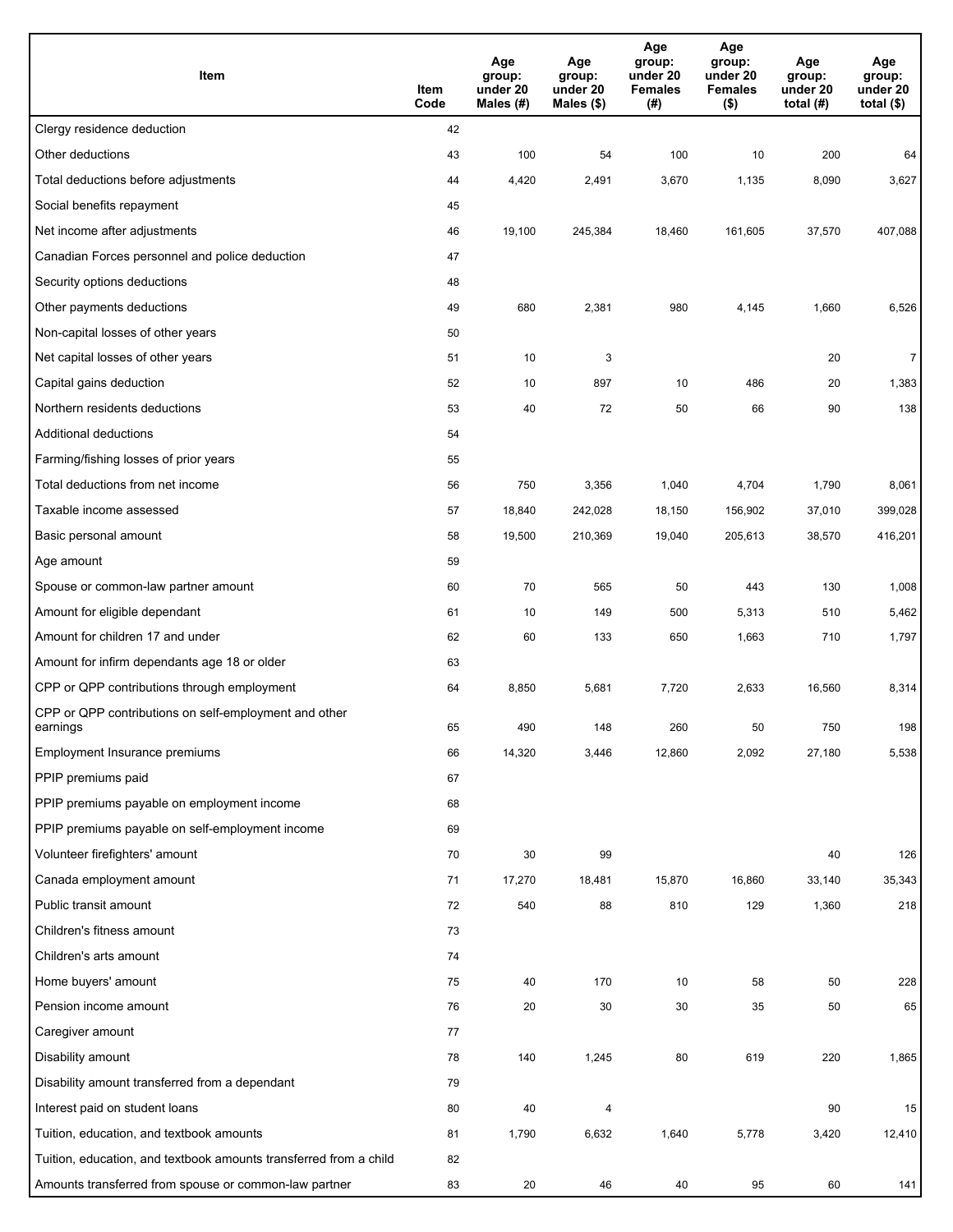| Item | Item Code | Age group: under 20 Males (#) | Age group: under 20 Males ($) | Age group: under 20 Females (#) | Age group: under 20 Females ($) | Age group: under 20 total (#) | Age group: under 20 total ($) |
|---|---|---|---|---|---|---|---|
| Clergy residence deduction | 42 | | | | | | |
| Other deductions | 43 | 100 | 54 | 100 | 10 | 200 | 64 |
| Total deductions before adjustments | 44 | 4,420 | 2,491 | 3,670 | 1,135 | 8,090 | 3,627 |
| Social benefits repayment | 45 | | | | | | |
| Net income after adjustments | 46 | 19,100 | 245,384 | 18,460 | 161,605 | 37,570 | 407,088 |
| Canadian Forces personnel and police deduction | 47 | | | | | | |
| Security options deductions | 48 | | | | | | |
| Other payments deductions | 49 | 680 | 2,381 | 980 | 4,145 | 1,660 | 6,526 |
| Non-capital losses of other years | 50 | | | | | | |
| Net capital losses of other years | 51 | 10 | 3 | | | 20 | 7 |
| Capital gains deduction | 52 | 10 | 897 | 10 | 486 | 20 | 1,383 |
| Northern residents deductions | 53 | 40 | 72 | 50 | 66 | 90 | 138 |
| Additional deductions | 54 | | | | | | |
| Farming/fishing losses of prior years | 55 | | | | | | |
| Total deductions from net income | 56 | 750 | 3,356 | 1,040 | 4,704 | 1,790 | 8,061 |
| Taxable income assessed | 57 | 18,840 | 242,028 | 18,150 | 156,902 | 37,010 | 399,028 |
| Basic personal amount | 58 | 19,500 | 210,369 | 19,040 | 205,613 | 38,570 | 416,201 |
| Age amount | 59 | | | | | | |
| Spouse or common-law partner amount | 60 | 70 | 565 | 50 | 443 | 130 | 1,008 |
| Amount for eligible dependant | 61 | 10 | 149 | 500 | 5,313 | 510 | 5,462 |
| Amount for children 17 and under | 62 | 60 | 133 | 650 | 1,663 | 710 | 1,797 |
| Amount for infirm dependants age 18 or older | 63 | | | | | | |
| CPP or QPP contributions through employment | 64 | 8,850 | 5,681 | 7,720 | 2,633 | 16,560 | 8,314 |
| CPP or QPP contributions on self-employment and other earnings | 65 | 490 | 148 | 260 | 50 | 750 | 198 |
| Employment Insurance premiums | 66 | 14,320 | 3,446 | 12,860 | 2,092 | 27,180 | 5,538 |
| PPIP premiums paid | 67 | | | | | | |
| PPIP premiums payable on employment income | 68 | | | | | | |
| PPIP premiums payable on self-employment income | 69 | | | | | | |
| Volunteer firefighters' amount | 70 | 30 | 99 | | | 40 | 126 |
| Canada employment amount | 71 | 17,270 | 18,481 | 15,870 | 16,860 | 33,140 | 35,343 |
| Public transit amount | 72 | 540 | 88 | 810 | 129 | 1,360 | 218 |
| Children's fitness amount | 73 | | | | | | |
| Children's arts amount | 74 | | | | | | |
| Home buyers' amount | 75 | 40 | 170 | 10 | 58 | 50 | 228 |
| Pension income amount | 76 | 20 | 30 | 30 | 35 | 50 | 65 |
| Caregiver amount | 77 | | | | | | |
| Disability amount | 78 | 140 | 1,245 | 80 | 619 | 220 | 1,865 |
| Disability amount transferred from a dependant | 79 | | | | | | |
| Interest paid on student loans | 80 | 40 | 4 | | | 90 | 15 |
| Tuition, education, and textbook amounts | 81 | 1,790 | 6,632 | 1,640 | 5,778 | 3,420 | 12,410 |
| Tuition, education, and textbook amounts transferred from a child | 82 | | | | | | |
| Amounts transferred from spouse or common-law partner | 83 | 20 | 46 | 40 | 95 | 60 | 141 |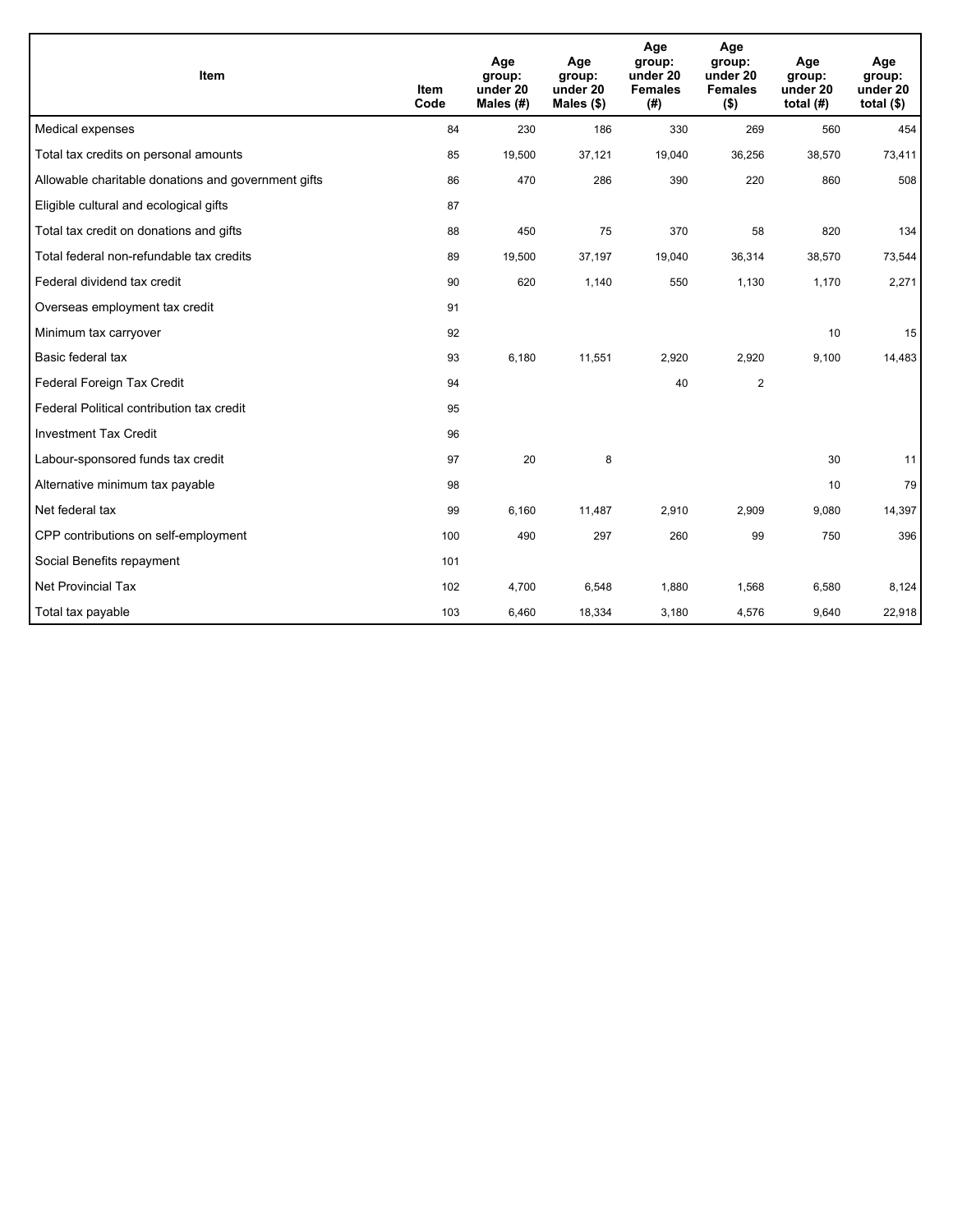| Item | Item Code | Age group: under 20 Males (#) | Age group: under 20 Males ($) | Age group: under 20 Females (#) | Age group: under 20 Females ($) | Age group: under 20 total (#) | Age group: under 20 total ($) |
| --- | --- | --- | --- | --- | --- | --- | --- |
| Medical expenses | 84 | 230 | 186 | 330 | 269 | 560 | 454 |
| Total tax credits on personal amounts | 85 | 19,500 | 37,121 | 19,040 | 36,256 | 38,570 | 73,411 |
| Allowable charitable donations and government gifts | 86 | 470 | 286 | 390 | 220 | 860 | 508 |
| Eligible cultural and ecological gifts | 87 | | | | | | |
| Total tax credit on donations and gifts | 88 | 450 | 75 | 370 | 58 | 820 | 134 |
| Total federal non-refundable tax credits | 89 | 19,500 | 37,197 | 19,040 | 36,314 | 38,570 | 73,544 |
| Federal dividend tax credit | 90 | 620 | 1,140 | 550 | 1,130 | 1,170 | 2,271 |
| Overseas employment tax credit | 91 | | | | | | |
| Minimum tax carryover | 92 | | | | | 10 | 15 |
| Basic federal tax | 93 | 6,180 | 11,551 | 2,920 | 2,920 | 9,100 | 14,483 |
| Federal Foreign Tax Credit | 94 | | | 40 | 2 | | |
| Federal Political contribution tax credit | 95 | | | | | | |
| Investment Tax Credit | 96 | | | | | | |
| Labour-sponsored funds tax credit | 97 | 20 | 8 | | | 30 | 11 |
| Alternative minimum tax payable | 98 | | | | | 10 | 79 |
| Net federal tax | 99 | 6,160 | 11,487 | 2,910 | 2,909 | 9,080 | 14,397 |
| CPP contributions on self-employment | 100 | 490 | 297 | 260 | 99 | 750 | 396 |
| Social Benefits repayment | 101 | | | | | | |
| Net Provincial Tax | 102 | 4,700 | 6,548 | 1,880 | 1,568 | 6,580 | 8,124 |
| Total tax payable | 103 | 6,460 | 18,334 | 3,180 | 4,576 | 9,640 | 22,918 |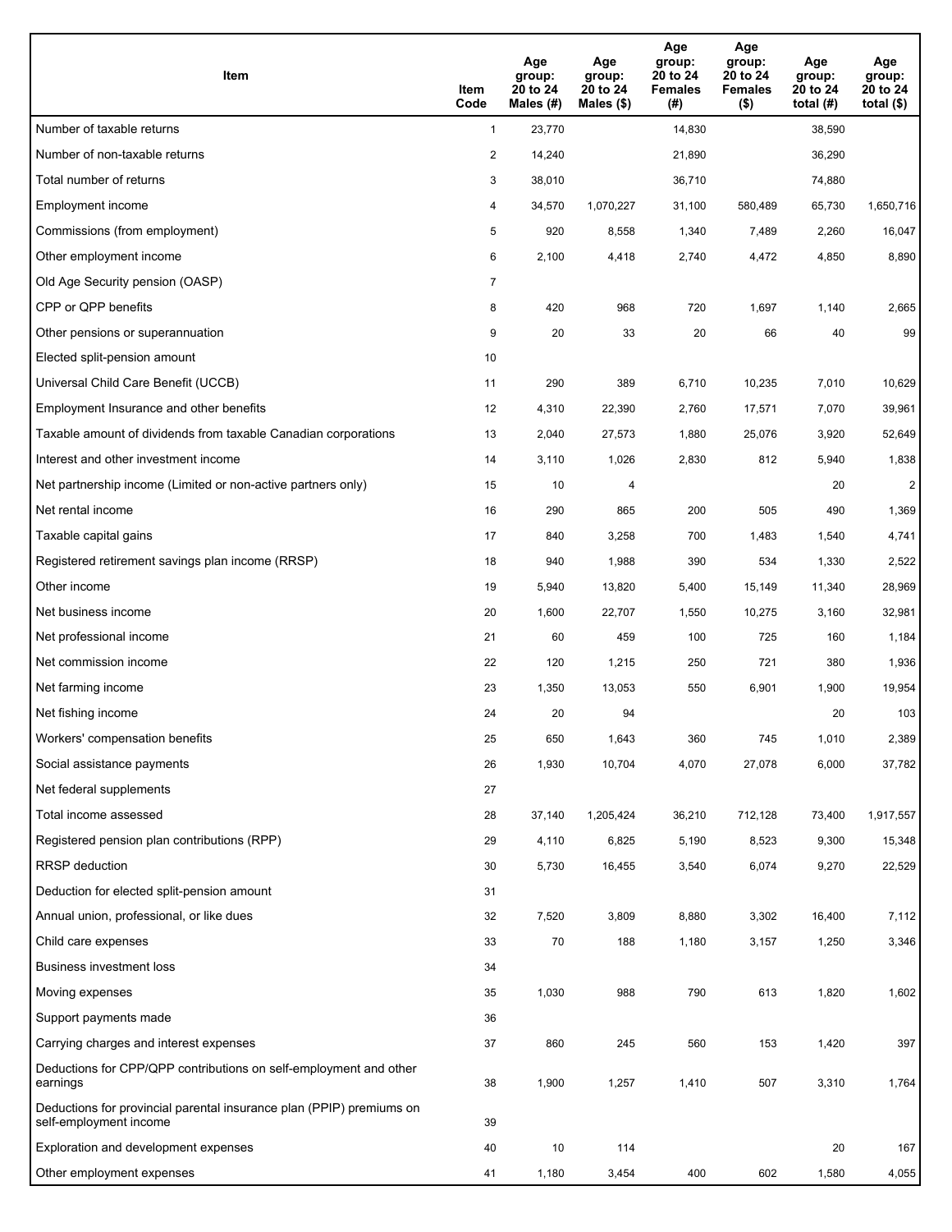| Item | Item Code | Age group: 20 to 24 Males (#) | Age group: 20 to 24 Males ($) | Age group: 20 to 24 Females (#) | Age group: 20 to 24 Females ($) | Age group: 20 to 24 total (#) | Age group: 20 to 24 total ($) |
|---|---|---|---|---|---|---|---|
| Number of taxable returns | 1 | 23,770 | | 14,830 | | 38,590 | |
| Number of non-taxable returns | 2 | 14,240 | | 21,890 | | 36,290 | |
| Total number of returns | 3 | 38,010 | | 36,710 | | 74,880 | |
| Employment income | 4 | 34,570 | 1,070,227 | 31,100 | 580,489 | 65,730 | 1,650,716 |
| Commissions (from employment) | 5 | 920 | 8,558 | 1,340 | 7,489 | 2,260 | 16,047 |
| Other employment income | 6 | 2,100 | 4,418 | 2,740 | 4,472 | 4,850 | 8,890 |
| Old Age Security pension (OASP) | 7 | | | | | | |
| CPP or QPP benefits | 8 | 420 | 968 | 720 | 1,697 | 1,140 | 2,665 |
| Other pensions or superannuation | 9 | 20 | 33 | 20 | 66 | 40 | 99 |
| Elected split-pension amount | 10 | | | | | | |
| Universal Child Care Benefit (UCCB) | 11 | 290 | 389 | 6,710 | 10,235 | 7,010 | 10,629 |
| Employment Insurance and other benefits | 12 | 4,310 | 22,390 | 2,760 | 17,571 | 7,070 | 39,961 |
| Taxable amount of dividends from taxable Canadian corporations | 13 | 2,040 | 27,573 | 1,880 | 25,076 | 3,920 | 52,649 |
| Interest and other investment income | 14 | 3,110 | 1,026 | 2,830 | 812 | 5,940 | 1,838 |
| Net partnership income (Limited or non-active partners only) | 15 | 10 | 4 | | | 20 | 2 |
| Net rental income | 16 | 290 | 865 | 200 | 505 | 490 | 1,369 |
| Taxable capital gains | 17 | 840 | 3,258 | 700 | 1,483 | 1,540 | 4,741 |
| Registered retirement savings plan income (RRSP) | 18 | 940 | 1,988 | 390 | 534 | 1,330 | 2,522 |
| Other income | 19 | 5,940 | 13,820 | 5,400 | 15,149 | 11,340 | 28,969 |
| Net business income | 20 | 1,600 | 22,707 | 1,550 | 10,275 | 3,160 | 32,981 |
| Net professional income | 21 | 60 | 459 | 100 | 725 | 160 | 1,184 |
| Net commission income | 22 | 120 | 1,215 | 250 | 721 | 380 | 1,936 |
| Net farming income | 23 | 1,350 | 13,053 | 550 | 6,901 | 1,900 | 19,954 |
| Net fishing income | 24 | 20 | 94 | | | 20 | 103 |
| Workers' compensation benefits | 25 | 650 | 1,643 | 360 | 745 | 1,010 | 2,389 |
| Social assistance payments | 26 | 1,930 | 10,704 | 4,070 | 27,078 | 6,000 | 37,782 |
| Net federal supplements | 27 | | | | | | |
| Total income assessed | 28 | 37,140 | 1,205,424 | 36,210 | 712,128 | 73,400 | 1,917,557 |
| Registered pension plan contributions (RPP) | 29 | 4,110 | 6,825 | 5,190 | 8,523 | 9,300 | 15,348 |
| RRSP deduction | 30 | 5,730 | 16,455 | 3,540 | 6,074 | 9,270 | 22,529 |
| Deduction for elected split-pension amount | 31 | | | | | | |
| Annual union, professional, or like dues | 32 | 7,520 | 3,809 | 8,880 | 3,302 | 16,400 | 7,112 |
| Child care expenses | 33 | 70 | 188 | 1,180 | 3,157 | 1,250 | 3,346 |
| Business investment loss | 34 | | | | | | |
| Moving expenses | 35 | 1,030 | 988 | 790 | 613 | 1,820 | 1,602 |
| Support payments made | 36 | | | | | | |
| Carrying charges and interest expenses | 37 | 860 | 245 | 560 | 153 | 1,420 | 397 |
| Deductions for CPP/QPP contributions on self-employment and other earnings | 38 | 1,900 | 1,257 | 1,410 | 507 | 3,310 | 1,764 |
| Deductions for provincial parental insurance plan (PPIP) premiums on self-employment income | 39 | | | | | | |
| Exploration and development expenses | 40 | 10 | 114 | | | 20 | 167 |
| Other employment expenses | 41 | 1,180 | 3,454 | 400 | 602 | 1,580 | 4,055 |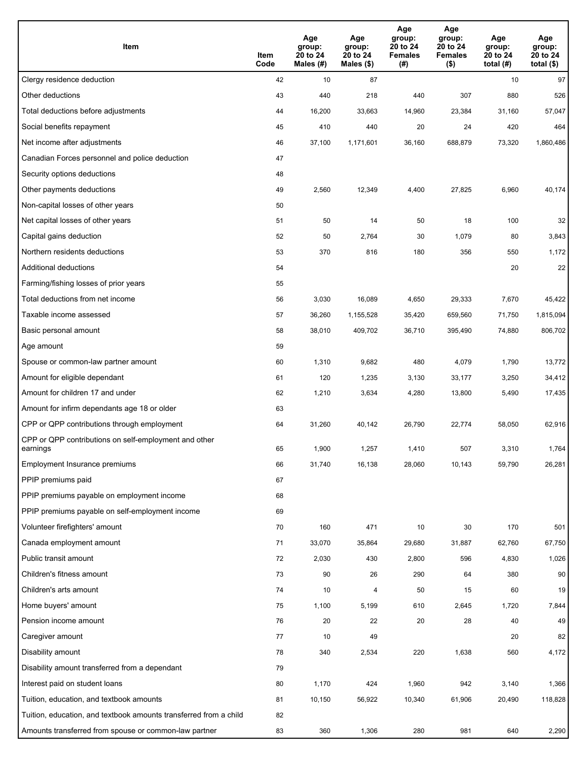| Item | Item Code | Age group: 20 to 24 Males (#) | Age group: 20 to 24 Males ($) | Age group: 20 to 24 Females (#) | Age group: 20 to 24 Females ($) | Age group: 20 to 24 total (#) | Age group: 20 to 24 total ($) |
|---|---|---|---|---|---|---|---|
| Clergy residence deduction | 42 | 10 | 87 | | | 10 | 97 |
| Other deductions | 43 | 440 | 218 | 440 | 307 | 880 | 526 |
| Total deductions before adjustments | 44 | 16,200 | 33,663 | 14,960 | 23,384 | 31,160 | 57,047 |
| Social benefits repayment | 45 | 410 | 440 | 20 | 24 | 420 | 464 |
| Net income after adjustments | 46 | 37,100 | 1,171,601 | 36,160 | 688,879 | 73,320 | 1,860,486 |
| Canadian Forces personnel and police deduction | 47 | | | | | | |
| Security options deductions | 48 | | | | | | |
| Other payments deductions | 49 | 2,560 | 12,349 | 4,400 | 27,825 | 6,960 | 40,174 |
| Non-capital losses of other years | 50 | | | | | | |
| Net capital losses of other years | 51 | 50 | 14 | 50 | 18 | 100 | 32 |
| Capital gains deduction | 52 | 50 | 2,764 | 30 | 1,079 | 80 | 3,843 |
| Northern residents deductions | 53 | 370 | 816 | 180 | 356 | 550 | 1,172 |
| Additional deductions | 54 | | | | | 20 | 22 |
| Farming/fishing losses of prior years | 55 | | | | | | |
| Total deductions from net income | 56 | 3,030 | 16,089 | 4,650 | 29,333 | 7,670 | 45,422 |
| Taxable income assessed | 57 | 36,260 | 1,155,528 | 35,420 | 659,560 | 71,750 | 1,815,094 |
| Basic personal amount | 58 | 38,010 | 409,702 | 36,710 | 395,490 | 74,880 | 806,702 |
| Age amount | 59 | | | | | | |
| Spouse or common-law partner amount | 60 | 1,310 | 9,682 | 480 | 4,079 | 1,790 | 13,772 |
| Amount for eligible dependant | 61 | 120 | 1,235 | 3,130 | 33,177 | 3,250 | 34,412 |
| Amount for children 17 and under | 62 | 1,210 | 3,634 | 4,280 | 13,800 | 5,490 | 17,435 |
| Amount for infirm dependants age 18 or older | 63 | | | | | | |
| CPP or QPP contributions through employment | 64 | 31,260 | 40,142 | 26,790 | 22,774 | 58,050 | 62,916 |
| CPP or QPP contributions on self-employment and other earnings | 65 | 1,900 | 1,257 | 1,410 | 507 | 3,310 | 1,764 |
| Employment Insurance premiums | 66 | 31,740 | 16,138 | 28,060 | 10,143 | 59,790 | 26,281 |
| PPIP premiums paid | 67 | | | | | | |
| PPIP premiums payable on employment income | 68 | | | | | | |
| PPIP premiums payable on self-employment income | 69 | | | | | | |
| Volunteer firefighters' amount | 70 | 160 | 471 | 10 | 30 | 170 | 501 |
| Canada employment amount | 71 | 33,070 | 35,864 | 29,680 | 31,887 | 62,760 | 67,750 |
| Public transit amount | 72 | 2,030 | 430 | 2,800 | 596 | 4,830 | 1,026 |
| Children's fitness amount | 73 | 90 | 26 | 290 | 64 | 380 | 90 |
| Children's arts amount | 74 | 10 | 4 | 50 | 15 | 60 | 19 |
| Home buyers' amount | 75 | 1,100 | 5,199 | 610 | 2,645 | 1,720 | 7,844 |
| Pension income amount | 76 | 20 | 22 | 20 | 28 | 40 | 49 |
| Caregiver amount | 77 | 10 | 49 | | | 20 | 82 |
| Disability amount | 78 | 340 | 2,534 | 220 | 1,638 | 560 | 4,172 |
| Disability amount transferred from a dependant | 79 | | | | | | |
| Interest paid on student loans | 80 | 1,170 | 424 | 1,960 | 942 | 3,140 | 1,366 |
| Tuition, education, and textbook amounts | 81 | 10,150 | 56,922 | 10,340 | 61,906 | 20,490 | 118,828 |
| Tuition, education, and textbook amounts transferred from a child | 82 | | | | | | |
| Amounts transferred from spouse or common-law partner | 83 | 360 | 1,306 | 280 | 981 | 640 | 2,290 |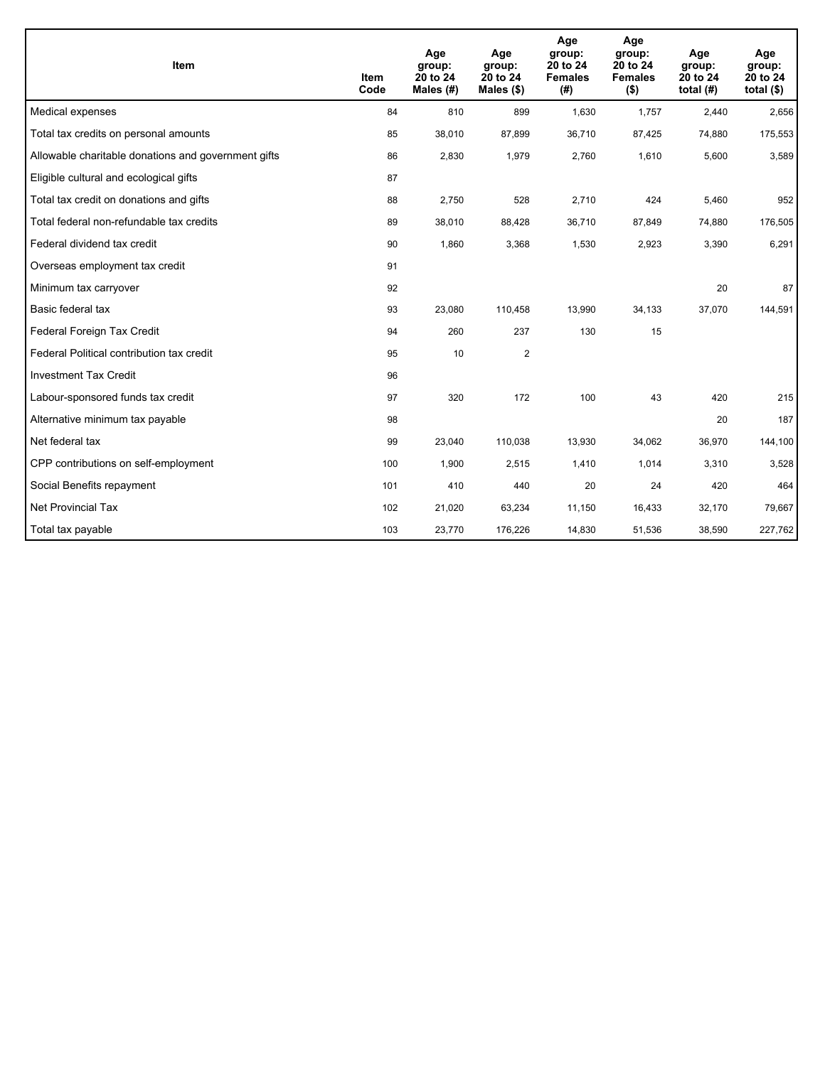| Item | Item Code | Age group: 20 to 24 Males (#) | Age group: 20 to 24 Males ($) | Age group: 20 to 24 Females (#) | Age group: 20 to 24 Females ($) | Age group: 20 to 24 total (#) | Age group: 20 to 24 total ($) |
|---|---|---|---|---|---|---|---|
| Medical expenses | 84 | 810 | 899 | 1,630 | 1,757 | 2,440 | 2,656 |
| Total tax credits on personal amounts | 85 | 38,010 | 87,899 | 36,710 | 87,425 | 74,880 | 175,553 |
| Allowable charitable donations and government gifts | 86 | 2,830 | 1,979 | 2,760 | 1,610 | 5,600 | 3,589 |
| Eligible cultural and ecological gifts | 87 | | | | | | |
| Total tax credit on donations and gifts | 88 | 2,750 | 528 | 2,710 | 424 | 5,460 | 952 |
| Total federal non-refundable tax credits | 89 | 38,010 | 88,428 | 36,710 | 87,849 | 74,880 | 176,505 |
| Federal dividend tax credit | 90 | 1,860 | 3,368 | 1,530 | 2,923 | 3,390 | 6,291 |
| Overseas employment tax credit | 91 | | | | | | |
| Minimum tax carryover | 92 | | | | | 20 | 87 |
| Basic federal tax | 93 | 23,080 | 110,458 | 13,990 | 34,133 | 37,070 | 144,591 |
| Federal Foreign Tax Credit | 94 | 260 | 237 | 130 | 15 | | |
| Federal Political contribution tax credit | 95 | 10 | 2 | | | | |
| Investment Tax Credit | 96 | | | | | | |
| Labour-sponsored funds tax credit | 97 | 320 | 172 | 100 | 43 | 420 | 215 |
| Alternative minimum tax payable | 98 | | | | | 20 | 187 |
| Net federal tax | 99 | 23,040 | 110,038 | 13,930 | 34,062 | 36,970 | 144,100 |
| CPP contributions on self-employment | 100 | 1,900 | 2,515 | 1,410 | 1,014 | 3,310 | 3,528 |
| Social Benefits repayment | 101 | 410 | 440 | 20 | 24 | 420 | 464 |
| Net Provincial Tax | 102 | 21,020 | 63,234 | 11,150 | 16,433 | 32,170 | 79,667 |
| Total tax payable | 103 | 23,770 | 176,226 | 14,830 | 51,536 | 38,590 | 227,762 |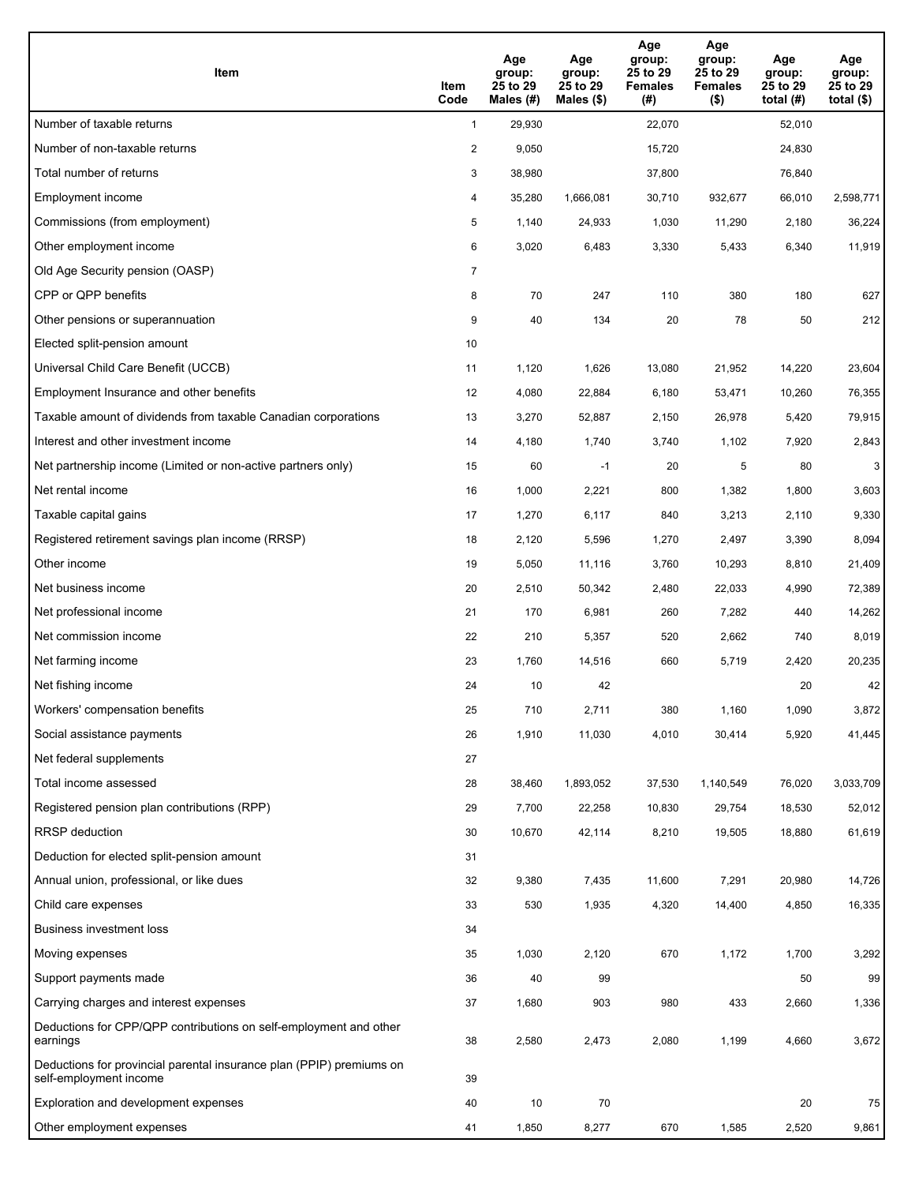| Item | Item Code | Age group: 25 to 29 Males (#) | Age group: 25 to 29 Males ($) | Age group: 25 to 29 Females (#) | Age group: 25 to 29 Females ($) | Age group: 25 to 29 total (#) | Age group: 25 to 29 total ($) |
|---|---|---|---|---|---|---|---|
| Number of taxable returns | 1 | 29,930 | | 22,070 | | 52,010 | |
| Number of non-taxable returns | 2 | 9,050 | | 15,720 | | 24,830 | |
| Total number of returns | 3 | 38,980 | | 37,800 | | 76,840 | |
| Employment income | 4 | 35,280 | 1,666,081 | 30,710 | 932,677 | 66,010 | 2,598,771 |
| Commissions (from employment) | 5 | 1,140 | 24,933 | 1,030 | 11,290 | 2,180 | 36,224 |
| Other employment income | 6 | 3,020 | 6,483 | 3,330 | 5,433 | 6,340 | 11,919 |
| Old Age Security pension (OASP) | 7 | | | | | | |
| CPP or QPP benefits | 8 | 70 | 247 | 110 | 380 | 180 | 627 |
| Other pensions or superannuation | 9 | 40 | 134 | 20 | 78 | 50 | 212 |
| Elected split-pension amount | 10 | | | | | | |
| Universal Child Care Benefit (UCCB) | 11 | 1,120 | 1,626 | 13,080 | 21,952 | 14,220 | 23,604 |
| Employment Insurance and other benefits | 12 | 4,080 | 22,884 | 6,180 | 53,471 | 10,260 | 76,355 |
| Taxable amount of dividends from taxable Canadian corporations | 13 | 3,270 | 52,887 | 2,150 | 26,978 | 5,420 | 79,915 |
| Interest and other investment income | 14 | 4,180 | 1,740 | 3,740 | 1,102 | 7,920 | 2,843 |
| Net partnership income (Limited or non-active partners only) | 15 | 60 | -1 | 20 | 5 | 80 | 3 |
| Net rental income | 16 | 1,000 | 2,221 | 800 | 1,382 | 1,800 | 3,603 |
| Taxable capital gains | 17 | 1,270 | 6,117 | 840 | 3,213 | 2,110 | 9,330 |
| Registered retirement savings plan income (RRSP) | 18 | 2,120 | 5,596 | 1,270 | 2,497 | 3,390 | 8,094 |
| Other income | 19 | 5,050 | 11,116 | 3,760 | 10,293 | 8,810 | 21,409 |
| Net business income | 20 | 2,510 | 50,342 | 2,480 | 22,033 | 4,990 | 72,389 |
| Net professional income | 21 | 170 | 6,981 | 260 | 7,282 | 440 | 14,262 |
| Net commission income | 22 | 210 | 5,357 | 520 | 2,662 | 740 | 8,019 |
| Net farming income | 23 | 1,760 | 14,516 | 660 | 5,719 | 2,420 | 20,235 |
| Net fishing income | 24 | 10 | 42 | | | 20 | 42 |
| Workers' compensation benefits | 25 | 710 | 2,711 | 380 | 1,160 | 1,090 | 3,872 |
| Social assistance payments | 26 | 1,910 | 11,030 | 4,010 | 30,414 | 5,920 | 41,445 |
| Net federal supplements | 27 | | | | | | |
| Total income assessed | 28 | 38,460 | 1,893,052 | 37,530 | 1,140,549 | 76,020 | 3,033,709 |
| Registered pension plan contributions (RPP) | 29 | 7,700 | 22,258 | 10,830 | 29,754 | 18,530 | 52,012 |
| RRSP deduction | 30 | 10,670 | 42,114 | 8,210 | 19,505 | 18,880 | 61,619 |
| Deduction for elected split-pension amount | 31 | | | | | | |
| Annual union, professional, or like dues | 32 | 9,380 | 7,435 | 11,600 | 7,291 | 20,980 | 14,726 |
| Child care expenses | 33 | 530 | 1,935 | 4,320 | 14,400 | 4,850 | 16,335 |
| Business investment loss | 34 | | | | | | |
| Moving expenses | 35 | 1,030 | 2,120 | 670 | 1,172 | 1,700 | 3,292 |
| Support payments made | 36 | 40 | 99 | | | 50 | 99 |
| Carrying charges and interest expenses | 37 | 1,680 | 903 | 980 | 433 | 2,660 | 1,336 |
| Deductions for CPP/QPP contributions on self-employment and other earnings | 38 | 2,580 | 2,473 | 2,080 | 1,199 | 4,660 | 3,672 |
| Deductions for provincial parental insurance plan (PPIP) premiums on self-employment income | 39 | | | | | | |
| Exploration and development expenses | 40 | 10 | 70 | | | 20 | 75 |
| Other employment expenses | 41 | 1,850 | 8,277 | 670 | 1,585 | 2,520 | 9,861 |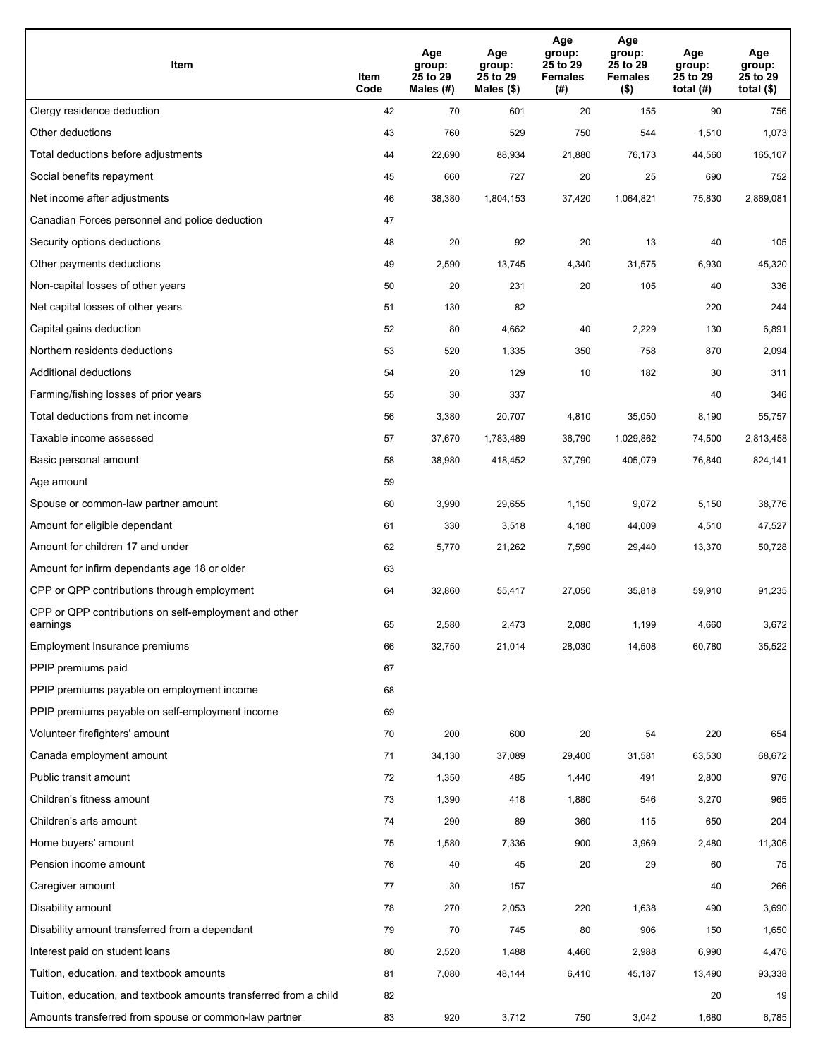| Item | Item Code | Age group: 25 to 29 Males (#) | Age group: 25 to 29 Males ($) | Age group: 25 to 29 Females (#) | Age group: 25 to 29 Females ($) | Age group: 25 to 29 total (#) | Age group: 25 to 29 total ($) |
|---|---|---|---|---|---|---|---|
| Clergy residence deduction | 42 | 70 | 601 | 20 | 155 | 90 | 756 |
| Other deductions | 43 | 760 | 529 | 750 | 544 | 1,510 | 1,073 |
| Total deductions before adjustments | 44 | 22,690 | 88,934 | 21,880 | 76,173 | 44,560 | 165,107 |
| Social benefits repayment | 45 | 660 | 727 | 20 | 25 | 690 | 752 |
| Net income after adjustments | 46 | 38,380 | 1,804,153 | 37,420 | 1,064,821 | 75,830 | 2,869,081 |
| Canadian Forces personnel and police deduction | 47 | | | | | | |
| Security options deductions | 48 | 20 | 92 | 20 | 13 | 40 | 105 |
| Other payments deductions | 49 | 2,590 | 13,745 | 4,340 | 31,575 | 6,930 | 45,320 |
| Non-capital losses of other years | 50 | 20 | 231 | 20 | 105 | 40 | 336 |
| Net capital losses of other years | 51 | 130 | 82 | | | 220 | 244 |
| Capital gains deduction | 52 | 80 | 4,662 | 40 | 2,229 | 130 | 6,891 |
| Northern residents deductions | 53 | 520 | 1,335 | 350 | 758 | 870 | 2,094 |
| Additional deductions | 54 | 20 | 129 | 10 | 182 | 30 | 311 |
| Farming/fishing losses of prior years | 55 | 30 | 337 | | | 40 | 346 |
| Total deductions from net income | 56 | 3,380 | 20,707 | 4,810 | 35,050 | 8,190 | 55,757 |
| Taxable income assessed | 57 | 37,670 | 1,783,489 | 36,790 | 1,029,862 | 74,500 | 2,813,458 |
| Basic personal amount | 58 | 38,980 | 418,452 | 37,790 | 405,079 | 76,840 | 824,141 |
| Age amount | 59 | | | | | | |
| Spouse or common-law partner amount | 60 | 3,990 | 29,655 | 1,150 | 9,072 | 5,150 | 38,776 |
| Amount for eligible dependant | 61 | 330 | 3,518 | 4,180 | 44,009 | 4,510 | 47,527 |
| Amount for children 17 and under | 62 | 5,770 | 21,262 | 7,590 | 29,440 | 13,370 | 50,728 |
| Amount for infirm dependants age 18 or older | 63 | | | | | | |
| CPP or QPP contributions through employment | 64 | 32,860 | 55,417 | 27,050 | 35,818 | 59,910 | 91,235 |
| CPP or QPP contributions on self-employment and other earnings | 65 | 2,580 | 2,473 | 2,080 | 1,199 | 4,660 | 3,672 |
| Employment Insurance premiums | 66 | 32,750 | 21,014 | 28,030 | 14,508 | 60,780 | 35,522 |
| PPIP premiums paid | 67 | | | | | | |
| PPIP premiums payable on employment income | 68 | | | | | | |
| PPIP premiums payable on self-employment income | 69 | | | | | | |
| Volunteer firefighters' amount | 70 | 200 | 600 | 20 | 54 | 220 | 654 |
| Canada employment amount | 71 | 34,130 | 37,089 | 29,400 | 31,581 | 63,530 | 68,672 |
| Public transit amount | 72 | 1,350 | 485 | 1,440 | 491 | 2,800 | 976 |
| Children's fitness amount | 73 | 1,390 | 418 | 1,880 | 546 | 3,270 | 965 |
| Children's arts amount | 74 | 290 | 89 | 360 | 115 | 650 | 204 |
| Home buyers' amount | 75 | 1,580 | 7,336 | 900 | 3,969 | 2,480 | 11,306 |
| Pension income amount | 76 | 40 | 45 | 20 | 29 | 60 | 75 |
| Caregiver amount | 77 | 30 | 157 | | | 40 | 266 |
| Disability amount | 78 | 270 | 2,053 | 220 | 1,638 | 490 | 3,690 |
| Disability amount transferred from a dependant | 79 | 70 | 745 | 80 | 906 | 150 | 1,650 |
| Interest paid on student loans | 80 | 2,520 | 1,488 | 4,460 | 2,988 | 6,990 | 4,476 |
| Tuition, education, and textbook amounts | 81 | 7,080 | 48,144 | 6,410 | 45,187 | 13,490 | 93,338 |
| Tuition, education, and textbook amounts transferred from a child | 82 | | | | | 20 | 19 |
| Amounts transferred from spouse or common-law partner | 83 | 920 | 3,712 | 750 | 3,042 | 1,680 | 6,785 |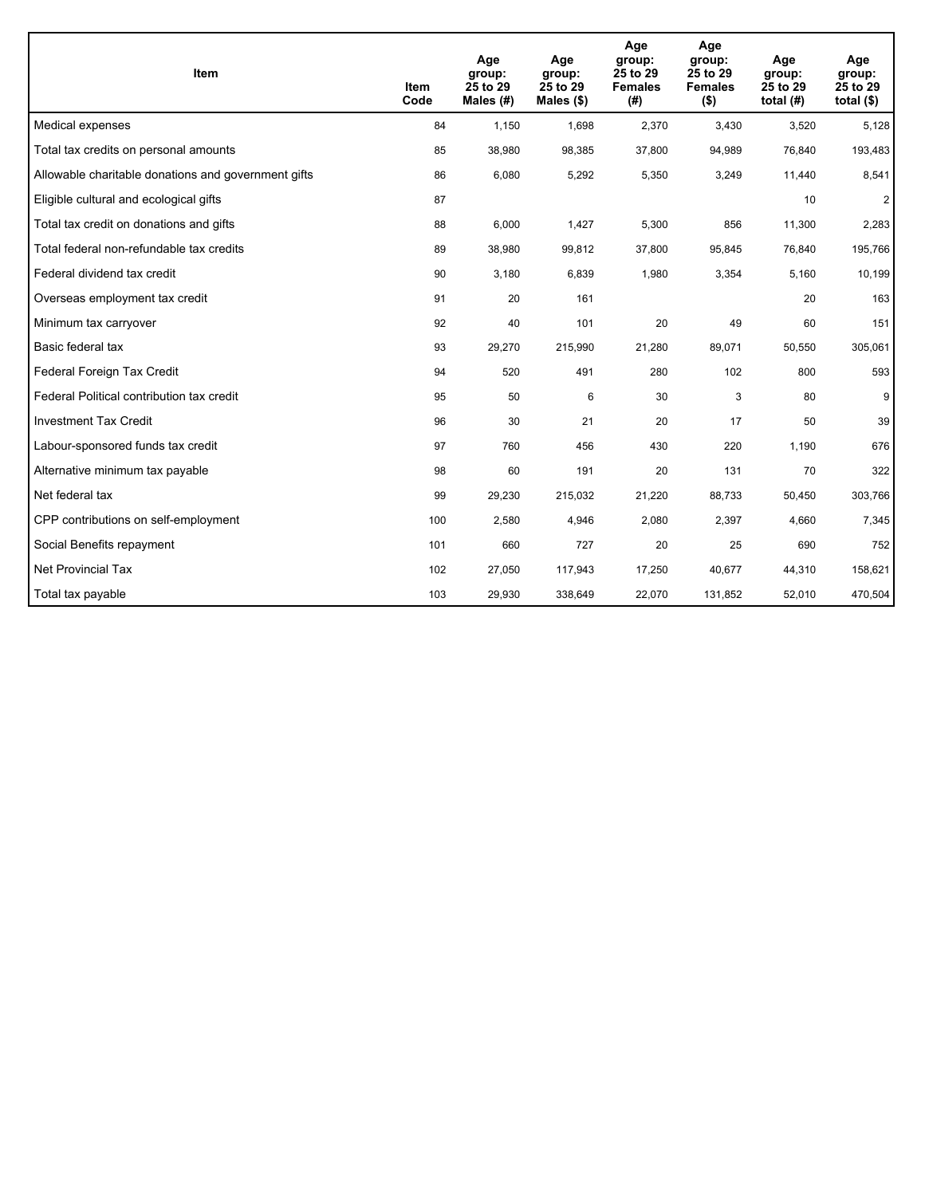| Item | Item Code | Age group: 25 to 29 Males (#) | Age group: 25 to 29 Males ($) | Age group: 25 to 29 Females (#) | Age group: 25 to 29 Females ($) | Age group: 25 to 29 total (#) | Age group: 25 to 29 total ($) |
|---|---|---|---|---|---|---|---|
| Medical expenses | 84 | 1,150 | 1,698 | 2,370 | 3,430 | 3,520 | 5,128 |
| Total tax credits on personal amounts | 85 | 38,980 | 98,385 | 37,800 | 94,989 | 76,840 | 193,483 |
| Allowable charitable donations and government gifts | 86 | 6,080 | 5,292 | 5,350 | 3,249 | 11,440 | 8,541 |
| Eligible cultural and ecological gifts | 87 | | | | | 10 | 2 |
| Total tax credit on donations and gifts | 88 | 6,000 | 1,427 | 5,300 | 856 | 11,300 | 2,283 |
| Total federal non-refundable tax credits | 89 | 38,980 | 99,812 | 37,800 | 95,845 | 76,840 | 195,766 |
| Federal dividend tax credit | 90 | 3,180 | 6,839 | 1,980 | 3,354 | 5,160 | 10,199 |
| Overseas employment tax credit | 91 | 20 | 161 | | | 20 | 163 |
| Minimum tax carryover | 92 | 40 | 101 | 20 | 49 | 60 | 151 |
| Basic federal tax | 93 | 29,270 | 215,990 | 21,280 | 89,071 | 50,550 | 305,061 |
| Federal Foreign Tax Credit | 94 | 520 | 491 | 280 | 102 | 800 | 593 |
| Federal Political contribution tax credit | 95 | 50 | 6 | 30 | 3 | 80 | 9 |
| Investment Tax Credit | 96 | 30 | 21 | 20 | 17 | 50 | 39 |
| Labour-sponsored funds tax credit | 97 | 760 | 456 | 430 | 220 | 1,190 | 676 |
| Alternative minimum tax payable | 98 | 60 | 191 | 20 | 131 | 70 | 322 |
| Net federal tax | 99 | 29,230 | 215,032 | 21,220 | 88,733 | 50,450 | 303,766 |
| CPP contributions on self-employment | 100 | 2,580 | 4,946 | 2,080 | 2,397 | 4,660 | 7,345 |
| Social Benefits repayment | 101 | 660 | 727 | 20 | 25 | 690 | 752 |
| Net Provincial Tax | 102 | 27,050 | 117,943 | 17,250 | 40,677 | 44,310 | 158,621 |
| Total tax payable | 103 | 29,930 | 338,649 | 22,070 | 131,852 | 52,010 | 470,504 |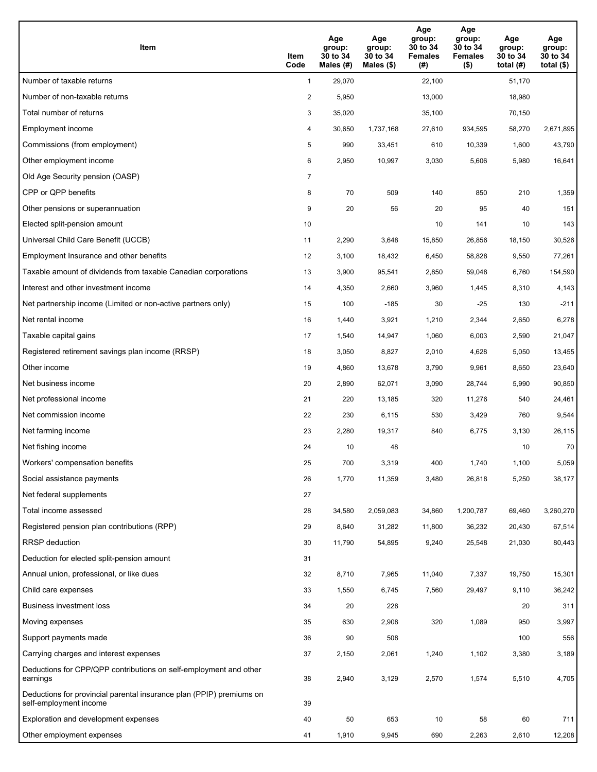| Item | Item Code | Age group: 30 to 34 Males (#) | Age group: 30 to 34 Males ($) | Age group: 30 to 34 Females (#) | Age group: 30 to 34 Females ($) | Age group: 30 to 34 total (#) | Age group: 30 to 34 total ($) |
|---|---|---|---|---|---|---|---|
| Number of taxable returns | 1 | 29,070 | | 22,100 | | 51,170 | |
| Number of non-taxable returns | 2 | 5,950 | | 13,000 | | 18,980 | |
| Total number of returns | 3 | 35,020 | | 35,100 | | 70,150 | |
| Employment income | 4 | 30,650 | 1,737,168 | 27,610 | 934,595 | 58,270 | 2,671,895 |
| Commissions (from employment) | 5 | 990 | 33,451 | 610 | 10,339 | 1,600 | 43,790 |
| Other employment income | 6 | 2,950 | 10,997 | 3,030 | 5,606 | 5,980 | 16,641 |
| Old Age Security pension (OASP) | 7 | | | | | | |
| CPP or QPP benefits | 8 | 70 | 509 | 140 | 850 | 210 | 1,359 |
| Other pensions or superannuation | 9 | 20 | 56 | 20 | 95 | 40 | 151 |
| Elected split-pension amount | 10 | | | 10 | 141 | 10 | 143 |
| Universal Child Care Benefit (UCCB) | 11 | 2,290 | 3,648 | 15,850 | 26,856 | 18,150 | 30,526 |
| Employment Insurance and other benefits | 12 | 3,100 | 18,432 | 6,450 | 58,828 | 9,550 | 77,261 |
| Taxable amount of dividends from taxable Canadian corporations | 13 | 3,900 | 95,541 | 2,850 | 59,048 | 6,760 | 154,590 |
| Interest and other investment income | 14 | 4,350 | 2,660 | 3,960 | 1,445 | 8,310 | 4,143 |
| Net partnership income (Limited or non-active partners only) | 15 | 100 | -185 | 30 | -25 | 130 | -211 |
| Net rental income | 16 | 1,440 | 3,921 | 1,210 | 2,344 | 2,650 | 6,278 |
| Taxable capital gains | 17 | 1,540 | 14,947 | 1,060 | 6,003 | 2,590 | 21,047 |
| Registered retirement savings plan income (RRSP) | 18 | 3,050 | 8,827 | 2,010 | 4,628 | 5,050 | 13,455 |
| Other income | 19 | 4,860 | 13,678 | 3,790 | 9,961 | 8,650 | 23,640 |
| Net business income | 20 | 2,890 | 62,071 | 3,090 | 28,744 | 5,990 | 90,850 |
| Net professional income | 21 | 220 | 13,185 | 320 | 11,276 | 540 | 24,461 |
| Net commission income | 22 | 230 | 6,115 | 530 | 3,429 | 760 | 9,544 |
| Net farming income | 23 | 2,280 | 19,317 | 840 | 6,775 | 3,130 | 26,115 |
| Net fishing income | 24 | 10 | 48 | | | 10 | 70 |
| Workers' compensation benefits | 25 | 700 | 3,319 | 400 | 1,740 | 1,100 | 5,059 |
| Social assistance payments | 26 | 1,770 | 11,359 | 3,480 | 26,818 | 5,250 | 38,177 |
| Net federal supplements | 27 | | | | | | |
| Total income assessed | 28 | 34,580 | 2,059,083 | 34,860 | 1,200,787 | 69,460 | 3,260,270 |
| Registered pension plan contributions (RPP) | 29 | 8,640 | 31,282 | 11,800 | 36,232 | 20,430 | 67,514 |
| RRSP deduction | 30 | 11,790 | 54,895 | 9,240 | 25,548 | 21,030 | 80,443 |
| Deduction for elected split-pension amount | 31 | | | | | | |
| Annual union, professional, or like dues | 32 | 8,710 | 7,965 | 11,040 | 7,337 | 19,750 | 15,301 |
| Child care expenses | 33 | 1,550 | 6,745 | 7,560 | 29,497 | 9,110 | 36,242 |
| Business investment loss | 34 | 20 | 228 | | | 20 | 311 |
| Moving expenses | 35 | 630 | 2,908 | 320 | 1,089 | 950 | 3,997 |
| Support payments made | 36 | 90 | 508 | | | 100 | 556 |
| Carrying charges and interest expenses | 37 | 2,150 | 2,061 | 1,240 | 1,102 | 3,380 | 3,189 |
| Deductions for CPP/QPP contributions on self-employment and other earnings | 38 | 2,940 | 3,129 | 2,570 | 1,574 | 5,510 | 4,705 |
| Deductions for provincial parental insurance plan (PPIP) premiums on self-employment income | 39 | | | | | | |
| Exploration and development expenses | 40 | 50 | 653 | 10 | 58 | 60 | 711 |
| Other employment expenses | 41 | 1,910 | 9,945 | 690 | 2,263 | 2,610 | 12,208 |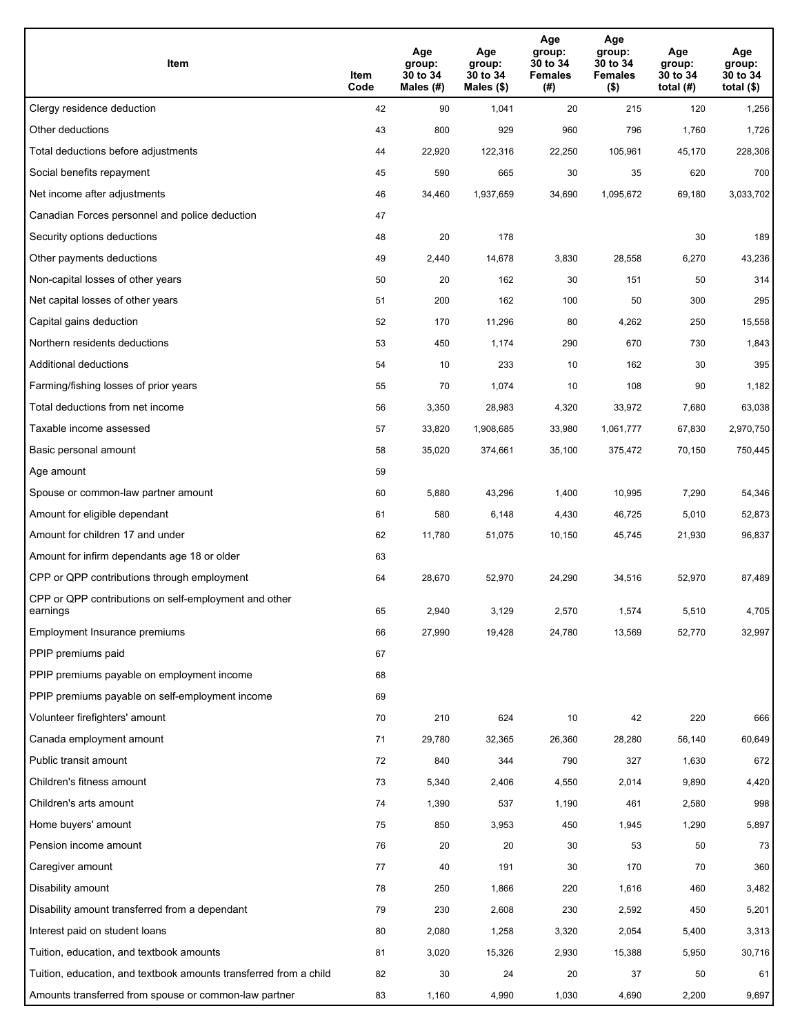| Item | Item Code | Age group: 30 to 34 Males (#) | Age group: 30 to 34 Males ($) | Age group: 30 to 34 Females (#) | Age group: 30 to 34 Females ($) | Age group: 30 to 34 total (#) | Age group: 30 to 34 total ($) |
|---|---|---|---|---|---|---|---|
| Clergy residence deduction | 42 | 90 | 1,041 | 20 | 215 | 120 | 1,256 |
| Other deductions | 43 | 800 | 929 | 960 | 796 | 1,760 | 1,726 |
| Total deductions before adjustments | 44 | 22,920 | 122,316 | 22,250 | 105,961 | 45,170 | 228,306 |
| Social benefits repayment | 45 | 590 | 665 | 30 | 35 | 620 | 700 |
| Net income after adjustments | 46 | 34,460 | 1,937,659 | 34,690 | 1,095,672 | 69,180 | 3,033,702 |
| Canadian Forces personnel and police deduction | 47 | | | | | | |
| Security options deductions | 48 | 20 | 178 | | | 30 | 189 |
| Other payments deductions | 49 | 2,440 | 14,678 | 3,830 | 28,558 | 6,270 | 43,236 |
| Non-capital losses of other years | 50 | 20 | 162 | 30 | 151 | 50 | 314 |
| Net capital losses of other years | 51 | 200 | 162 | 100 | 50 | 300 | 295 |
| Capital gains deduction | 52 | 170 | 11,296 | 80 | 4,262 | 250 | 15,558 |
| Northern residents deductions | 53 | 450 | 1,174 | 290 | 670 | 730 | 1,843 |
| Additional deductions | 54 | 10 | 233 | 10 | 162 | 30 | 395 |
| Farming/fishing losses of prior years | 55 | 70 | 1,074 | 10 | 108 | 90 | 1,182 |
| Total deductions from net income | 56 | 3,350 | 28,983 | 4,320 | 33,972 | 7,680 | 63,038 |
| Taxable income assessed | 57 | 33,820 | 1,908,685 | 33,980 | 1,061,777 | 67,830 | 2,970,750 |
| Basic personal amount | 58 | 35,020 | 374,661 | 35,100 | 375,472 | 70,150 | 750,445 |
| Age amount | 59 | | | | | | |
| Spouse or common-law partner amount | 60 | 5,880 | 43,296 | 1,400 | 10,995 | 7,290 | 54,346 |
| Amount for eligible dependant | 61 | 580 | 6,148 | 4,430 | 46,725 | 5,010 | 52,873 |
| Amount for children 17 and under | 62 | 11,780 | 51,075 | 10,150 | 45,745 | 21,930 | 96,837 |
| Amount for infirm dependants age 18 or older | 63 | | | | | | |
| CPP or QPP contributions through employment | 64 | 28,670 | 52,970 | 24,290 | 34,516 | 52,970 | 87,489 |
| CPP or QPP contributions on self-employment and other earnings | 65 | 2,940 | 3,129 | 2,570 | 1,574 | 5,510 | 4,705 |
| Employment Insurance premiums | 66 | 27,990 | 19,428 | 24,780 | 13,569 | 52,770 | 32,997 |
| PPIP premiums paid | 67 | | | | | | |
| PPIP premiums payable on employment income | 68 | | | | | | |
| PPIP premiums payable on self-employment income | 69 | | | | | | |
| Volunteer firefighters' amount | 70 | 210 | 624 | 10 | 42 | 220 | 666 |
| Canada employment amount | 71 | 29,780 | 32,365 | 26,360 | 28,280 | 56,140 | 60,649 |
| Public transit amount | 72 | 840 | 344 | 790 | 327 | 1,630 | 672 |
| Children's fitness amount | 73 | 5,340 | 2,406 | 4,550 | 2,014 | 9,890 | 4,420 |
| Children's arts amount | 74 | 1,390 | 537 | 1,190 | 461 | 2,580 | 998 |
| Home buyers' amount | 75 | 850 | 3,953 | 450 | 1,945 | 1,290 | 5,897 |
| Pension income amount | 76 | 20 | 20 | 30 | 53 | 50 | 73 |
| Caregiver amount | 77 | 40 | 191 | 30 | 170 | 70 | 360 |
| Disability amount | 78 | 250 | 1,866 | 220 | 1,616 | 460 | 3,482 |
| Disability amount transferred from a dependant | 79 | 230 | 2,608 | 230 | 2,592 | 450 | 5,201 |
| Interest paid on student loans | 80 | 2,080 | 1,258 | 3,320 | 2,054 | 5,400 | 3,313 |
| Tuition, education, and textbook amounts | 81 | 3,020 | 15,326 | 2,930 | 15,388 | 5,950 | 30,716 |
| Tuition, education, and textbook amounts transferred from a child | 82 | 30 | 24 | 20 | 37 | 50 | 61 |
| Amounts transferred from spouse or common-law partner | 83 | 1,160 | 4,990 | 1,030 | 4,690 | 2,200 | 9,697 |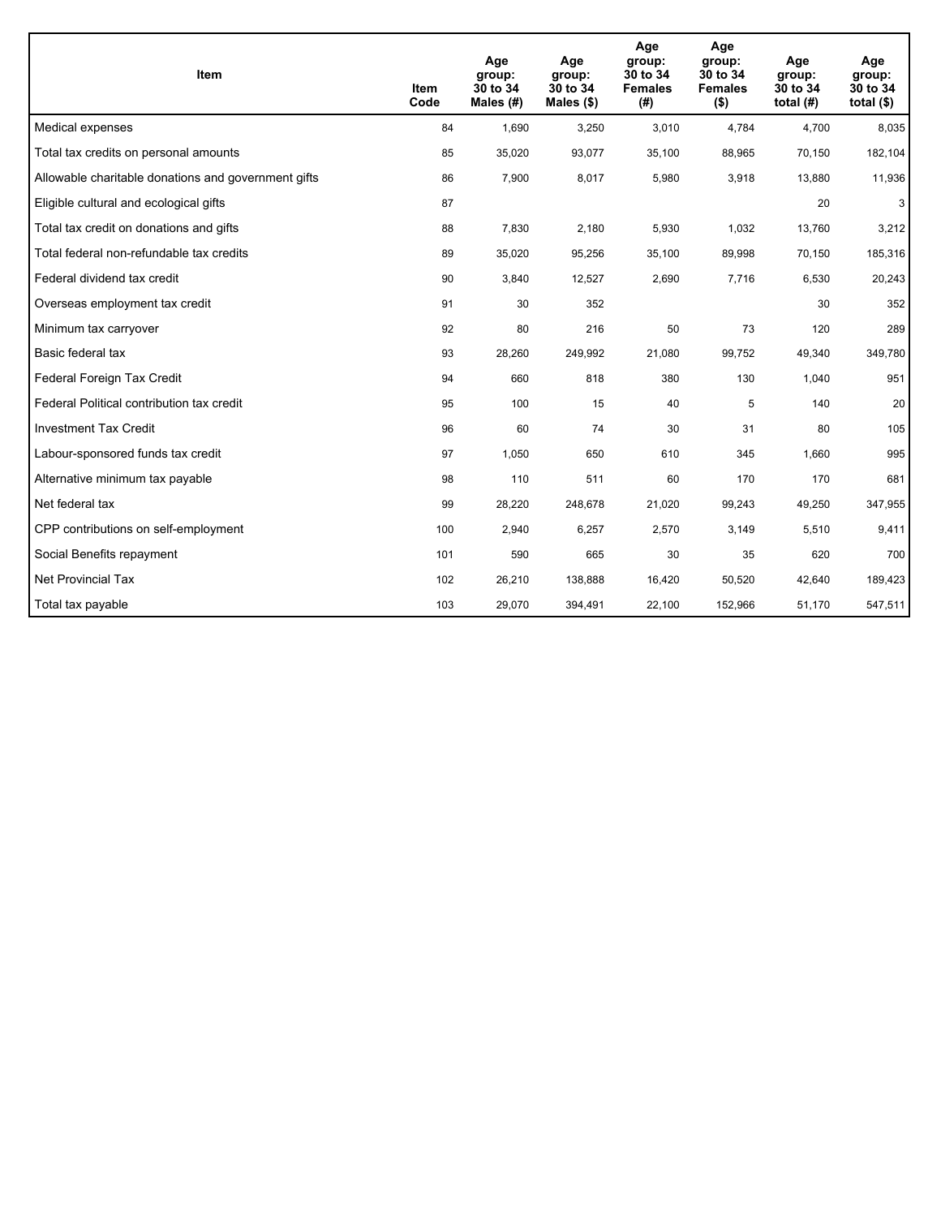| Item | Item Code | Age group: 30 to 34 Males (#) | Age group: 30 to 34 Males ($) | Age group: 30 to 34 Females (#) | Age group: 30 to 34 Females ($) | Age group: 30 to 34 total (#) | Age group: 30 to 34 total ($) |
|---|---|---|---|---|---|---|---|
| Medical expenses | 84 | 1,690 | 3,250 | 3,010 | 4,784 | 4,700 | 8,035 |
| Total tax credits on personal amounts | 85 | 35,020 | 93,077 | 35,100 | 88,965 | 70,150 | 182,104 |
| Allowable charitable donations and government gifts | 86 | 7,900 | 8,017 | 5,980 | 3,918 | 13,880 | 11,936 |
| Eligible cultural and ecological gifts | 87 | | | | | 20 | 3 |
| Total tax credit on donations and gifts | 88 | 7,830 | 2,180 | 5,930 | 1,032 | 13,760 | 3,212 |
| Total federal non-refundable tax credits | 89 | 35,020 | 95,256 | 35,100 | 89,998 | 70,150 | 185,316 |
| Federal dividend tax credit | 90 | 3,840 | 12,527 | 2,690 | 7,716 | 6,530 | 20,243 |
| Overseas employment tax credit | 91 | 30 | 352 | | | 30 | 352 |
| Minimum tax carryover | 92 | 80 | 216 | 50 | 73 | 120 | 289 |
| Basic federal tax | 93 | 28,260 | 249,992 | 21,080 | 99,752 | 49,340 | 349,780 |
| Federal Foreign Tax Credit | 94 | 660 | 818 | 380 | 130 | 1,040 | 951 |
| Federal Political contribution tax credit | 95 | 100 | 15 | 40 | 5 | 140 | 20 |
| Investment Tax Credit | 96 | 60 | 74 | 30 | 31 | 80 | 105 |
| Labour-sponsored funds tax credit | 97 | 1,050 | 650 | 610 | 345 | 1,660 | 995 |
| Alternative minimum tax payable | 98 | 110 | 511 | 60 | 170 | 170 | 681 |
| Net federal tax | 99 | 28,220 | 248,678 | 21,020 | 99,243 | 49,250 | 347,955 |
| CPP contributions on self-employment | 100 | 2,940 | 6,257 | 2,570 | 3,149 | 5,510 | 9,411 |
| Social Benefits repayment | 101 | 590 | 665 | 30 | 35 | 620 | 700 |
| Net Provincial Tax | 102 | 26,210 | 138,888 | 16,420 | 50,520 | 42,640 | 189,423 |
| Total tax payable | 103 | 29,070 | 394,491 | 22,100 | 152,966 | 51,170 | 547,511 |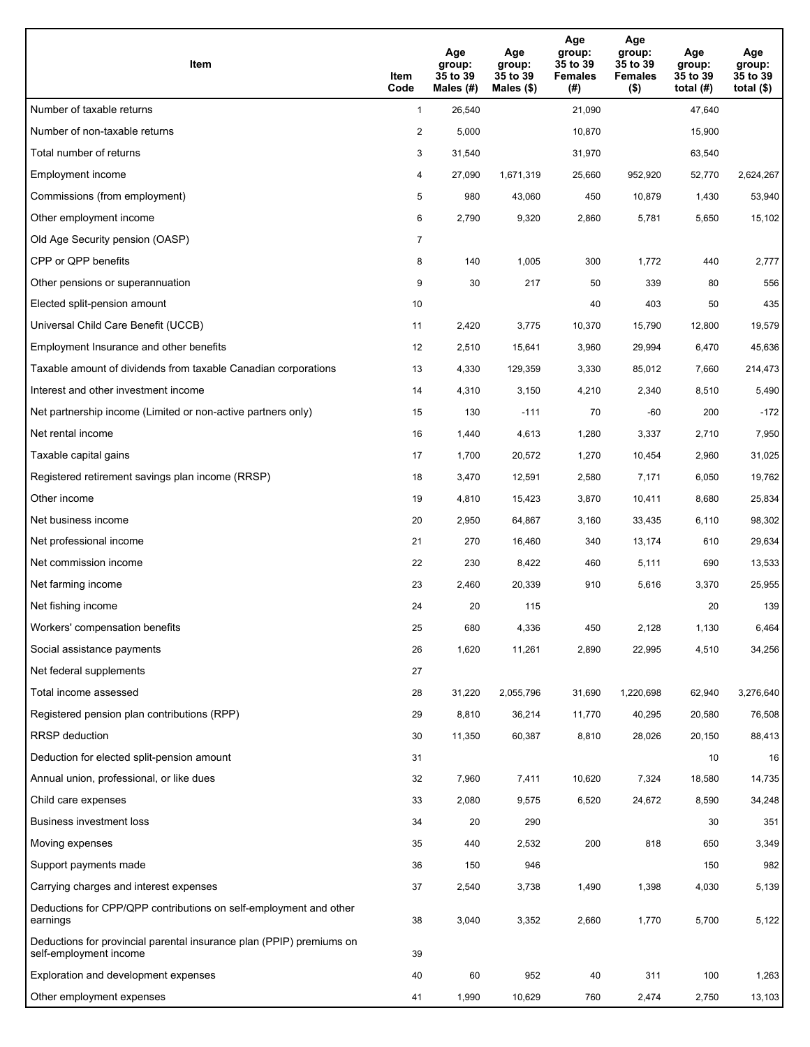| Item | Item Code | Age group: 35 to 39 Males (#) | Age group: 35 to 39 Males ($) | Age group: 35 to 39 Females (#) | Age group: 35 to 39 Females ($) | Age group: 35 to 39 total (#) | Age group: 35 to 39 total ($) |
|---|---|---|---|---|---|---|---|
| Number of taxable returns | 1 | 26,540 | | 21,090 | | 47,640 | |
| Number of non-taxable returns | 2 | 5,000 | | 10,870 | | 15,900 | |
| Total number of returns | 3 | 31,540 | | 31,970 | | 63,540 | |
| Employment income | 4 | 27,090 | 1,671,319 | 25,660 | 952,920 | 52,770 | 2,624,267 |
| Commissions (from employment) | 5 | 980 | 43,060 | 450 | 10,879 | 1,430 | 53,940 |
| Other employment income | 6 | 2,790 | 9,320 | 2,860 | 5,781 | 5,650 | 15,102 |
| Old Age Security pension (OASP) | 7 | | | | | | |
| CPP or QPP benefits | 8 | 140 | 1,005 | 300 | 1,772 | 440 | 2,777 |
| Other pensions or superannuation | 9 | 30 | 217 | 50 | 339 | 80 | 556 |
| Elected split-pension amount | 10 | | | 40 | 403 | 50 | 435 |
| Universal Child Care Benefit (UCCB) | 11 | 2,420 | 3,775 | 10,370 | 15,790 | 12,800 | 19,579 |
| Employment Insurance and other benefits | 12 | 2,510 | 15,641 | 3,960 | 29,994 | 6,470 | 45,636 |
| Taxable amount of dividends from taxable Canadian corporations | 13 | 4,330 | 129,359 | 3,330 | 85,012 | 7,660 | 214,473 |
| Interest and other investment income | 14 | 4,310 | 3,150 | 4,210 | 2,340 | 8,510 | 5,490 |
| Net partnership income (Limited or non-active partners only) | 15 | 130 | -111 | 70 | -60 | 200 | -172 |
| Net rental income | 16 | 1,440 | 4,613 | 1,280 | 3,337 | 2,710 | 7,950 |
| Taxable capital gains | 17 | 1,700 | 20,572 | 1,270 | 10,454 | 2,960 | 31,025 |
| Registered retirement savings plan income (RRSP) | 18 | 3,470 | 12,591 | 2,580 | 7,171 | 6,050 | 19,762 |
| Other income | 19 | 4,810 | 15,423 | 3,870 | 10,411 | 8,680 | 25,834 |
| Net business income | 20 | 2,950 | 64,867 | 3,160 | 33,435 | 6,110 | 98,302 |
| Net professional income | 21 | 270 | 16,460 | 340 | 13,174 | 610 | 29,634 |
| Net commission income | 22 | 230 | 8,422 | 460 | 5,111 | 690 | 13,533 |
| Net farming income | 23 | 2,460 | 20,339 | 910 | 5,616 | 3,370 | 25,955 |
| Net fishing income | 24 | 20 | 115 | | | 20 | 139 |
| Workers' compensation benefits | 25 | 680 | 4,336 | 450 | 2,128 | 1,130 | 6,464 |
| Social assistance payments | 26 | 1,620 | 11,261 | 2,890 | 22,995 | 4,510 | 34,256 |
| Net federal supplements | 27 | | | | | | |
| Total income assessed | 28 | 31,220 | 2,055,796 | 31,690 | 1,220,698 | 62,940 | 3,276,640 |
| Registered pension plan contributions (RPP) | 29 | 8,810 | 36,214 | 11,770 | 40,295 | 20,580 | 76,508 |
| RRSP deduction | 30 | 11,350 | 60,387 | 8,810 | 28,026 | 20,150 | 88,413 |
| Deduction for elected split-pension amount | 31 | | | | | 10 | 16 |
| Annual union, professional, or like dues | 32 | 7,960 | 7,411 | 10,620 | 7,324 | 18,580 | 14,735 |
| Child care expenses | 33 | 2,080 | 9,575 | 6,520 | 24,672 | 8,590 | 34,248 |
| Business investment loss | 34 | 20 | 290 | | | 30 | 351 |
| Moving expenses | 35 | 440 | 2,532 | 200 | 818 | 650 | 3,349 |
| Support payments made | 36 | 150 | 946 | | | 150 | 982 |
| Carrying charges and interest expenses | 37 | 2,540 | 3,738 | 1,490 | 1,398 | 4,030 | 5,139 |
| Deductions for CPP/QPP contributions on self-employment and other earnings | 38 | 3,040 | 3,352 | 2,660 | 1,770 | 5,700 | 5,122 |
| Deductions for provincial parental insurance plan (PPIP) premiums on self-employment income | 39 | | | | | | |
| Exploration and development expenses | 40 | 60 | 952 | 40 | 311 | 100 | 1,263 |
| Other employment expenses | 41 | 1,990 | 10,629 | 760 | 2,474 | 2,750 | 13,103 |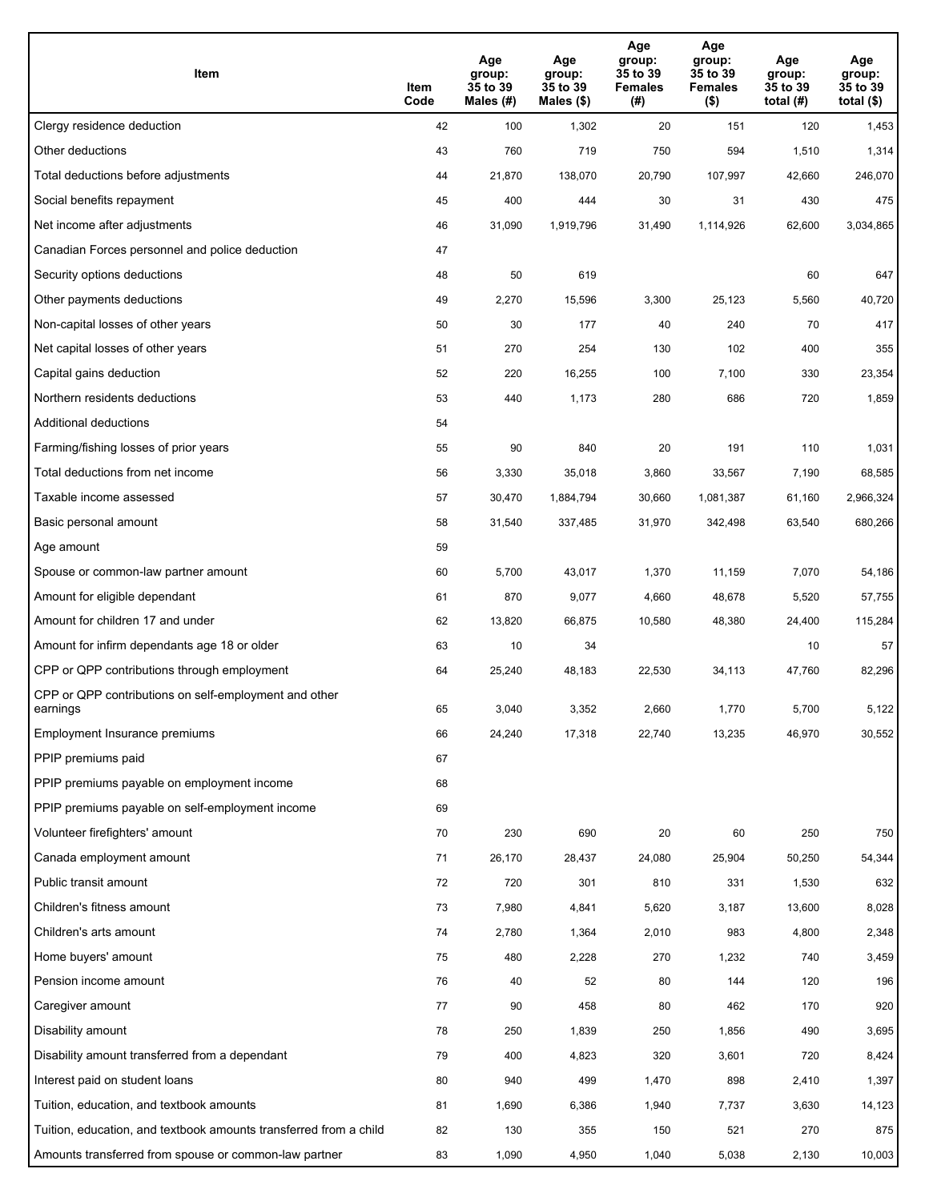| Item | Item Code | Age group: 35 to 39 Males (#) | Age group: 35 to 39 Males ($) | Age group: 35 to 39 Females (#) | Age group: 35 to 39 Females ($) | Age group: 35 to 39 total (#) | Age group: 35 to 39 total ($) |
|---|---|---|---|---|---|---|---|
| Clergy residence deduction | 42 | 100 | 1,302 | 20 | 151 | 120 | 1,453 |
| Other deductions | 43 | 760 | 719 | 750 | 594 | 1,510 | 1,314 |
| Total deductions before adjustments | 44 | 21,870 | 138,070 | 20,790 | 107,997 | 42,660 | 246,070 |
| Social benefits repayment | 45 | 400 | 444 | 30 | 31 | 430 | 475 |
| Net income after adjustments | 46 | 31,090 | 1,919,796 | 31,490 | 1,114,926 | 62,600 | 3,034,865 |
| Canadian Forces personnel and police deduction | 47 | | | | | | |
| Security options deductions | 48 | 50 | 619 | | | 60 | 647 |
| Other payments deductions | 49 | 2,270 | 15,596 | 3,300 | 25,123 | 5,560 | 40,720 |
| Non-capital losses of other years | 50 | 30 | 177 | 40 | 240 | 70 | 417 |
| Net capital losses of other years | 51 | 270 | 254 | 130 | 102 | 400 | 355 |
| Capital gains deduction | 52 | 220 | 16,255 | 100 | 7,100 | 330 | 23,354 |
| Northern residents deductions | 53 | 440 | 1,173 | 280 | 686 | 720 | 1,859 |
| Additional deductions | 54 | | | | | | |
| Farming/fishing losses of prior years | 55 | 90 | 840 | 20 | 191 | 110 | 1,031 |
| Total deductions from net income | 56 | 3,330 | 35,018 | 3,860 | 33,567 | 7,190 | 68,585 |
| Taxable income assessed | 57 | 30,470 | 1,884,794 | 30,660 | 1,081,387 | 61,160 | 2,966,324 |
| Basic personal amount | 58 | 31,540 | 337,485 | 31,970 | 342,498 | 63,540 | 680,266 |
| Age amount | 59 | | | | | | |
| Spouse or common-law partner amount | 60 | 5,700 | 43,017 | 1,370 | 11,159 | 7,070 | 54,186 |
| Amount for eligible dependant | 61 | 870 | 9,077 | 4,660 | 48,678 | 5,520 | 57,755 |
| Amount for children 17 and under | 62 | 13,820 | 66,875 | 10,580 | 48,380 | 24,400 | 115,284 |
| Amount for infirm dependants age 18 or older | 63 | 10 | 34 | | | 10 | 57 |
| CPP or QPP contributions through employment | 64 | 25,240 | 48,183 | 22,530 | 34,113 | 47,760 | 82,296 |
| CPP or QPP contributions on self-employment and other earnings | 65 | 3,040 | 3,352 | 2,660 | 1,770 | 5,700 | 5,122 |
| Employment Insurance premiums | 66 | 24,240 | 17,318 | 22,740 | 13,235 | 46,970 | 30,552 |
| PPIP premiums paid | 67 | | | | | | |
| PPIP premiums payable on employment income | 68 | | | | | | |
| PPIP premiums payable on self-employment income | 69 | | | | | | |
| Volunteer firefighters' amount | 70 | 230 | 690 | 20 | 60 | 250 | 750 |
| Canada employment amount | 71 | 26,170 | 28,437 | 24,080 | 25,904 | 50,250 | 54,344 |
| Public transit amount | 72 | 720 | 301 | 810 | 331 | 1,530 | 632 |
| Children's fitness amount | 73 | 7,980 | 4,841 | 5,620 | 3,187 | 13,600 | 8,028 |
| Children's arts amount | 74 | 2,780 | 1,364 | 2,010 | 983 | 4,800 | 2,348 |
| Home buyers' amount | 75 | 480 | 2,228 | 270 | 1,232 | 740 | 3,459 |
| Pension income amount | 76 | 40 | 52 | 80 | 144 | 120 | 196 |
| Caregiver amount | 77 | 90 | 458 | 80 | 462 | 170 | 920 |
| Disability amount | 78 | 250 | 1,839 | 250 | 1,856 | 490 | 3,695 |
| Disability amount transferred from a dependant | 79 | 400 | 4,823 | 320 | 3,601 | 720 | 8,424 |
| Interest paid on student loans | 80 | 940 | 499 | 1,470 | 898 | 2,410 | 1,397 |
| Tuition, education, and textbook amounts | 81 | 1,690 | 6,386 | 1,940 | 7,737 | 3,630 | 14,123 |
| Tuition, education, and textbook amounts transferred from a child | 82 | 130 | 355 | 150 | 521 | 270 | 875 |
| Amounts transferred from spouse or common-law partner | 83 | 1,090 | 4,950 | 1,040 | 5,038 | 2,130 | 10,003 |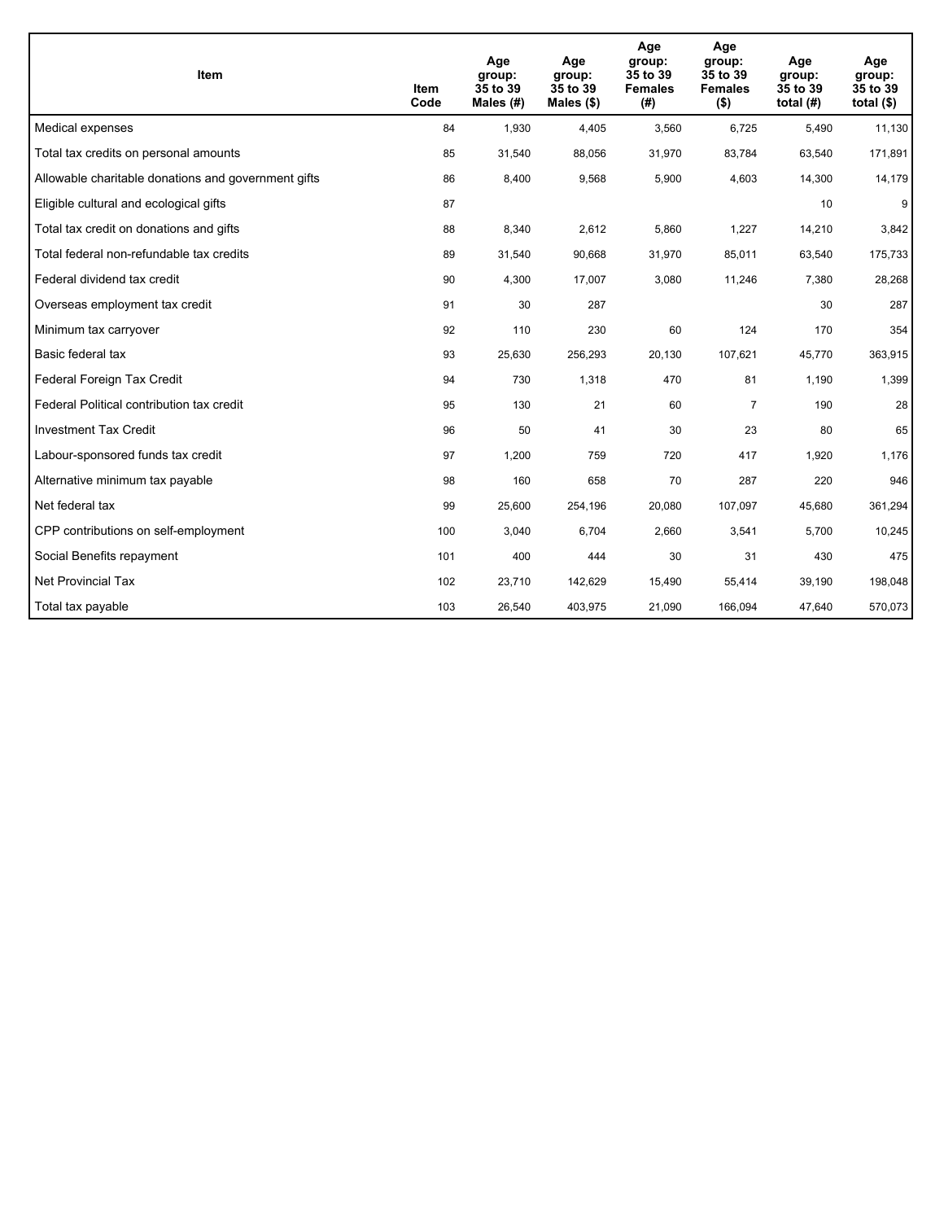| Item | Item Code | Age group: 35 to 39 Males (#) | Age group: 35 to 39 Males ($) | Age group: 35 to 39 Females (#) | Age group: 35 to 39 Females ($) | Age group: 35 to 39 total (#) | Age group: 35 to 39 total ($) |
|---|---|---|---|---|---|---|---|
| Medical expenses | 84 | 1,930 | 4,405 | 3,560 | 6,725 | 5,490 | 11,130 |
| Total tax credits on personal amounts | 85 | 31,540 | 88,056 | 31,970 | 83,784 | 63,540 | 171,891 |
| Allowable charitable donations and government gifts | 86 | 8,400 | 9,568 | 5,900 | 4,603 | 14,300 | 14,179 |
| Eligible cultural and ecological gifts | 87 | | | | | 10 | 9 |
| Total tax credit on donations and gifts | 88 | 8,340 | 2,612 | 5,860 | 1,227 | 14,210 | 3,842 |
| Total federal non-refundable tax credits | 89 | 31,540 | 90,668 | 31,970 | 85,011 | 63,540 | 175,733 |
| Federal dividend tax credit | 90 | 4,300 | 17,007 | 3,080 | 11,246 | 7,380 | 28,268 |
| Overseas employment tax credit | 91 | 30 | 287 | | | 30 | 287 |
| Minimum tax carryover | 92 | 110 | 230 | 60 | 124 | 170 | 354 |
| Basic federal tax | 93 | 25,630 | 256,293 | 20,130 | 107,621 | 45,770 | 363,915 |
| Federal Foreign Tax Credit | 94 | 730 | 1,318 | 470 | 81 | 1,190 | 1,399 |
| Federal Political contribution tax credit | 95 | 130 | 21 | 60 | 7 | 190 | 28 |
| Investment Tax Credit | 96 | 50 | 41 | 30 | 23 | 80 | 65 |
| Labour-sponsored funds tax credit | 97 | 1,200 | 759 | 720 | 417 | 1,920 | 1,176 |
| Alternative minimum tax payable | 98 | 160 | 658 | 70 | 287 | 220 | 946 |
| Net federal tax | 99 | 25,600 | 254,196 | 20,080 | 107,097 | 45,680 | 361,294 |
| CPP contributions on self-employment | 100 | 3,040 | 6,704 | 2,660 | 3,541 | 5,700 | 10,245 |
| Social Benefits repayment | 101 | 400 | 444 | 30 | 31 | 430 | 475 |
| Net Provincial Tax | 102 | 23,710 | 142,629 | 15,490 | 55,414 | 39,190 | 198,048 |
| Total tax payable | 103 | 26,540 | 403,975 | 21,090 | 166,094 | 47,640 | 570,073 |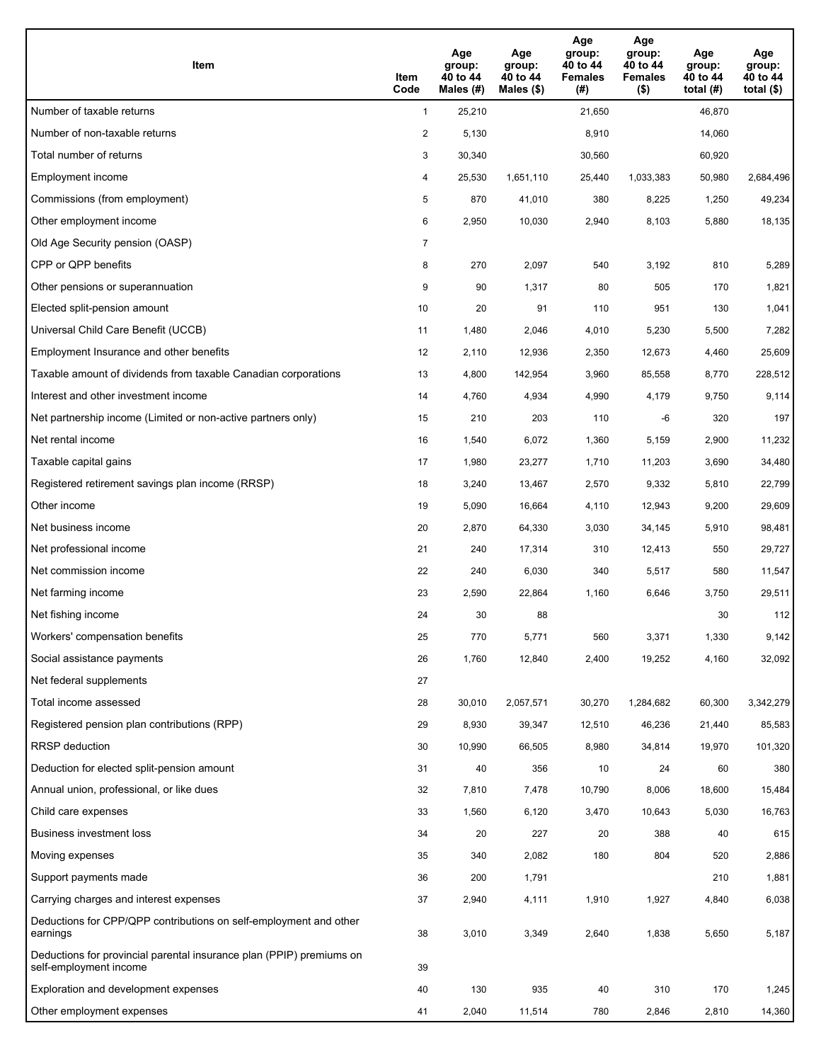| Item | Item Code | Age group: 40 to 44 Males (#) | Age group: 40 to 44 Males ($) | Age group: 40 to 44 Females (#) | Age group: 40 to 44 Females ($) | Age group: 40 to 44 total (#) | Age group: 40 to 44 total ($) |
|---|---|---|---|---|---|---|---|
| Number of taxable returns | 1 | 25,210 | | 21,650 | | 46,870 | |
| Number of non-taxable returns | 2 | 5,130 | | 8,910 | | 14,060 | |
| Total number of returns | 3 | 30,340 | | 30,560 | | 60,920 | |
| Employment income | 4 | 25,530 | 1,651,110 | 25,440 | 1,033,383 | 50,980 | 2,684,496 |
| Commissions (from employment) | 5 | 870 | 41,010 | 380 | 8,225 | 1,250 | 49,234 |
| Other employment income | 6 | 2,950 | 10,030 | 2,940 | 8,103 | 5,880 | 18,135 |
| Old Age Security pension (OASP) | 7 | | | | | | |
| CPP or QPP benefits | 8 | 270 | 2,097 | 540 | 3,192 | 810 | 5,289 |
| Other pensions or superannuation | 9 | 90 | 1,317 | 80 | 505 | 170 | 1,821 |
| Elected split-pension amount | 10 | 20 | 91 | 110 | 951 | 130 | 1,041 |
| Universal Child Care Benefit (UCCB) | 11 | 1,480 | 2,046 | 4,010 | 5,230 | 5,500 | 7,282 |
| Employment Insurance and other benefits | 12 | 2,110 | 12,936 | 2,350 | 12,673 | 4,460 | 25,609 |
| Taxable amount of dividends from taxable Canadian corporations | 13 | 4,800 | 142,954 | 3,960 | 85,558 | 8,770 | 228,512 |
| Interest and other investment income | 14 | 4,760 | 4,934 | 4,990 | 4,179 | 9,750 | 9,114 |
| Net partnership income (Limited or non-active partners only) | 15 | 210 | 203 | 110 | -6 | 320 | 197 |
| Net rental income | 16 | 1,540 | 6,072 | 1,360 | 5,159 | 2,900 | 11,232 |
| Taxable capital gains | 17 | 1,980 | 23,277 | 1,710 | 11,203 | 3,690 | 34,480 |
| Registered retirement savings plan income (RRSP) | 18 | 3,240 | 13,467 | 2,570 | 9,332 | 5,810 | 22,799 |
| Other income | 19 | 5,090 | 16,664 | 4,110 | 12,943 | 9,200 | 29,609 |
| Net business income | 20 | 2,870 | 64,330 | 3,030 | 34,145 | 5,910 | 98,481 |
| Net professional income | 21 | 240 | 17,314 | 310 | 12,413 | 550 | 29,727 |
| Net commission income | 22 | 240 | 6,030 | 340 | 5,517 | 580 | 11,547 |
| Net farming income | 23 | 2,590 | 22,864 | 1,160 | 6,646 | 3,750 | 29,511 |
| Net fishing income | 24 | 30 | 88 | | | 30 | 112 |
| Workers' compensation benefits | 25 | 770 | 5,771 | 560 | 3,371 | 1,330 | 9,142 |
| Social assistance payments | 26 | 1,760 | 12,840 | 2,400 | 19,252 | 4,160 | 32,092 |
| Net federal supplements | 27 | | | | | | |
| Total income assessed | 28 | 30,010 | 2,057,571 | 30,270 | 1,284,682 | 60,300 | 3,342,279 |
| Registered pension plan contributions (RPP) | 29 | 8,930 | 39,347 | 12,510 | 46,236 | 21,440 | 85,583 |
| RRSP deduction | 30 | 10,990 | 66,505 | 8,980 | 34,814 | 19,970 | 101,320 |
| Deduction for elected split-pension amount | 31 | 40 | 356 | 10 | 24 | 60 | 380 |
| Annual union, professional, or like dues | 32 | 7,810 | 7,478 | 10,790 | 8,006 | 18,600 | 15,484 |
| Child care expenses | 33 | 1,560 | 6,120 | 3,470 | 10,643 | 5,030 | 16,763 |
| Business investment loss | 34 | 20 | 227 | 20 | 388 | 40 | 615 |
| Moving expenses | 35 | 340 | 2,082 | 180 | 804 | 520 | 2,886 |
| Support payments made | 36 | 200 | 1,791 | | | 210 | 1,881 |
| Carrying charges and interest expenses | 37 | 2,940 | 4,111 | 1,910 | 1,927 | 4,840 | 6,038 |
| Deductions for CPP/QPP contributions on self-employment and other earnings | 38 | 3,010 | 3,349 | 2,640 | 1,838 | 5,650 | 5,187 |
| Deductions for provincial parental insurance plan (PPIP) premiums on self-employment income | 39 | | | | | | |
| Exploration and development expenses | 40 | 130 | 935 | 40 | 310 | 170 | 1,245 |
| Other employment expenses | 41 | 2,040 | 11,514 | 780 | 2,846 | 2,810 | 14,360 |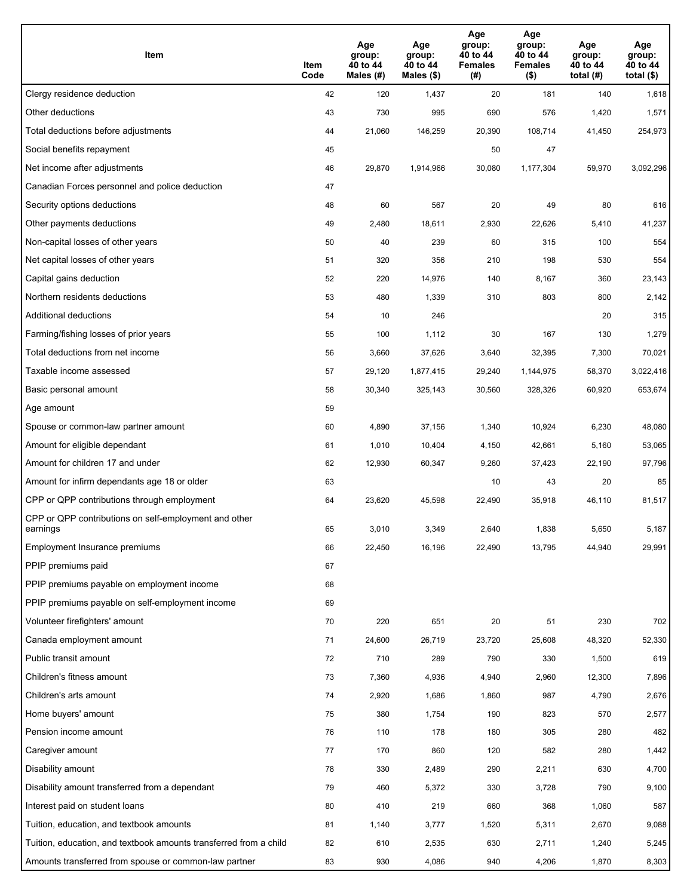| Item | Item Code | Age group: 40 to 44 Males (#) | Age group: 40 to 44 Males ($) | Age group: 40 to 44 Females (#) | Age group: 40 to 44 Females ($) | Age group: 40 to 44 total (#) | Age group: 40 to 44 total ($) |
|---|---|---|---|---|---|---|---|
| Clergy residence deduction | 42 | 120 | 1,437 | 20 | 181 | 140 | 1,618 |
| Other deductions | 43 | 730 | 995 | 690 | 576 | 1,420 | 1,571 |
| Total deductions before adjustments | 44 | 21,060 | 146,259 | 20,390 | 108,714 | 41,450 | 254,973 |
| Social benefits repayment | 45 | | | 50 | 47 | | |
| Net income after adjustments | 46 | 29,870 | 1,914,966 | 30,080 | 1,177,304 | 59,970 | 3,092,296 |
| Canadian Forces personnel and police deduction | 47 | | | | | | |
| Security options deductions | 48 | 60 | 567 | 20 | 49 | 80 | 616 |
| Other payments deductions | 49 | 2,480 | 18,611 | 2,930 | 22,626 | 5,410 | 41,237 |
| Non-capital losses of other years | 50 | 40 | 239 | 60 | 315 | 100 | 554 |
| Net capital losses of other years | 51 | 320 | 356 | 210 | 198 | 530 | 554 |
| Capital gains deduction | 52 | 220 | 14,976 | 140 | 8,167 | 360 | 23,143 |
| Northern residents deductions | 53 | 480 | 1,339 | 310 | 803 | 800 | 2,142 |
| Additional deductions | 54 | 10 | 246 | | | 20 | 315 |
| Farming/fishing losses of prior years | 55 | 100 | 1,112 | 30 | 167 | 130 | 1,279 |
| Total deductions from net income | 56 | 3,660 | 37,626 | 3,640 | 32,395 | 7,300 | 70,021 |
| Taxable income assessed | 57 | 29,120 | 1,877,415 | 29,240 | 1,144,975 | 58,370 | 3,022,416 |
| Basic personal amount | 58 | 30,340 | 325,143 | 30,560 | 328,326 | 60,920 | 653,674 |
| Age amount | 59 | | | | | | |
| Spouse or common-law partner amount | 60 | 4,890 | 37,156 | 1,340 | 10,924 | 6,230 | 48,080 |
| Amount for eligible dependant | 61 | 1,010 | 10,404 | 4,150 | 42,661 | 5,160 | 53,065 |
| Amount for children 17 and under | 62 | 12,930 | 60,347 | 9,260 | 37,423 | 22,190 | 97,796 |
| Amount for infirm dependants age 18 or older | 63 | | | 10 | 43 | 20 | 85 |
| CPP or QPP contributions through employment | 64 | 23,620 | 45,598 | 22,490 | 35,918 | 46,110 | 81,517 |
| CPP or QPP contributions on self-employment and other earnings | 65 | 3,010 | 3,349 | 2,640 | 1,838 | 5,650 | 5,187 |
| Employment Insurance premiums | 66 | 22,450 | 16,196 | 22,490 | 13,795 | 44,940 | 29,991 |
| PPIP premiums paid | 67 | | | | | | |
| PPIP premiums payable on employment income | 68 | | | | | | |
| PPIP premiums payable on self-employment income | 69 | | | | | | |
| Volunteer firefighters' amount | 70 | 220 | 651 | 20 | 51 | 230 | 702 |
| Canada employment amount | 71 | 24,600 | 26,719 | 23,720 | 25,608 | 48,320 | 52,330 |
| Public transit amount | 72 | 710 | 289 | 790 | 330 | 1,500 | 619 |
| Children's fitness amount | 73 | 7,360 | 4,936 | 4,940 | 2,960 | 12,300 | 7,896 |
| Children's arts amount | 74 | 2,920 | 1,686 | 1,860 | 987 | 4,790 | 2,676 |
| Home buyers' amount | 75 | 380 | 1,754 | 190 | 823 | 570 | 2,577 |
| Pension income amount | 76 | 110 | 178 | 180 | 305 | 280 | 482 |
| Caregiver amount | 77 | 170 | 860 | 120 | 582 | 280 | 1,442 |
| Disability amount | 78 | 330 | 2,489 | 290 | 2,211 | 630 | 4,700 |
| Disability amount transferred from a dependant | 79 | 460 | 5,372 | 330 | 3,728 | 790 | 9,100 |
| Interest paid on student loans | 80 | 410 | 219 | 660 | 368 | 1,060 | 587 |
| Tuition, education, and textbook amounts | 81 | 1,140 | 3,777 | 1,520 | 5,311 | 2,670 | 9,088 |
| Tuition, education, and textbook amounts transferred from a child | 82 | 610 | 2,535 | 630 | 2,711 | 1,240 | 5,245 |
| Amounts transferred from spouse or common-law partner | 83 | 930 | 4,086 | 940 | 4,206 | 1,870 | 8,303 |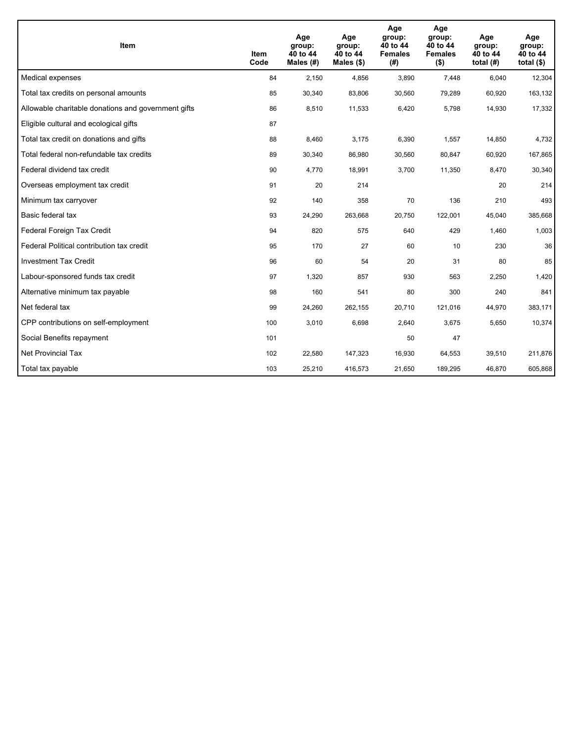| Item | Item Code | Age group: 40 to 44 Males (#) | Age group: 40 to 44 Males ($) | Age group: 40 to 44 Females (#) | Age group: 40 to 44 Females ($) | Age group: 40 to 44 total (#) | Age group: 40 to 44 total ($) |
|---|---|---|---|---|---|---|---|
| Medical expenses | 84 | 2,150 | 4,856 | 3,890 | 7,448 | 6,040 | 12,304 |
| Total tax credits on personal amounts | 85 | 30,340 | 83,806 | 30,560 | 79,289 | 60,920 | 163,132 |
| Allowable charitable donations and government gifts | 86 | 8,510 | 11,533 | 6,420 | 5,798 | 14,930 | 17,332 |
| Eligible cultural and ecological gifts | 87 | | | | | | |
| Total tax credit on donations and gifts | 88 | 8,460 | 3,175 | 6,390 | 1,557 | 14,850 | 4,732 |
| Total federal non-refundable tax credits | 89 | 30,340 | 86,980 | 30,560 | 80,847 | 60,920 | 167,865 |
| Federal dividend tax credit | 90 | 4,770 | 18,991 | 3,700 | 11,350 | 8,470 | 30,340 |
| Overseas employment tax credit | 91 | 20 | 214 | | | 20 | 214 |
| Minimum tax carryover | 92 | 140 | 358 | 70 | 136 | 210 | 493 |
| Basic federal tax | 93 | 24,290 | 263,668 | 20,750 | 122,001 | 45,040 | 385,668 |
| Federal Foreign Tax Credit | 94 | 820 | 575 | 640 | 429 | 1,460 | 1,003 |
| Federal Political contribution tax credit | 95 | 170 | 27 | 60 | 10 | 230 | 36 |
| Investment Tax Credit | 96 | 60 | 54 | 20 | 31 | 80 | 85 |
| Labour-sponsored funds tax credit | 97 | 1,320 | 857 | 930 | 563 | 2,250 | 1,420 |
| Alternative minimum tax payable | 98 | 160 | 541 | 80 | 300 | 240 | 841 |
| Net federal tax | 99 | 24,260 | 262,155 | 20,710 | 121,016 | 44,970 | 383,171 |
| CPP contributions on self-employment | 100 | 3,010 | 6,698 | 2,640 | 3,675 | 5,650 | 10,374 |
| Social Benefits repayment | 101 | | | 50 | 47 | | |
| Net Provincial Tax | 102 | 22,580 | 147,323 | 16,930 | 64,553 | 39,510 | 211,876 |
| Total tax payable | 103 | 25,210 | 416,573 | 21,650 | 189,295 | 46,870 | 605,868 |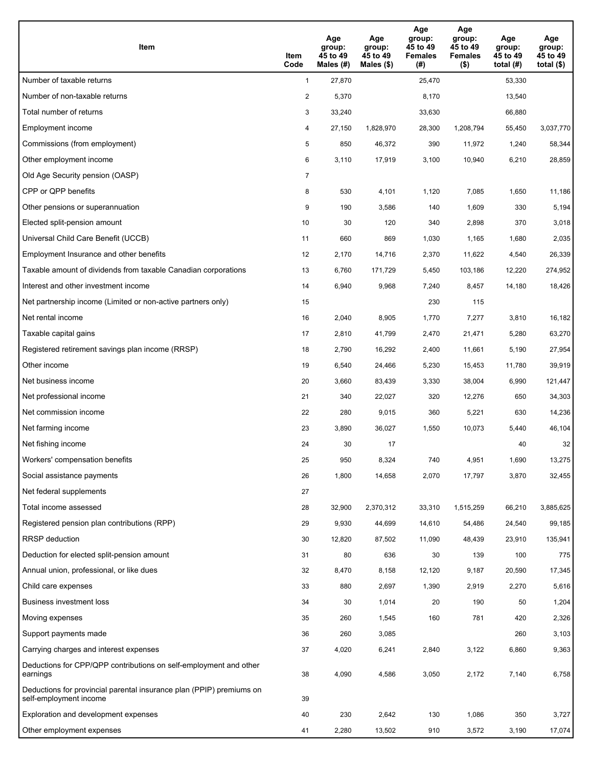| Item | Item Code | Age group: 45 to 49 Males (#) | Age group: 45 to 49 Males ($) | Age group: 45 to 49 Females (#) | Age group: 45 to 49 Females ($) | Age group: 45 to 49 total (#) | Age group: 45 to 49 total ($) |
|---|---|---|---|---|---|---|---|
| Number of taxable returns | 1 | 27,870 | | 25,470 | | 53,330 | |
| Number of non-taxable returns | 2 | 5,370 | | 8,170 | | 13,540 | |
| Total number of returns | 3 | 33,240 | | 33,630 | | 66,880 | |
| Employment income | 4 | 27,150 | 1,828,970 | 28,300 | 1,208,794 | 55,450 | 3,037,770 |
| Commissions (from employment) | 5 | 850 | 46,372 | 390 | 11,972 | 1,240 | 58,344 |
| Other employment income | 6 | 3,110 | 17,919 | 3,100 | 10,940 | 6,210 | 28,859 |
| Old Age Security pension (OASP) | 7 | | | | | | |
| CPP or QPP benefits | 8 | 530 | 4,101 | 1,120 | 7,085 | 1,650 | 11,186 |
| Other pensions or superannuation | 9 | 190 | 3,586 | 140 | 1,609 | 330 | 5,194 |
| Elected split-pension amount | 10 | 30 | 120 | 340 | 2,898 | 370 | 3,018 |
| Universal Child Care Benefit (UCCB) | 11 | 660 | 869 | 1,030 | 1,165 | 1,680 | 2,035 |
| Employment Insurance and other benefits | 12 | 2,170 | 14,716 | 2,370 | 11,622 | 4,540 | 26,339 |
| Taxable amount of dividends from taxable Canadian corporations | 13 | 6,760 | 171,729 | 5,450 | 103,186 | 12,220 | 274,952 |
| Interest and other investment income | 14 | 6,940 | 9,968 | 7,240 | 8,457 | 14,180 | 18,426 |
| Net partnership income (Limited or non-active partners only) | 15 | | | 230 | 115 | | |
| Net rental income | 16 | 2,040 | 8,905 | 1,770 | 7,277 | 3,810 | 16,182 |
| Taxable capital gains | 17 | 2,810 | 41,799 | 2,470 | 21,471 | 5,280 | 63,270 |
| Registered retirement savings plan income (RRSP) | 18 | 2,790 | 16,292 | 2,400 | 11,661 | 5,190 | 27,954 |
| Other income | 19 | 6,540 | 24,466 | 5,230 | 15,453 | 11,780 | 39,919 |
| Net business income | 20 | 3,660 | 83,439 | 3,330 | 38,004 | 6,990 | 121,447 |
| Net professional income | 21 | 340 | 22,027 | 320 | 12,276 | 650 | 34,303 |
| Net commission income | 22 | 280 | 9,015 | 360 | 5,221 | 630 | 14,236 |
| Net farming income | 23 | 3,890 | 36,027 | 1,550 | 10,073 | 5,440 | 46,104 |
| Net fishing income | 24 | 30 | 17 | | | 40 | 32 |
| Workers' compensation benefits | 25 | 950 | 8,324 | 740 | 4,951 | 1,690 | 13,275 |
| Social assistance payments | 26 | 1,800 | 14,658 | 2,070 | 17,797 | 3,870 | 32,455 |
| Net federal supplements | 27 | | | | | | |
| Total income assessed | 28 | 32,900 | 2,370,312 | 33,310 | 1,515,259 | 66,210 | 3,885,625 |
| Registered pension plan contributions (RPP) | 29 | 9,930 | 44,699 | 14,610 | 54,486 | 24,540 | 99,185 |
| RRSP deduction | 30 | 12,820 | 87,502 | 11,090 | 48,439 | 23,910 | 135,941 |
| Deduction for elected split-pension amount | 31 | 80 | 636 | 30 | 139 | 100 | 775 |
| Annual union, professional, or like dues | 32 | 8,470 | 8,158 | 12,120 | 9,187 | 20,590 | 17,345 |
| Child care expenses | 33 | 880 | 2,697 | 1,390 | 2,919 | 2,270 | 5,616 |
| Business investment loss | 34 | 30 | 1,014 | 20 | 190 | 50 | 1,204 |
| Moving expenses | 35 | 260 | 1,545 | 160 | 781 | 420 | 2,326 |
| Support payments made | 36 | 260 | 3,085 | | | 260 | 3,103 |
| Carrying charges and interest expenses | 37 | 4,020 | 6,241 | 2,840 | 3,122 | 6,860 | 9,363 |
| Deductions for CPP/QPP contributions on self-employment and other earnings | 38 | 4,090 | 4,586 | 3,050 | 2,172 | 7,140 | 6,758 |
| Deductions for provincial parental insurance plan (PPIP) premiums on self-employment income | 39 | | | | | | |
| Exploration and development expenses | 40 | 230 | 2,642 | 130 | 1,086 | 350 | 3,727 |
| Other employment expenses | 41 | 2,280 | 13,502 | 910 | 3,572 | 3,190 | 17,074 |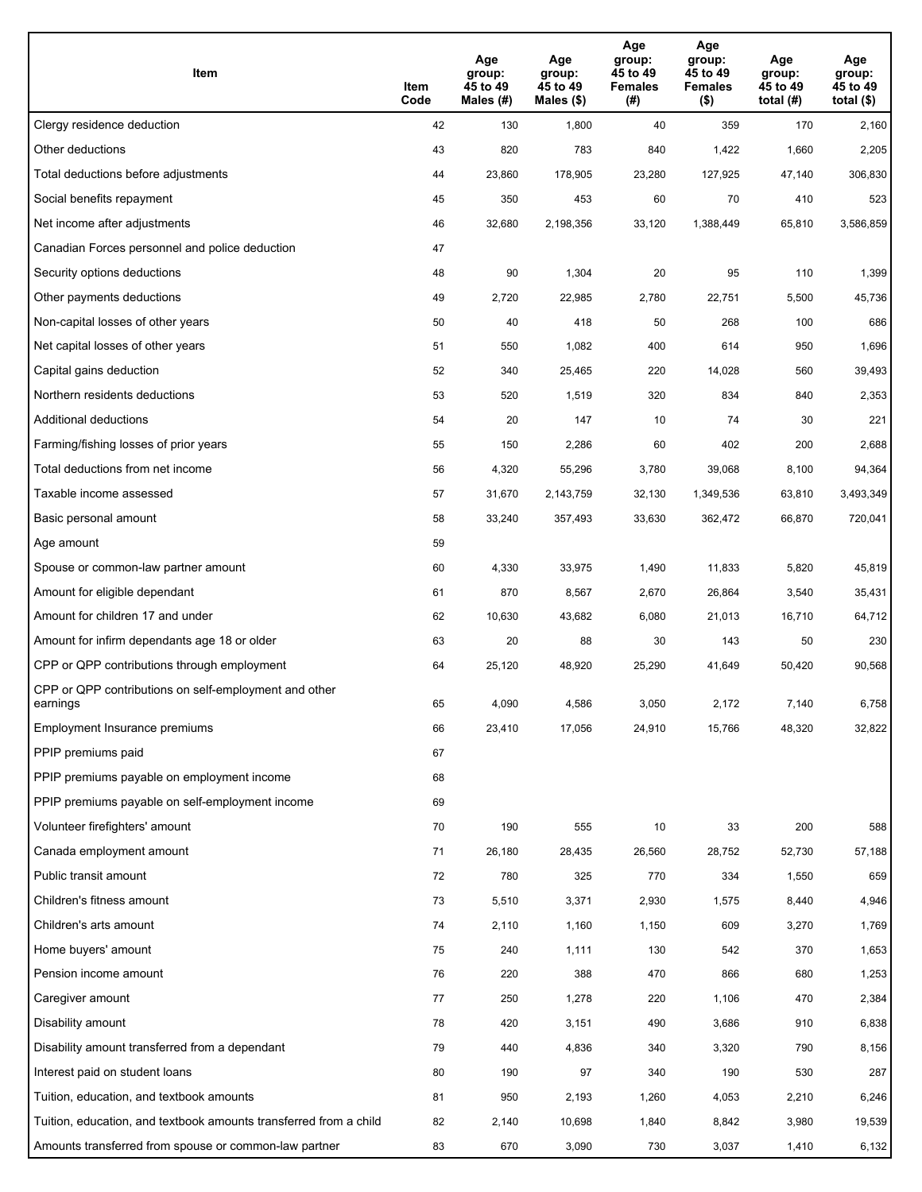| Item | Item Code | Age group: 45 to 49 Males (#) | Age group: 45 to 49 Males ($) | Age group: 45 to 49 Females (#) | Age group: 45 to 49 Females ($) | Age group: 45 to 49 total (#) | Age group: 45 to 49 total ($) |
|---|---|---|---|---|---|---|---|
| Clergy residence deduction | 42 | 130 | 1,800 | 40 | 359 | 170 | 2,160 |
| Other deductions | 43 | 820 | 783 | 840 | 1,422 | 1,660 | 2,205 |
| Total deductions before adjustments | 44 | 23,860 | 178,905 | 23,280 | 127,925 | 47,140 | 306,830 |
| Social benefits repayment | 45 | 350 | 453 | 60 | 70 | 410 | 523 |
| Net income after adjustments | 46 | 32,680 | 2,198,356 | 33,120 | 1,388,449 | 65,810 | 3,586,859 |
| Canadian Forces personnel and police deduction | 47 | | | | | | |
| Security options deductions | 48 | 90 | 1,304 | 20 | 95 | 110 | 1,399 |
| Other payments deductions | 49 | 2,720 | 22,985 | 2,780 | 22,751 | 5,500 | 45,736 |
| Non-capital losses of other years | 50 | 40 | 418 | 50 | 268 | 100 | 686 |
| Net capital losses of other years | 51 | 550 | 1,082 | 400 | 614 | 950 | 1,696 |
| Capital gains deduction | 52 | 340 | 25,465 | 220 | 14,028 | 560 | 39,493 |
| Northern residents deductions | 53 | 520 | 1,519 | 320 | 834 | 840 | 2,353 |
| Additional deductions | 54 | 20 | 147 | 10 | 74 | 30 | 221 |
| Farming/fishing losses of prior years | 55 | 150 | 2,286 | 60 | 402 | 200 | 2,688 |
| Total deductions from net income | 56 | 4,320 | 55,296 | 3,780 | 39,068 | 8,100 | 94,364 |
| Taxable income assessed | 57 | 31,670 | 2,143,759 | 32,130 | 1,349,536 | 63,810 | 3,493,349 |
| Basic personal amount | 58 | 33,240 | 357,493 | 33,630 | 362,472 | 66,870 | 720,041 |
| Age amount | 59 | | | | | | |
| Spouse or common-law partner amount | 60 | 4,330 | 33,975 | 1,490 | 11,833 | 5,820 | 45,819 |
| Amount for eligible dependant | 61 | 870 | 8,567 | 2,670 | 26,864 | 3,540 | 35,431 |
| Amount for children 17 and under | 62 | 10,630 | 43,682 | 6,080 | 21,013 | 16,710 | 64,712 |
| Amount for infirm dependants age 18 or older | 63 | 20 | 88 | 30 | 143 | 50 | 230 |
| CPP or QPP contributions through employment | 64 | 25,120 | 48,920 | 25,290 | 41,649 | 50,420 | 90,568 |
| CPP or QPP contributions on self-employment and other earnings | 65 | 4,090 | 4,586 | 3,050 | 2,172 | 7,140 | 6,758 |
| Employment Insurance premiums | 66 | 23,410 | 17,056 | 24,910 | 15,766 | 48,320 | 32,822 |
| PPIP premiums paid | 67 | | | | | | |
| PPIP premiums payable on employment income | 68 | | | | | | |
| PPIP premiums payable on self-employment income | 69 | | | | | | |
| Volunteer firefighters' amount | 70 | 190 | 555 | 10 | 33 | 200 | 588 |
| Canada employment amount | 71 | 26,180 | 28,435 | 26,560 | 28,752 | 52,730 | 57,188 |
| Public transit amount | 72 | 780 | 325 | 770 | 334 | 1,550 | 659 |
| Children's fitness amount | 73 | 5,510 | 3,371 | 2,930 | 1,575 | 8,440 | 4,946 |
| Children's arts amount | 74 | 2,110 | 1,160 | 1,150 | 609 | 3,270 | 1,769 |
| Home buyers' amount | 75 | 240 | 1,111 | 130 | 542 | 370 | 1,653 |
| Pension income amount | 76 | 220 | 388 | 470 | 866 | 680 | 1,253 |
| Caregiver amount | 77 | 250 | 1,278 | 220 | 1,106 | 470 | 2,384 |
| Disability amount | 78 | 420 | 3,151 | 490 | 3,686 | 910 | 6,838 |
| Disability amount transferred from a dependant | 79 | 440 | 4,836 | 340 | 3,320 | 790 | 8,156 |
| Interest paid on student loans | 80 | 190 | 97 | 340 | 190 | 530 | 287 |
| Tuition, education, and textbook amounts | 81 | 950 | 2,193 | 1,260 | 4,053 | 2,210 | 6,246 |
| Tuition, education, and textbook amounts transferred from a child | 82 | 2,140 | 10,698 | 1,840 | 8,842 | 3,980 | 19,539 |
| Amounts transferred from spouse or common-law partner | 83 | 670 | 3,090 | 730 | 3,037 | 1,410 | 6,132 |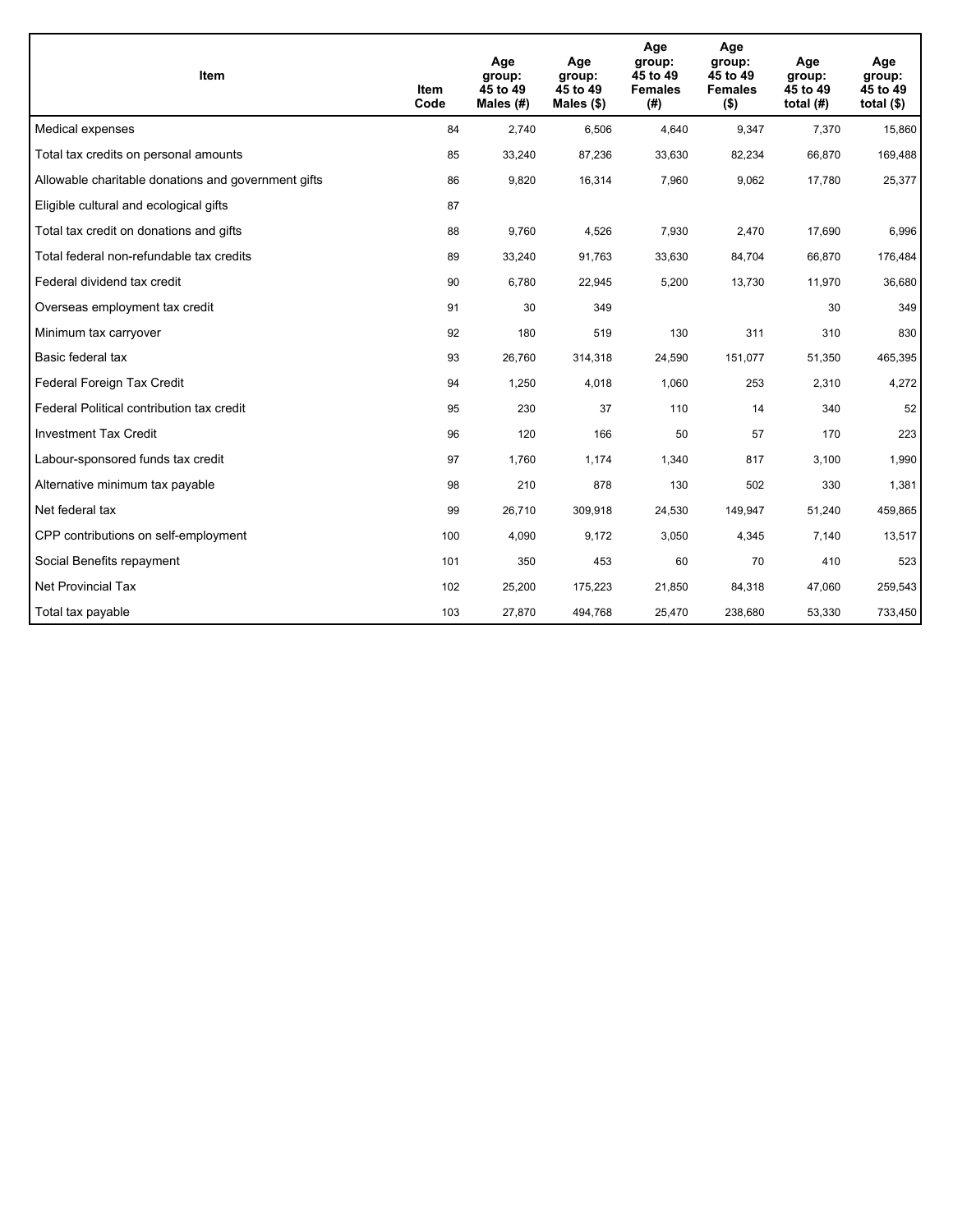| Item | Item Code | Age group: 45 to 49 Males (#) | Age group: 45 to 49 Males ($) | Age group: 45 to 49 Females (#) | Age group: 45 to 49 Females ($) | Age group: 45 to 49 total (#) | Age group: 45 to 49 total ($) |
|---|---|---|---|---|---|---|---|
| Medical expenses | 84 | 2,740 | 6,506 | 4,640 | 9,347 | 7,370 | 15,860 |
| Total tax credits on personal amounts | 85 | 33,240 | 87,236 | 33,630 | 82,234 | 66,870 | 169,488 |
| Allowable charitable donations and government gifts | 86 | 9,820 | 16,314 | 7,960 | 9,062 | 17,780 | 25,377 |
| Eligible cultural and ecological gifts | 87 | | | | | | |
| Total tax credit on donations and gifts | 88 | 9,760 | 4,526 | 7,930 | 2,470 | 17,690 | 6,996 |
| Total federal non-refundable tax credits | 89 | 33,240 | 91,763 | 33,630 | 84,704 | 66,870 | 176,484 |
| Federal dividend tax credit | 90 | 6,780 | 22,945 | 5,200 | 13,730 | 11,970 | 36,680 |
| Overseas employment tax credit | 91 | 30 | 349 | | | 30 | 349 |
| Minimum tax carryover | 92 | 180 | 519 | 130 | 311 | 310 | 830 |
| Basic federal tax | 93 | 26,760 | 314,318 | 24,590 | 151,077 | 51,350 | 465,395 |
| Federal Foreign Tax Credit | 94 | 1,250 | 4,018 | 1,060 | 253 | 2,310 | 4,272 |
| Federal Political contribution tax credit | 95 | 230 | 37 | 110 | 14 | 340 | 52 |
| Investment Tax Credit | 96 | 120 | 166 | 50 | 57 | 170 | 223 |
| Labour-sponsored funds tax credit | 97 | 1,760 | 1,174 | 1,340 | 817 | 3,100 | 1,990 |
| Alternative minimum tax payable | 98 | 210 | 878 | 130 | 502 | 330 | 1,381 |
| Net federal tax | 99 | 26,710 | 309,918 | 24,530 | 149,947 | 51,240 | 459,865 |
| CPP contributions on self-employment | 100 | 4,090 | 9,172 | 3,050 | 4,345 | 7,140 | 13,517 |
| Social Benefits repayment | 101 | 350 | 453 | 60 | 70 | 410 | 523 |
| Net Provincial Tax | 102 | 25,200 | 175,223 | 21,850 | 84,318 | 47,060 | 259,543 |
| Total tax payable | 103 | 27,870 | 494,768 | 25,470 | 238,680 | 53,330 | 733,450 |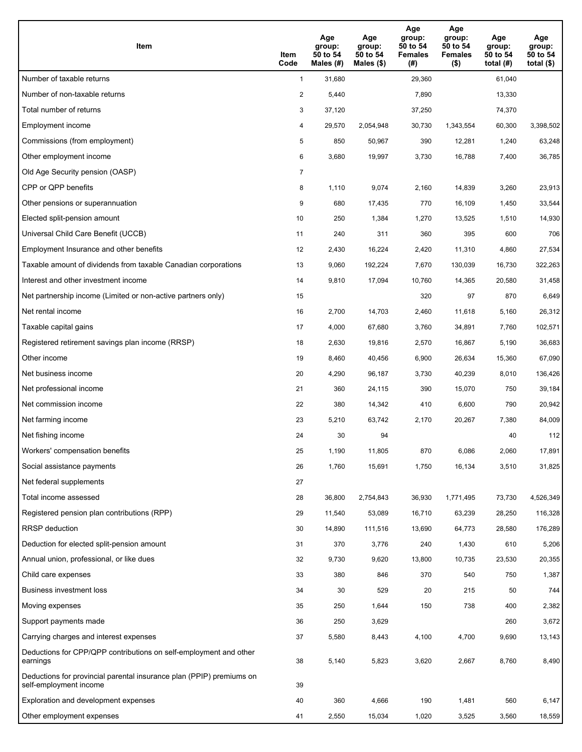| Item | Item Code | Age group: 50 to 54 Males (#) | Age group: 50 to 54 Males ($) | Age group: 50 to 54 Females (#) | Age group: 50 to 54 Females ($) | Age group: 50 to 54 total (#) | Age group: 50 to 54 total ($) |
|---|---|---|---|---|---|---|---|
| Number of taxable returns | 1 | 31,680 | | 29,360 | | 61,040 | |
| Number of non-taxable returns | 2 | 5,440 | | 7,890 | | 13,330 | |
| Total number of returns | 3 | 37,120 | | 37,250 | | 74,370 | |
| Employment income | 4 | 29,570 | 2,054,948 | 30,730 | 1,343,554 | 60,300 | 3,398,502 |
| Commissions (from employment) | 5 | 850 | 50,967 | 390 | 12,281 | 1,240 | 63,248 |
| Other employment income | 6 | 3,680 | 19,997 | 3,730 | 16,788 | 7,400 | 36,785 |
| Old Age Security pension (OASP) | 7 | | | | | | |
| CPP or QPP benefits | 8 | 1,110 | 9,074 | 2,160 | 14,839 | 3,260 | 23,913 |
| Other pensions or superannuation | 9 | 680 | 17,435 | 770 | 16,109 | 1,450 | 33,544 |
| Elected split-pension amount | 10 | 250 | 1,384 | 1,270 | 13,525 | 1,510 | 14,930 |
| Universal Child Care Benefit (UCCB) | 11 | 240 | 311 | 360 | 395 | 600 | 706 |
| Employment Insurance and other benefits | 12 | 2,430 | 16,224 | 2,420 | 11,310 | 4,860 | 27,534 |
| Taxable amount of dividends from taxable Canadian corporations | 13 | 9,060 | 192,224 | 7,670 | 130,039 | 16,730 | 322,263 |
| Interest and other investment income | 14 | 9,810 | 17,094 | 10,760 | 14,365 | 20,580 | 31,458 |
| Net partnership income (Limited or non-active partners only) | 15 | | | 320 | 97 | 870 | 6,649 |
| Net rental income | 16 | 2,700 | 14,703 | 2,460 | 11,618 | 5,160 | 26,312 |
| Taxable capital gains | 17 | 4,000 | 67,680 | 3,760 | 34,891 | 7,760 | 102,571 |
| Registered retirement savings plan income (RRSP) | 18 | 2,630 | 19,816 | 2,570 | 16,867 | 5,190 | 36,683 |
| Other income | 19 | 8,460 | 40,456 | 6,900 | 26,634 | 15,360 | 67,090 |
| Net business income | 20 | 4,290 | 96,187 | 3,730 | 40,239 | 8,010 | 136,426 |
| Net professional income | 21 | 360 | 24,115 | 390 | 15,070 | 750 | 39,184 |
| Net commission income | 22 | 380 | 14,342 | 410 | 6,600 | 790 | 20,942 |
| Net farming income | 23 | 5,210 | 63,742 | 2,170 | 20,267 | 7,380 | 84,009 |
| Net fishing income | 24 | 30 | 94 | | | 40 | 112 |
| Workers' compensation benefits | 25 | 1,190 | 11,805 | 870 | 6,086 | 2,060 | 17,891 |
| Social assistance payments | 26 | 1,760 | 15,691 | 1,750 | 16,134 | 3,510 | 31,825 |
| Net federal supplements | 27 | | | | | | |
| Total income assessed | 28 | 36,800 | 2,754,843 | 36,930 | 1,771,495 | 73,730 | 4,526,349 |
| Registered pension plan contributions (RPP) | 29 | 11,540 | 53,089 | 16,710 | 63,239 | 28,250 | 116,328 |
| RRSP deduction | 30 | 14,890 | 111,516 | 13,690 | 64,773 | 28,580 | 176,289 |
| Deduction for elected split-pension amount | 31 | 370 | 3,776 | 240 | 1,430 | 610 | 5,206 |
| Annual union, professional, or like dues | 32 | 9,730 | 9,620 | 13,800 | 10,735 | 23,530 | 20,355 |
| Child care expenses | 33 | 380 | 846 | 370 | 540 | 750 | 1,387 |
| Business investment loss | 34 | 30 | 529 | 20 | 215 | 50 | 744 |
| Moving expenses | 35 | 250 | 1,644 | 150 | 738 | 400 | 2,382 |
| Support payments made | 36 | 250 | 3,629 | | | 260 | 3,672 |
| Carrying charges and interest expenses | 37 | 5,580 | 8,443 | 4,100 | 4,700 | 9,690 | 13,143 |
| Deductions for CPP/QPP contributions on self-employment and other earnings | 38 | 5,140 | 5,823 | 3,620 | 2,667 | 8,760 | 8,490 |
| Deductions for provincial parental insurance plan (PPIP) premiums on self-employment income | 39 | | | | | | |
| Exploration and development expenses | 40 | 360 | 4,666 | 190 | 1,481 | 560 | 6,147 |
| Other employment expenses | 41 | 2,550 | 15,034 | 1,020 | 3,525 | 3,560 | 18,559 |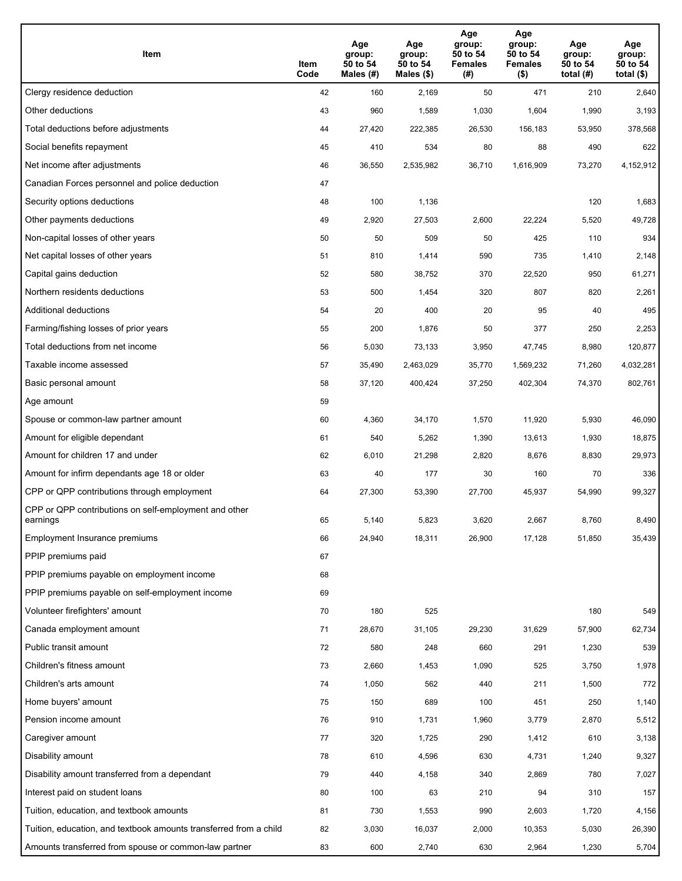| Item | Item Code | Age group: 50 to 54 Males (#) | Age group: 50 to 54 Males ($) | Age group: 50 to 54 Females (#) | Age group: 50 to 54 Females ($) | Age group: 50 to 54 total (#) | Age group: 50 to 54 total ($) |
|---|---|---|---|---|---|---|---|
| Clergy residence deduction | 42 | 160 | 2,169 | 50 | 471 | 210 | 2,640 |
| Other deductions | 43 | 960 | 1,589 | 1,030 | 1,604 | 1,990 | 3,193 |
| Total deductions before adjustments | 44 | 27,420 | 222,385 | 26,530 | 156,183 | 53,950 | 378,568 |
| Social benefits repayment | 45 | 410 | 534 | 80 | 88 | 490 | 622 |
| Net income after adjustments | 46 | 36,550 | 2,535,982 | 36,710 | 1,616,909 | 73,270 | 4,152,912 |
| Canadian Forces personnel and police deduction | 47 | | | | | | |
| Security options deductions | 48 | 100 | 1,136 | | | 120 | 1,683 |
| Other payments deductions | 49 | 2,920 | 27,503 | 2,600 | 22,224 | 5,520 | 49,728 |
| Non-capital losses of other years | 50 | 50 | 509 | 50 | 425 | 110 | 934 |
| Net capital losses of other years | 51 | 810 | 1,414 | 590 | 735 | 1,410 | 2,148 |
| Capital gains deduction | 52 | 580 | 38,752 | 370 | 22,520 | 950 | 61,271 |
| Northern residents deductions | 53 | 500 | 1,454 | 320 | 807 | 820 | 2,261 |
| Additional deductions | 54 | 20 | 400 | 20 | 95 | 40 | 495 |
| Farming/fishing losses of prior years | 55 | 200 | 1,876 | 50 | 377 | 250 | 2,253 |
| Total deductions from net income | 56 | 5,030 | 73,133 | 3,950 | 47,745 | 8,980 | 120,877 |
| Taxable income assessed | 57 | 35,490 | 2,463,029 | 35,770 | 1,569,232 | 71,260 | 4,032,281 |
| Basic personal amount | 58 | 37,120 | 400,424 | 37,250 | 402,304 | 74,370 | 802,761 |
| Age amount | 59 | | | | | | |
| Spouse or common-law partner amount | 60 | 4,360 | 34,170 | 1,570 | 11,920 | 5,930 | 46,090 |
| Amount for eligible dependant | 61 | 540 | 5,262 | 1,390 | 13,613 | 1,930 | 18,875 |
| Amount for children 17 and under | 62 | 6,010 | 21,298 | 2,820 | 8,676 | 8,830 | 29,973 |
| Amount for infirm dependants age 18 or older | 63 | 40 | 177 | 30 | 160 | 70 | 336 |
| CPP or QPP contributions through employment | 64 | 27,300 | 53,390 | 27,700 | 45,937 | 54,990 | 99,327 |
| CPP or QPP contributions on self-employment and other earnings | 65 | 5,140 | 5,823 | 3,620 | 2,667 | 8,760 | 8,490 |
| Employment Insurance premiums | 66 | 24,940 | 18,311 | 26,900 | 17,128 | 51,850 | 35,439 |
| PPIP premiums paid | 67 | | | | | | |
| PPIP premiums payable on employment income | 68 | | | | | | |
| PPIP premiums payable on self-employment income | 69 | | | | | | |
| Volunteer firefighters' amount | 70 | 180 | 525 | | | 180 | 549 |
| Canada employment amount | 71 | 28,670 | 31,105 | 29,230 | 31,629 | 57,900 | 62,734 |
| Public transit amount | 72 | 580 | 248 | 660 | 291 | 1,230 | 539 |
| Children's fitness amount | 73 | 2,660 | 1,453 | 1,090 | 525 | 3,750 | 1,978 |
| Children's arts amount | 74 | 1,050 | 562 | 440 | 211 | 1,500 | 772 |
| Home buyers' amount | 75 | 150 | 689 | 100 | 451 | 250 | 1,140 |
| Pension income amount | 76 | 910 | 1,731 | 1,960 | 3,779 | 2,870 | 5,512 |
| Caregiver amount | 77 | 320 | 1,725 | 290 | 1,412 | 610 | 3,138 |
| Disability amount | 78 | 610 | 4,596 | 630 | 4,731 | 1,240 | 9,327 |
| Disability amount transferred from a dependant | 79 | 440 | 4,158 | 340 | 2,869 | 780 | 7,027 |
| Interest paid on student loans | 80 | 100 | 63 | 210 | 94 | 310 | 157 |
| Tuition, education, and textbook amounts | 81 | 730 | 1,553 | 990 | 2,603 | 1,720 | 4,156 |
| Tuition, education, and textbook amounts transferred from a child | 82 | 3,030 | 16,037 | 2,000 | 10,353 | 5,030 | 26,390 |
| Amounts transferred from spouse or common-law partner | 83 | 600 | 2,740 | 630 | 2,964 | 1,230 | 5,704 |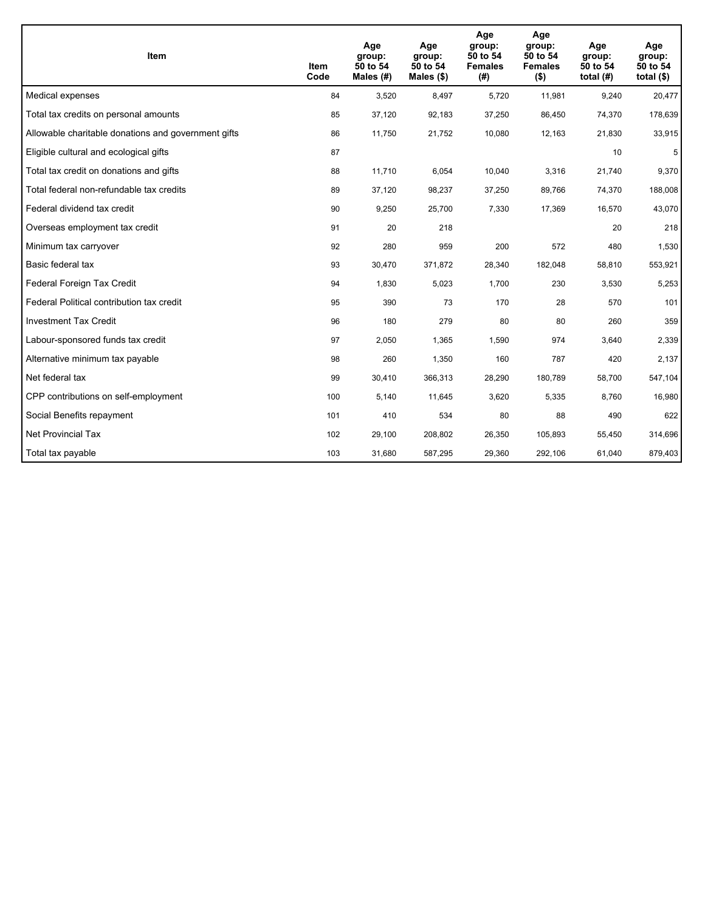| Item | Item Code | Age group: 50 to 54 Males (#) | Age group: 50 to 54 Males ($) | Age group: 50 to 54 Females (#) | Age group: 50 to 54 Females ($) | Age group: 50 to 54 total (#) | Age group: 50 to 54 total ($) |
|---|---|---|---|---|---|---|---|
| Medical expenses | 84 | 3,520 | 8,497 | 5,720 | 11,981 | 9,240 | 20,477 |
| Total tax credits on personal amounts | 85 | 37,120 | 92,183 | 37,250 | 86,450 | 74,370 | 178,639 |
| Allowable charitable donations and government gifts | 86 | 11,750 | 21,752 | 10,080 | 12,163 | 21,830 | 33,915 |
| Eligible cultural and ecological gifts | 87 | | | | | 10 | 5 |
| Total tax credit on donations and gifts | 88 | 11,710 | 6,054 | 10,040 | 3,316 | 21,740 | 9,370 |
| Total federal non-refundable tax credits | 89 | 37,120 | 98,237 | 37,250 | 89,766 | 74,370 | 188,008 |
| Federal dividend tax credit | 90 | 9,250 | 25,700 | 7,330 | 17,369 | 16,570 | 43,070 |
| Overseas employment tax credit | 91 | 20 | 218 | | | 20 | 218 |
| Minimum tax carryover | 92 | 280 | 959 | 200 | 572 | 480 | 1,530 |
| Basic federal tax | 93 | 30,470 | 371,872 | 28,340 | 182,048 | 58,810 | 553,921 |
| Federal Foreign Tax Credit | 94 | 1,830 | 5,023 | 1,700 | 230 | 3,530 | 5,253 |
| Federal Political contribution tax credit | 95 | 390 | 73 | 170 | 28 | 570 | 101 |
| Investment Tax Credit | 96 | 180 | 279 | 80 | 80 | 260 | 359 |
| Labour-sponsored funds tax credit | 97 | 2,050 | 1,365 | 1,590 | 974 | 3,640 | 2,339 |
| Alternative minimum tax payable | 98 | 260 | 1,350 | 160 | 787 | 420 | 2,137 |
| Net federal tax | 99 | 30,410 | 366,313 | 28,290 | 180,789 | 58,700 | 547,104 |
| CPP contributions on self-employment | 100 | 5,140 | 11,645 | 3,620 | 5,335 | 8,760 | 16,980 |
| Social Benefits repayment | 101 | 410 | 534 | 80 | 88 | 490 | 622 |
| Net Provincial Tax | 102 | 29,100 | 208,802 | 26,350 | 105,893 | 55,450 | 314,696 |
| Total tax payable | 103 | 31,680 | 587,295 | 29,360 | 292,106 | 61,040 | 879,403 |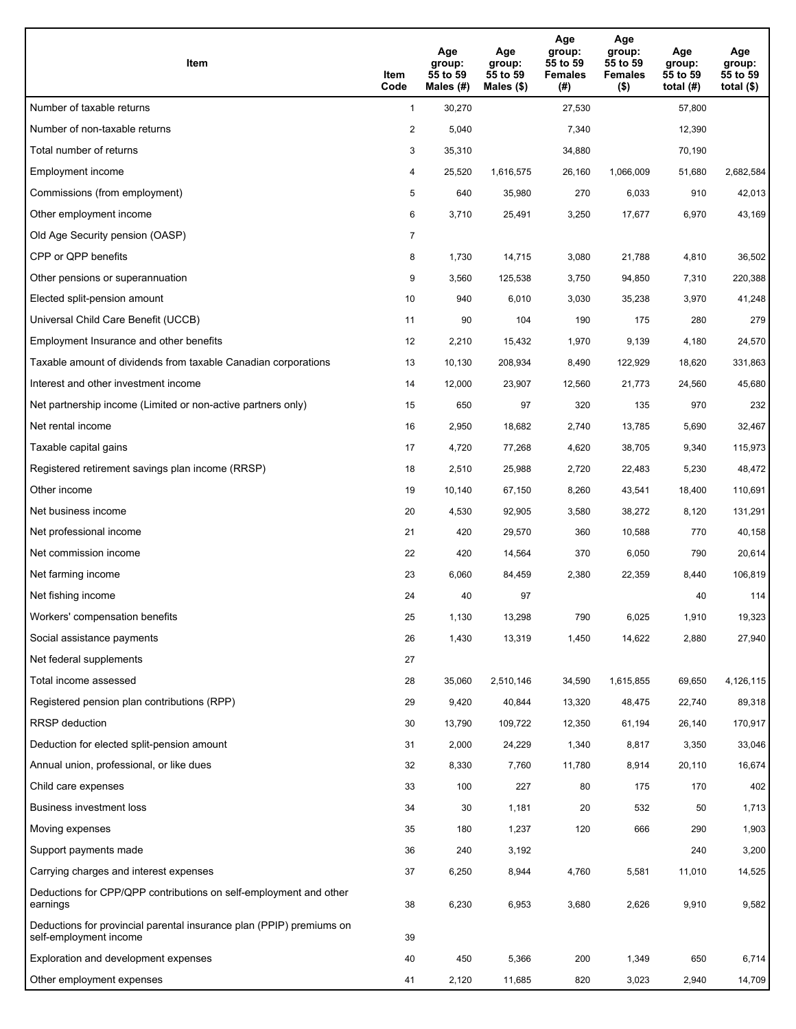| Item | Item Code | Age group: 55 to 59 Males (#) | Age group: 55 to 59 Males ($) | Age group: 55 to 59 Females (#) | Age group: 55 to 59 Females ($) | Age group: 55 to 59 total (#) | Age group: 55 to 59 total ($) |
|---|---|---|---|---|---|---|---|
| Number of taxable returns | 1 | 30,270 | | 27,530 | | 57,800 | |
| Number of non-taxable returns | 2 | 5,040 | | 7,340 | | 12,390 | |
| Total number of returns | 3 | 35,310 | | 34,880 | | 70,190 | |
| Employment income | 4 | 25,520 | 1,616,575 | 26,160 | 1,066,009 | 51,680 | 2,682,584 |
| Commissions (from employment) | 5 | 640 | 35,980 | 270 | 6,033 | 910 | 42,013 |
| Other employment income | 6 | 3,710 | 25,491 | 3,250 | 17,677 | 6,970 | 43,169 |
| Old Age Security pension (OASP) | 7 | | | | | | |
| CPP or QPP benefits | 8 | 1,730 | 14,715 | 3,080 | 21,788 | 4,810 | 36,502 |
| Other pensions or superannuation | 9 | 3,560 | 125,538 | 3,750 | 94,850 | 7,310 | 220,388 |
| Elected split-pension amount | 10 | 940 | 6,010 | 3,030 | 35,238 | 3,970 | 41,248 |
| Universal Child Care Benefit (UCCB) | 11 | 90 | 104 | 190 | 175 | 280 | 279 |
| Employment Insurance and other benefits | 12 | 2,210 | 15,432 | 1,970 | 9,139 | 4,180 | 24,570 |
| Taxable amount of dividends from taxable Canadian corporations | 13 | 10,130 | 208,934 | 8,490 | 122,929 | 18,620 | 331,863 |
| Interest and other investment income | 14 | 12,000 | 23,907 | 12,560 | 21,773 | 24,560 | 45,680 |
| Net partnership income (Limited or non-active partners only) | 15 | 650 | 97 | 320 | 135 | 970 | 232 |
| Net rental income | 16 | 2,950 | 18,682 | 2,740 | 13,785 | 5,690 | 32,467 |
| Taxable capital gains | 17 | 4,720 | 77,268 | 4,620 | 38,705 | 9,340 | 115,973 |
| Registered retirement savings plan income (RRSP) | 18 | 2,510 | 25,988 | 2,720 | 22,483 | 5,230 | 48,472 |
| Other income | 19 | 10,140 | 67,150 | 8,260 | 43,541 | 18,400 | 110,691 |
| Net business income | 20 | 4,530 | 92,905 | 3,580 | 38,272 | 8,120 | 131,291 |
| Net professional income | 21 | 420 | 29,570 | 360 | 10,588 | 770 | 40,158 |
| Net commission income | 22 | 420 | 14,564 | 370 | 6,050 | 790 | 20,614 |
| Net farming income | 23 | 6,060 | 84,459 | 2,380 | 22,359 | 8,440 | 106,819 |
| Net fishing income | 24 | 40 | 97 | | | 40 | 114 |
| Workers' compensation benefits | 25 | 1,130 | 13,298 | 790 | 6,025 | 1,910 | 19,323 |
| Social assistance payments | 26 | 1,430 | 13,319 | 1,450 | 14,622 | 2,880 | 27,940 |
| Net federal supplements | 27 | | | | | | |
| Total income assessed | 28 | 35,060 | 2,510,146 | 34,590 | 1,615,855 | 69,650 | 4,126,115 |
| Registered pension plan contributions (RPP) | 29 | 9,420 | 40,844 | 13,320 | 48,475 | 22,740 | 89,318 |
| RRSP deduction | 30 | 13,790 | 109,722 | 12,350 | 61,194 | 26,140 | 170,917 |
| Deduction for elected split-pension amount | 31 | 2,000 | 24,229 | 1,340 | 8,817 | 3,350 | 33,046 |
| Annual union, professional, or like dues | 32 | 8,330 | 7,760 | 11,780 | 8,914 | 20,110 | 16,674 |
| Child care expenses | 33 | 100 | 227 | 80 | 175 | 170 | 402 |
| Business investment loss | 34 | 30 | 1,181 | 20 | 532 | 50 | 1,713 |
| Moving expenses | 35 | 180 | 1,237 | 120 | 666 | 290 | 1,903 |
| Support payments made | 36 | 240 | 3,192 | | | 240 | 3,200 |
| Carrying charges and interest expenses | 37 | 6,250 | 8,944 | 4,760 | 5,581 | 11,010 | 14,525 |
| Deductions for CPP/QPP contributions on self-employment and other earnings | 38 | 6,230 | 6,953 | 3,680 | 2,626 | 9,910 | 9,582 |
| Deductions for provincial parental insurance plan (PPIP) premiums on self-employment income | 39 | | | | | | |
| Exploration and development expenses | 40 | 450 | 5,366 | 200 | 1,349 | 650 | 6,714 |
| Other employment expenses | 41 | 2,120 | 11,685 | 820 | 3,023 | 2,940 | 14,709 |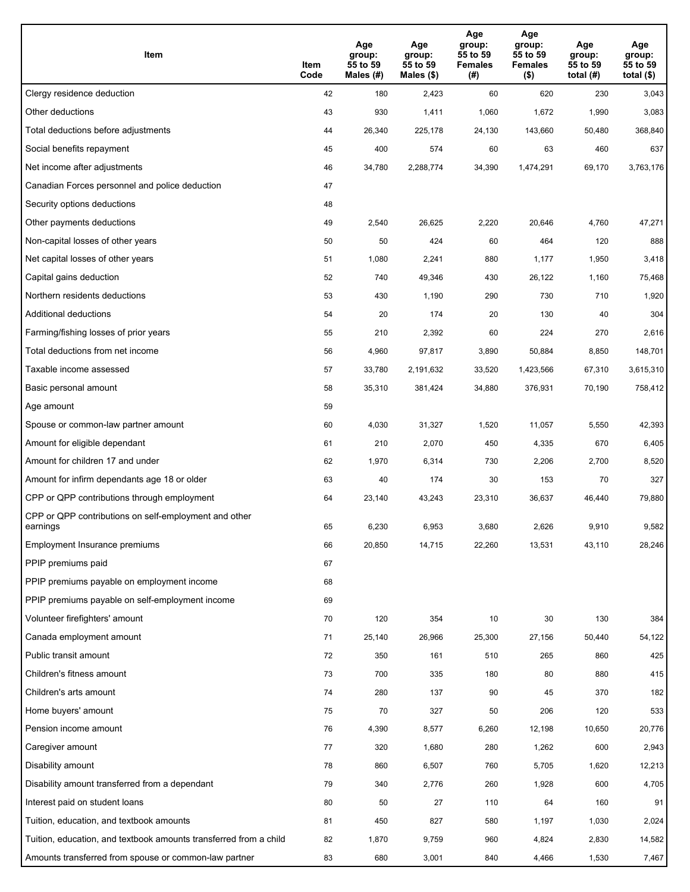| Item | Item Code | Age group: 55 to 59 Males (#) | Age group: 55 to 59 Males ($) | Age group: 55 to 59 Females (#) | Age group: 55 to 59 Females ($) | Age group: 55 to 59 total (#) | Age group: 55 to 59 total ($) |
|---|---|---|---|---|---|---|---|
| Clergy residence deduction | 42 | 180 | 2,423 | 60 | 620 | 230 | 3,043 |
| Other deductions | 43 | 930 | 1,411 | 1,060 | 1,672 | 1,990 | 3,083 |
| Total deductions before adjustments | 44 | 26,340 | 225,178 | 24,130 | 143,660 | 50,480 | 368,840 |
| Social benefits repayment | 45 | 400 | 574 | 60 | 63 | 460 | 637 |
| Net income after adjustments | 46 | 34,780 | 2,288,774 | 34,390 | 1,474,291 | 69,170 | 3,763,176 |
| Canadian Forces personnel and police deduction | 47 | | | | | | |
| Security options deductions | 48 | | | | | | |
| Other payments deductions | 49 | 2,540 | 26,625 | 2,220 | 20,646 | 4,760 | 47,271 |
| Non-capital losses of other years | 50 | 50 | 424 | 60 | 464 | 120 | 888 |
| Net capital losses of other years | 51 | 1,080 | 2,241 | 880 | 1,177 | 1,950 | 3,418 |
| Capital gains deduction | 52 | 740 | 49,346 | 430 | 26,122 | 1,160 | 75,468 |
| Northern residents deductions | 53 | 430 | 1,190 | 290 | 730 | 710 | 1,920 |
| Additional deductions | 54 | 20 | 174 | 20 | 130 | 40 | 304 |
| Farming/fishing losses of prior years | 55 | 210 | 2,392 | 60 | 224 | 270 | 2,616 |
| Total deductions from net income | 56 | 4,960 | 97,817 | 3,890 | 50,884 | 8,850 | 148,701 |
| Taxable income assessed | 57 | 33,780 | 2,191,632 | 33,520 | 1,423,566 | 67,310 | 3,615,310 |
| Basic personal amount | 58 | 35,310 | 381,424 | 34,880 | 376,931 | 70,190 | 758,412 |
| Age amount | 59 | | | | | | |
| Spouse or common-law partner amount | 60 | 4,030 | 31,327 | 1,520 | 11,057 | 5,550 | 42,393 |
| Amount for eligible dependant | 61 | 210 | 2,070 | 450 | 4,335 | 670 | 6,405 |
| Amount for children 17 and under | 62 | 1,970 | 6,314 | 730 | 2,206 | 2,700 | 8,520 |
| Amount for infirm dependants age 18 or older | 63 | 40 | 174 | 30 | 153 | 70 | 327 |
| CPP or QPP contributions through employment | 64 | 23,140 | 43,243 | 23,310 | 36,637 | 46,440 | 79,880 |
| CPP or QPP contributions on self-employment and other earnings | 65 | 6,230 | 6,953 | 3,680 | 2,626 | 9,910 | 9,582 |
| Employment Insurance premiums | 66 | 20,850 | 14,715 | 22,260 | 13,531 | 43,110 | 28,246 |
| PPIP premiums paid | 67 | | | | | | |
| PPIP premiums payable on employment income | 68 | | | | | | |
| PPIP premiums payable on self-employment income | 69 | | | | | | |
| Volunteer firefighters' amount | 70 | 120 | 354 | 10 | 30 | 130 | 384 |
| Canada employment amount | 71 | 25,140 | 26,966 | 25,300 | 27,156 | 50,440 | 54,122 |
| Public transit amount | 72 | 350 | 161 | 510 | 265 | 860 | 425 |
| Children's fitness amount | 73 | 700 | 335 | 180 | 80 | 880 | 415 |
| Children's arts amount | 74 | 280 | 137 | 90 | 45 | 370 | 182 |
| Home buyers' amount | 75 | 70 | 327 | 50 | 206 | 120 | 533 |
| Pension income amount | 76 | 4,390 | 8,577 | 6,260 | 12,198 | 10,650 | 20,776 |
| Caregiver amount | 77 | 320 | 1,680 | 280 | 1,262 | 600 | 2,943 |
| Disability amount | 78 | 860 | 6,507 | 760 | 5,705 | 1,620 | 12,213 |
| Disability amount transferred from a dependant | 79 | 340 | 2,776 | 260 | 1,928 | 600 | 4,705 |
| Interest paid on student loans | 80 | 50 | 27 | 110 | 64 | 160 | 91 |
| Tuition, education, and textbook amounts | 81 | 450 | 827 | 580 | 1,197 | 1,030 | 2,024 |
| Tuition, education, and textbook amounts transferred from a child | 82 | 1,870 | 9,759 | 960 | 4,824 | 2,830 | 14,582 |
| Amounts transferred from spouse or common-law partner | 83 | 680 | 3,001 | 840 | 4,466 | 1,530 | 7,467 |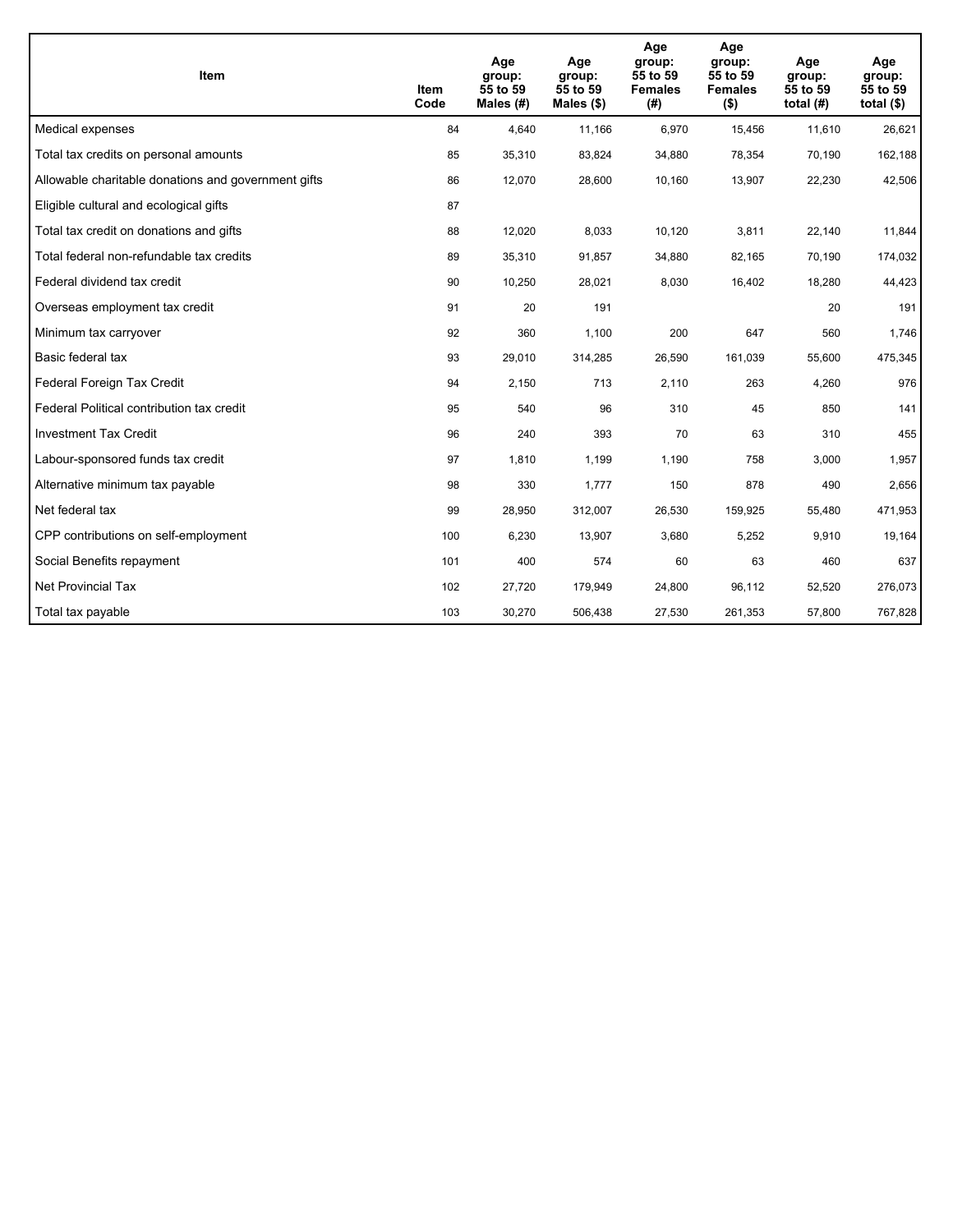| Item | Item Code | Age group: 55 to 59 Males (#) | Age group: 55 to 59 Males ($) | Age group: 55 to 59 Females (#) | Age group: 55 to 59 Females ($) | Age group: 55 to 59 total (#) | Age group: 55 to 59 total ($) |
|---|---|---|---|---|---|---|---|
| Medical expenses | 84 | 4,640 | 11,166 | 6,970 | 15,456 | 11,610 | 26,621 |
| Total tax credits on personal amounts | 85 | 35,310 | 83,824 | 34,880 | 78,354 | 70,190 | 162,188 |
| Allowable charitable donations and government gifts | 86 | 12,070 | 28,600 | 10,160 | 13,907 | 22,230 | 42,506 |
| Eligible cultural and ecological gifts | 87 | | | | | | |
| Total tax credit on donations and gifts | 88 | 12,020 | 8,033 | 10,120 | 3,811 | 22,140 | 11,844 |
| Total federal non-refundable tax credits | 89 | 35,310 | 91,857 | 34,880 | 82,165 | 70,190 | 174,032 |
| Federal dividend tax credit | 90 | 10,250 | 28,021 | 8,030 | 16,402 | 18,280 | 44,423 |
| Overseas employment tax credit | 91 | 20 | 191 | | | 20 | 191 |
| Minimum tax carryover | 92 | 360 | 1,100 | 200 | 647 | 560 | 1,746 |
| Basic federal tax | 93 | 29,010 | 314,285 | 26,590 | 161,039 | 55,600 | 475,345 |
| Federal Foreign Tax Credit | 94 | 2,150 | 713 | 2,110 | 263 | 4,260 | 976 |
| Federal Political contribution tax credit | 95 | 540 | 96 | 310 | 45 | 850 | 141 |
| Investment Tax Credit | 96 | 240 | 393 | 70 | 63 | 310 | 455 |
| Labour-sponsored funds tax credit | 97 | 1,810 | 1,199 | 1,190 | 758 | 3,000 | 1,957 |
| Alternative minimum tax payable | 98 | 330 | 1,777 | 150 | 878 | 490 | 2,656 |
| Net federal tax | 99 | 28,950 | 312,007 | 26,530 | 159,925 | 55,480 | 471,953 |
| CPP contributions on self-employment | 100 | 6,230 | 13,907 | 3,680 | 5,252 | 9,910 | 19,164 |
| Social Benefits repayment | 101 | 400 | 574 | 60 | 63 | 460 | 637 |
| Net Provincial Tax | 102 | 27,720 | 179,949 | 24,800 | 96,112 | 52,520 | 276,073 |
| Total tax payable | 103 | 30,270 | 506,438 | 27,530 | 261,353 | 57,800 | 767,828 |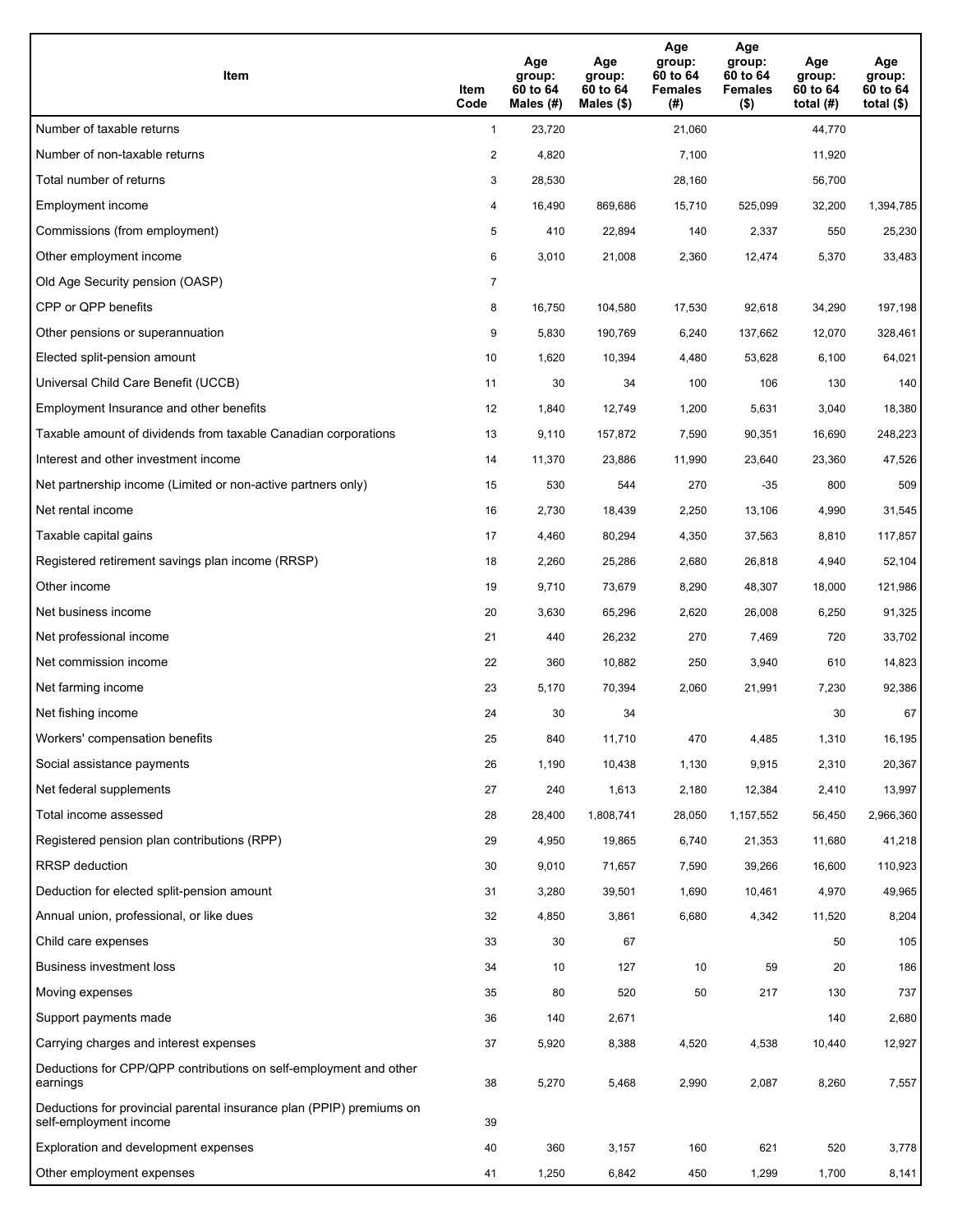| Item | Item Code | Age group: 60 to 64 Males (#) | Age group: 60 to 64 Males ($) | Age group: 60 to 64 Females (#) | Age group: 60 to 64 Females ($) | Age group: 60 to 64 total (#) | Age group: 60 to 64 total ($) |
|---|---|---|---|---|---|---|---|
| Number of taxable returns | 1 | 23,720 | | 21,060 | | 44,770 | |
| Number of non-taxable returns | 2 | 4,820 | | 7,100 | | 11,920 | |
| Total number of returns | 3 | 28,530 | | 28,160 | | 56,700 | |
| Employment income | 4 | 16,490 | 869,686 | 15,710 | 525,099 | 32,200 | 1,394,785 |
| Commissions (from employment) | 5 | 410 | 22,894 | 140 | 2,337 | 550 | 25,230 |
| Other employment income | 6 | 3,010 | 21,008 | 2,360 | 12,474 | 5,370 | 33,483 |
| Old Age Security pension (OASP) | 7 | | | | | | |
| CPP or QPP benefits | 8 | 16,750 | 104,580 | 17,530 | 92,618 | 34,290 | 197,198 |
| Other pensions or superannuation | 9 | 5,830 | 190,769 | 6,240 | 137,662 | 12,070 | 328,461 |
| Elected split-pension amount | 10 | 1,620 | 10,394 | 4,480 | 53,628 | 6,100 | 64,021 |
| Universal Child Care Benefit (UCCB) | 11 | 30 | 34 | 100 | 106 | 130 | 140 |
| Employment Insurance and other benefits | 12 | 1,840 | 12,749 | 1,200 | 5,631 | 3,040 | 18,380 |
| Taxable amount of dividends from taxable Canadian corporations | 13 | 9,110 | 157,872 | 7,590 | 90,351 | 16,690 | 248,223 |
| Interest and other investment income | 14 | 11,370 | 23,886 | 11,990 | 23,640 | 23,360 | 47,526 |
| Net partnership income (Limited or non-active partners only) | 15 | 530 | 544 | 270 | -35 | 800 | 509 |
| Net rental income | 16 | 2,730 | 18,439 | 2,250 | 13,106 | 4,990 | 31,545 |
| Taxable capital gains | 17 | 4,460 | 80,294 | 4,350 | 37,563 | 8,810 | 117,857 |
| Registered retirement savings plan income (RRSP) | 18 | 2,260 | 25,286 | 2,680 | 26,818 | 4,940 | 52,104 |
| Other income | 19 | 9,710 | 73,679 | 8,290 | 48,307 | 18,000 | 121,986 |
| Net business income | 20 | 3,630 | 65,296 | 2,620 | 26,008 | 6,250 | 91,325 |
| Net professional income | 21 | 440 | 26,232 | 270 | 7,469 | 720 | 33,702 |
| Net commission income | 22 | 360 | 10,882 | 250 | 3,940 | 610 | 14,823 |
| Net farming income | 23 | 5,170 | 70,394 | 2,060 | 21,991 | 7,230 | 92,386 |
| Net fishing income | 24 | 30 | 34 | | | 30 | 67 |
| Workers' compensation benefits | 25 | 840 | 11,710 | 470 | 4,485 | 1,310 | 16,195 |
| Social assistance payments | 26 | 1,190 | 10,438 | 1,130 | 9,915 | 2,310 | 20,367 |
| Net federal supplements | 27 | 240 | 1,613 | 2,180 | 12,384 | 2,410 | 13,997 |
| Total income assessed | 28 | 28,400 | 1,808,741 | 28,050 | 1,157,552 | 56,450 | 2,966,360 |
| Registered pension plan contributions (RPP) | 29 | 4,950 | 19,865 | 6,740 | 21,353 | 11,680 | 41,218 |
| RRSP deduction | 30 | 9,010 | 71,657 | 7,590 | 39,266 | 16,600 | 110,923 |
| Deduction for elected split-pension amount | 31 | 3,280 | 39,501 | 1,690 | 10,461 | 4,970 | 49,965 |
| Annual union, professional, or like dues | 32 | 4,850 | 3,861 | 6,680 | 4,342 | 11,520 | 8,204 |
| Child care expenses | 33 | 30 | 67 | | | 50 | 105 |
| Business investment loss | 34 | 10 | 127 | 10 | 59 | 20 | 186 |
| Moving expenses | 35 | 80 | 520 | 50 | 217 | 130 | 737 |
| Support payments made | 36 | 140 | 2,671 | | | 140 | 2,680 |
| Carrying charges and interest expenses | 37 | 5,920 | 8,388 | 4,520 | 4,538 | 10,440 | 12,927 |
| Deductions for CPP/QPP contributions on self-employment and other earnings | 38 | 5,270 | 5,468 | 2,990 | 2,087 | 8,260 | 7,557 |
| Deductions for provincial parental insurance plan (PPIP) premiums on self-employment income | 39 | | | | | | |
| Exploration and development expenses | 40 | 360 | 3,157 | 160 | 621 | 520 | 3,778 |
| Other employment expenses | 41 | 1,250 | 6,842 | 450 | 1,299 | 1,700 | 8,141 |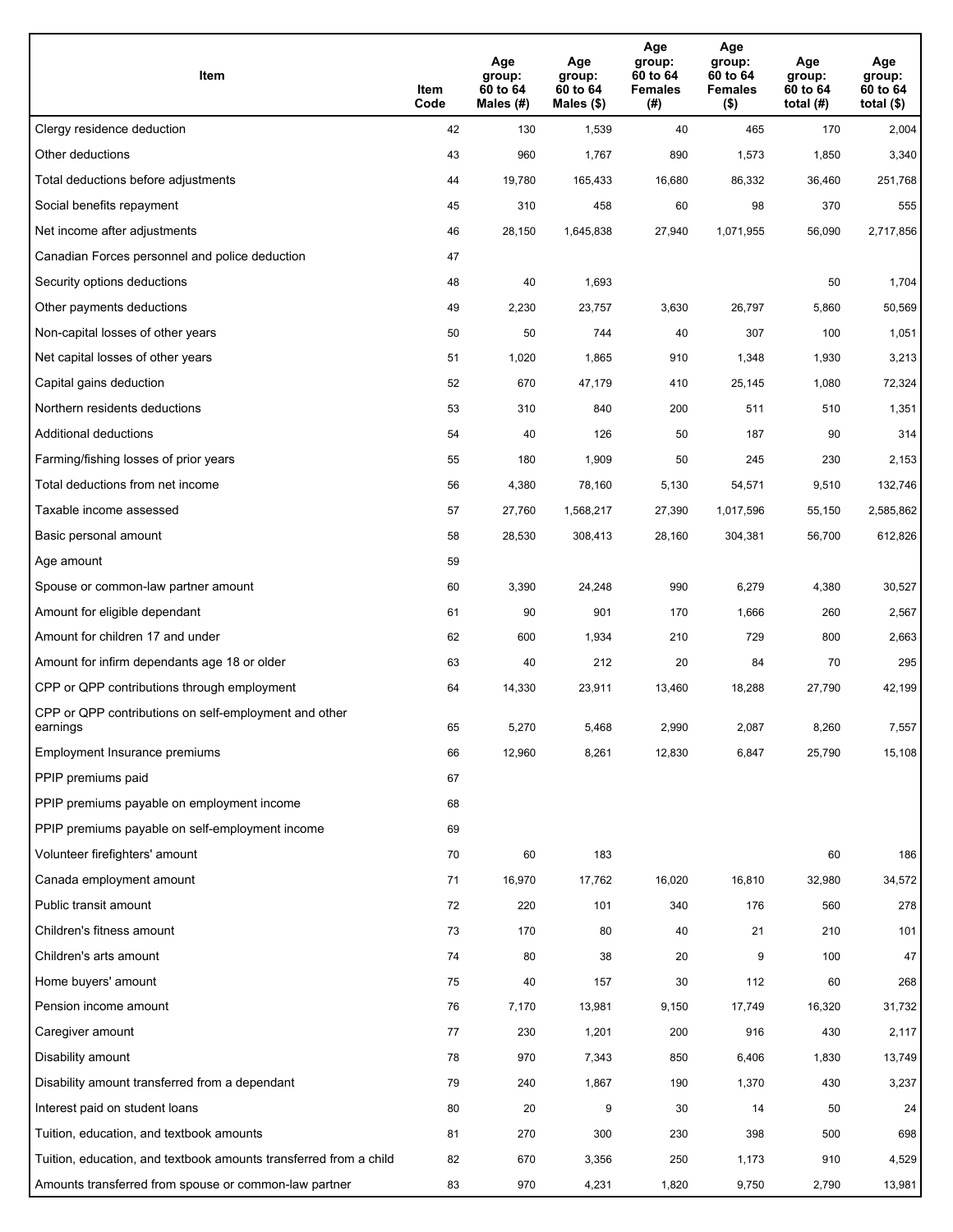| Item | Item Code | Age group: 60 to 64 Males (#) | Age group: 60 to 64 Males ($) | Age group: 60 to 64 Females (#) | Age group: 60 to 64 Females ($) | Age group: 60 to 64 total (#) | Age group: 60 to 64 total ($) |
|---|---|---|---|---|---|---|---|
| Clergy residence deduction | 42 | 130 | 1,539 | 40 | 465 | 170 | 2,004 |
| Other deductions | 43 | 960 | 1,767 | 890 | 1,573 | 1,850 | 3,340 |
| Total deductions before adjustments | 44 | 19,780 | 165,433 | 16,680 | 86,332 | 36,460 | 251,768 |
| Social benefits repayment | 45 | 310 | 458 | 60 | 98 | 370 | 555 |
| Net income after adjustments | 46 | 28,150 | 1,645,838 | 27,940 | 1,071,955 | 56,090 | 2,717,856 |
| Canadian Forces personnel and police deduction | 47 | | | | | | |
| Security options deductions | 48 | 40 | 1,693 | | | 50 | 1,704 |
| Other payments deductions | 49 | 2,230 | 23,757 | 3,630 | 26,797 | 5,860 | 50,569 |
| Non-capital losses of other years | 50 | 50 | 744 | 40 | 307 | 100 | 1,051 |
| Net capital losses of other years | 51 | 1,020 | 1,865 | 910 | 1,348 | 1,930 | 3,213 |
| Capital gains deduction | 52 | 670 | 47,179 | 410 | 25,145 | 1,080 | 72,324 |
| Northern residents deductions | 53 | 310 | 840 | 200 | 511 | 510 | 1,351 |
| Additional deductions | 54 | 40 | 126 | 50 | 187 | 90 | 314 |
| Farming/fishing losses of prior years | 55 | 180 | 1,909 | 50 | 245 | 230 | 2,153 |
| Total deductions from net income | 56 | 4,380 | 78,160 | 5,130 | 54,571 | 9,510 | 132,746 |
| Taxable income assessed | 57 | 27,760 | 1,568,217 | 27,390 | 1,017,596 | 55,150 | 2,585,862 |
| Basic personal amount | 58 | 28,530 | 308,413 | 28,160 | 304,381 | 56,700 | 612,826 |
| Age amount | 59 | | | | | | |
| Spouse or common-law partner amount | 60 | 3,390 | 24,248 | 990 | 6,279 | 4,380 | 30,527 |
| Amount for eligible dependant | 61 | 90 | 901 | 170 | 1,666 | 260 | 2,567 |
| Amount for children 17 and under | 62 | 600 | 1,934 | 210 | 729 | 800 | 2,663 |
| Amount for infirm dependants age 18 or older | 63 | 40 | 212 | 20 | 84 | 70 | 295 |
| CPP or QPP contributions through employment | 64 | 14,330 | 23,911 | 13,460 | 18,288 | 27,790 | 42,199 |
| CPP or QPP contributions on self-employment and other earnings | 65 | 5,270 | 5,468 | 2,990 | 2,087 | 8,260 | 7,557 |
| Employment Insurance premiums | 66 | 12,960 | 8,261 | 12,830 | 6,847 | 25,790 | 15,108 |
| PPIP premiums paid | 67 | | | | | | |
| PPIP premiums payable on employment income | 68 | | | | | | |
| PPIP premiums payable on self-employment income | 69 | | | | | | |
| Volunteer firefighters' amount | 70 | 60 | 183 | | | 60 | 186 |
| Canada employment amount | 71 | 16,970 | 17,762 | 16,020 | 16,810 | 32,980 | 34,572 |
| Public transit amount | 72 | 220 | 101 | 340 | 176 | 560 | 278 |
| Children's fitness amount | 73 | 170 | 80 | 40 | 21 | 210 | 101 |
| Children's arts amount | 74 | 80 | 38 | 20 | 9 | 100 | 47 |
| Home buyers' amount | 75 | 40 | 157 | 30 | 112 | 60 | 268 |
| Pension income amount | 76 | 7,170 | 13,981 | 9,150 | 17,749 | 16,320 | 31,732 |
| Caregiver amount | 77 | 230 | 1,201 | 200 | 916 | 430 | 2,117 |
| Disability amount | 78 | 970 | 7,343 | 850 | 6,406 | 1,830 | 13,749 |
| Disability amount transferred from a dependant | 79 | 240 | 1,867 | 190 | 1,370 | 430 | 3,237 |
| Interest paid on student loans | 80 | 20 | 9 | 30 | 14 | 50 | 24 |
| Tuition, education, and textbook amounts | 81 | 270 | 300 | 230 | 398 | 500 | 698 |
| Tuition, education, and textbook amounts transferred from a child | 82 | 670 | 3,356 | 250 | 1,173 | 910 | 4,529 |
| Amounts transferred from spouse or common-law partner | 83 | 970 | 4,231 | 1,820 | 9,750 | 2,790 | 13,981 |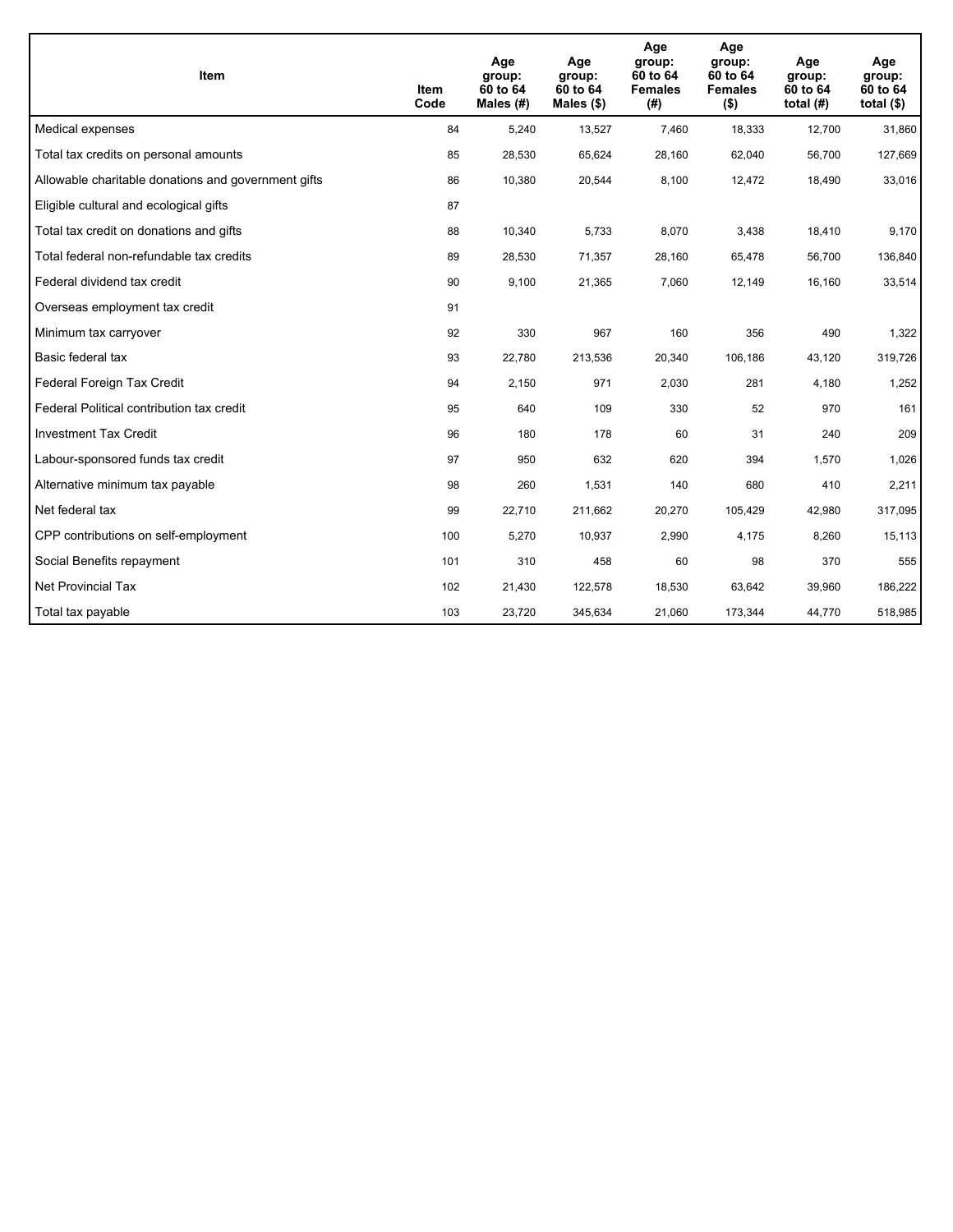| Item | Item Code | Age group: 60 to 64 Males (#) | Age group: 60 to 64 Males ($) | Age group: 60 to 64 Females (#) | Age group: 60 to 64 Females ($) | Age group: 60 to 64 total (#) | Age group: 60 to 64 total ($) |
|---|---|---|---|---|---|---|---|
| Medical expenses | 84 | 5,240 | 13,527 | 7,460 | 18,333 | 12,700 | 31,860 |
| Total tax credits on personal amounts | 85 | 28,530 | 65,624 | 28,160 | 62,040 | 56,700 | 127,669 |
| Allowable charitable donations and government gifts | 86 | 10,380 | 20,544 | 8,100 | 12,472 | 18,490 | 33,016 |
| Eligible cultural and ecological gifts | 87 | | | | | | |
| Total tax credit on donations and gifts | 88 | 10,340 | 5,733 | 8,070 | 3,438 | 18,410 | 9,170 |
| Total federal non-refundable tax credits | 89 | 28,530 | 71,357 | 28,160 | 65,478 | 56,700 | 136,840 |
| Federal dividend tax credit | 90 | 9,100 | 21,365 | 7,060 | 12,149 | 16,160 | 33,514 |
| Overseas employment tax credit | 91 | | | | | | |
| Minimum tax carryover | 92 | 330 | 967 | 160 | 356 | 490 | 1,322 |
| Basic federal tax | 93 | 22,780 | 213,536 | 20,340 | 106,186 | 43,120 | 319,726 |
| Federal Foreign Tax Credit | 94 | 2,150 | 971 | 2,030 | 281 | 4,180 | 1,252 |
| Federal Political contribution tax credit | 95 | 640 | 109 | 330 | 52 | 970 | 161 |
| Investment Tax Credit | 96 | 180 | 178 | 60 | 31 | 240 | 209 |
| Labour-sponsored funds tax credit | 97 | 950 | 632 | 620 | 394 | 1,570 | 1,026 |
| Alternative minimum tax payable | 98 | 260 | 1,531 | 140 | 680 | 410 | 2,211 |
| Net federal tax | 99 | 22,710 | 211,662 | 20,270 | 105,429 | 42,980 | 317,095 |
| CPP contributions on self-employment | 100 | 5,270 | 10,937 | 2,990 | 4,175 | 8,260 | 15,113 |
| Social Benefits repayment | 101 | 310 | 458 | 60 | 98 | 370 | 555 |
| Net Provincial Tax | 102 | 21,430 | 122,578 | 18,530 | 63,642 | 39,960 | 186,222 |
| Total tax payable | 103 | 23,720 | 345,634 | 21,060 | 173,344 | 44,770 | 518,985 |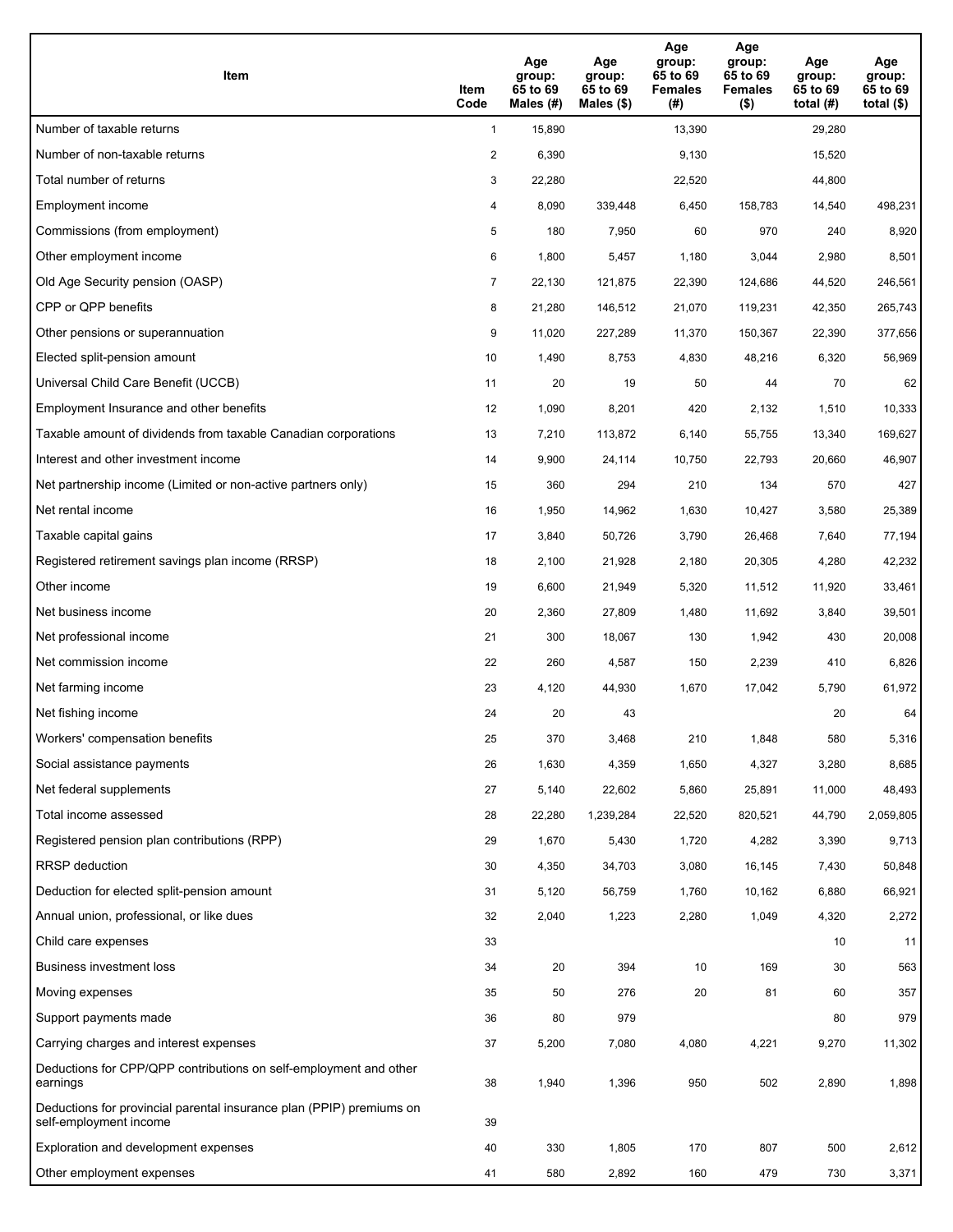| Item | Item Code | Age group: 65 to 69 Males (#) | Age group: 65 to 69 Males ($) | Age group: 65 to 69 Females (#) | Age group: 65 to 69 Females ($) | Age group: 65 to 69 total (#) | Age group: 65 to 69 total ($) |
|---|---|---|---|---|---|---|---|
| Number of taxable returns | 1 | 15,890 | | 13,390 | | 29,280 | |
| Number of non-taxable returns | 2 | 6,390 | | 9,130 | | 15,520 | |
| Total number of returns | 3 | 22,280 | | 22,520 | | 44,800 | |
| Employment income | 4 | 8,090 | 339,448 | 6,450 | 158,783 | 14,540 | 498,231 |
| Commissions (from employment) | 5 | 180 | 7,950 | 60 | 970 | 240 | 8,920 |
| Other employment income | 6 | 1,800 | 5,457 | 1,180 | 3,044 | 2,980 | 8,501 |
| Old Age Security pension (OASP) | 7 | 22,130 | 121,875 | 22,390 | 124,686 | 44,520 | 246,561 |
| CPP or QPP benefits | 8 | 21,280 | 146,512 | 21,070 | 119,231 | 42,350 | 265,743 |
| Other pensions or superannuation | 9 | 11,020 | 227,289 | 11,370 | 150,367 | 22,390 | 377,656 |
| Elected split-pension amount | 10 | 1,490 | 8,753 | 4,830 | 48,216 | 6,320 | 56,969 |
| Universal Child Care Benefit (UCCB) | 11 | 20 | 19 | 50 | 44 | 70 | 62 |
| Employment Insurance and other benefits | 12 | 1,090 | 8,201 | 420 | 2,132 | 1,510 | 10,333 |
| Taxable amount of dividends from taxable Canadian corporations | 13 | 7,210 | 113,872 | 6,140 | 55,755 | 13,340 | 169,627 |
| Interest and other investment income | 14 | 9,900 | 24,114 | 10,750 | 22,793 | 20,660 | 46,907 |
| Net partnership income (Limited or non-active partners only) | 15 | 360 | 294 | 210 | 134 | 570 | 427 |
| Net rental income | 16 | 1,950 | 14,962 | 1,630 | 10,427 | 3,580 | 25,389 |
| Taxable capital gains | 17 | 3,840 | 50,726 | 3,790 | 26,468 | 7,640 | 77,194 |
| Registered retirement savings plan income (RRSP) | 18 | 2,100 | 21,928 | 2,180 | 20,305 | 4,280 | 42,232 |
| Other income | 19 | 6,600 | 21,949 | 5,320 | 11,512 | 11,920 | 33,461 |
| Net business income | 20 | 2,360 | 27,809 | 1,480 | 11,692 | 3,840 | 39,501 |
| Net professional income | 21 | 300 | 18,067 | 130 | 1,942 | 430 | 20,008 |
| Net commission income | 22 | 260 | 4,587 | 150 | 2,239 | 410 | 6,826 |
| Net farming income | 23 | 4,120 | 44,930 | 1,670 | 17,042 | 5,790 | 61,972 |
| Net fishing income | 24 | 20 | 43 | | | 20 | 64 |
| Workers' compensation benefits | 25 | 370 | 3,468 | 210 | 1,848 | 580 | 5,316 |
| Social assistance payments | 26 | 1,630 | 4,359 | 1,650 | 4,327 | 3,280 | 8,685 |
| Net federal supplements | 27 | 5,140 | 22,602 | 5,860 | 25,891 | 11,000 | 48,493 |
| Total income assessed | 28 | 22,280 | 1,239,284 | 22,520 | 820,521 | 44,790 | 2,059,805 |
| Registered pension plan contributions (RPP) | 29 | 1,670 | 5,430 | 1,720 | 4,282 | 3,390 | 9,713 |
| RRSP deduction | 30 | 4,350 | 34,703 | 3,080 | 16,145 | 7,430 | 50,848 |
| Deduction for elected split-pension amount | 31 | 5,120 | 56,759 | 1,760 | 10,162 | 6,880 | 66,921 |
| Annual union, professional, or like dues | 32 | 2,040 | 1,223 | 2,280 | 1,049 | 4,320 | 2,272 |
| Child care expenses | 33 | | | | | 10 | 11 |
| Business investment loss | 34 | 20 | 394 | 10 | 169 | 30 | 563 |
| Moving expenses | 35 | 50 | 276 | 20 | 81 | 60 | 357 |
| Support payments made | 36 | 80 | 979 | | | 80 | 979 |
| Carrying charges and interest expenses | 37 | 5,200 | 7,080 | 4,080 | 4,221 | 9,270 | 11,302 |
| Deductions for CPP/QPP contributions on self-employment and other earnings | 38 | 1,940 | 1,396 | 950 | 502 | 2,890 | 1,898 |
| Deductions for provincial parental insurance plan (PPIP) premiums on self-employment income | 39 | | | | | | |
| Exploration and development expenses | 40 | 330 | 1,805 | 170 | 807 | 500 | 2,612 |
| Other employment expenses | 41 | 580 | 2,892 | 160 | 479 | 730 | 3,371 |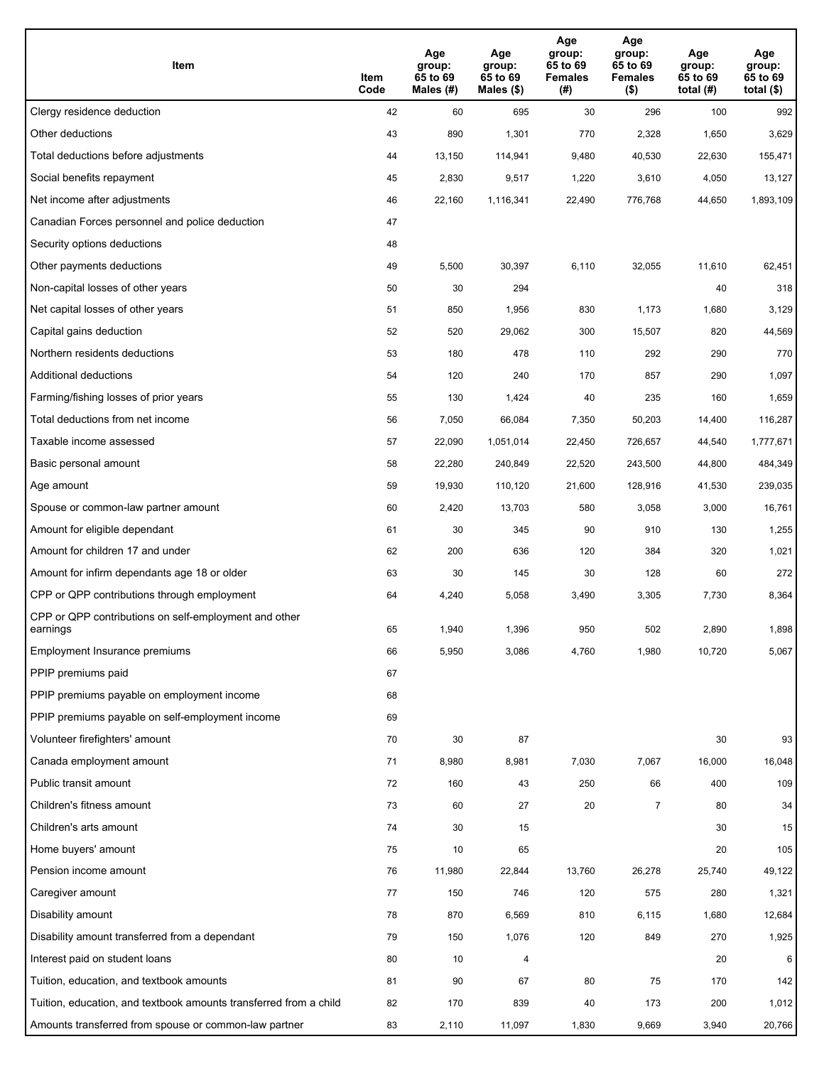| Item | Item Code | Age group: 65 to 69 Males (#) | Age group: 65 to 69 Males ($) | Age group: 65 to 69 Females (#) | Age group: 65 to 69 Females ($) | Age group: 65 to 69 total (#) | Age group: 65 to 69 total ($) |
|---|---|---|---|---|---|---|---|
| Clergy residence deduction | 42 | 60 | 695 | 30 | 296 | 100 | 992 |
| Other deductions | 43 | 890 | 1,301 | 770 | 2,328 | 1,650 | 3,629 |
| Total deductions before adjustments | 44 | 13,150 | 114,941 | 9,480 | 40,530 | 22,630 | 155,471 |
| Social benefits repayment | 45 | 2,830 | 9,517 | 1,220 | 3,610 | 4,050 | 13,127 |
| Net income after adjustments | 46 | 22,160 | 1,116,341 | 22,490 | 776,768 | 44,650 | 1,893,109 |
| Canadian Forces personnel and police deduction | 47 | | | | | | |
| Security options deductions | 48 | | | | | | |
| Other payments deductions | 49 | 5,500 | 30,397 | 6,110 | 32,055 | 11,610 | 62,451 |
| Non-capital losses of other years | 50 | 30 | 294 | | | 40 | 318 |
| Net capital losses of other years | 51 | 850 | 1,956 | 830 | 1,173 | 1,680 | 3,129 |
| Capital gains deduction | 52 | 520 | 29,062 | 300 | 15,507 | 820 | 44,569 |
| Northern residents deductions | 53 | 180 | 478 | 110 | 292 | 290 | 770 |
| Additional deductions | 54 | 120 | 240 | 170 | 857 | 290 | 1,097 |
| Farming/fishing losses of prior years | 55 | 130 | 1,424 | 40 | 235 | 160 | 1,659 |
| Total deductions from net income | 56 | 7,050 | 66,084 | 7,350 | 50,203 | 14,400 | 116,287 |
| Taxable income assessed | 57 | 22,090 | 1,051,014 | 22,450 | 726,657 | 44,540 | 1,777,671 |
| Basic personal amount | 58 | 22,280 | 240,849 | 22,520 | 243,500 | 44,800 | 484,349 |
| Age amount | 59 | 19,930 | 110,120 | 21,600 | 128,916 | 41,530 | 239,035 |
| Spouse or common-law partner amount | 60 | 2,420 | 13,703 | 580 | 3,058 | 3,000 | 16,761 |
| Amount for eligible dependant | 61 | 30 | 345 | 90 | 910 | 130 | 1,255 |
| Amount for children 17 and under | 62 | 200 | 636 | 120 | 384 | 320 | 1,021 |
| Amount for infirm dependants age 18 or older | 63 | 30 | 145 | 30 | 128 | 60 | 272 |
| CPP or QPP contributions through employment | 64 | 4,240 | 5,058 | 3,490 | 3,305 | 7,730 | 8,364 |
| CPP or QPP contributions on self-employment and other earnings | 65 | 1,940 | 1,396 | 950 | 502 | 2,890 | 1,898 |
| Employment Insurance premiums | 66 | 5,950 | 3,086 | 4,760 | 1,980 | 10,720 | 5,067 |
| PPIP premiums paid | 67 | | | | | | |
| PPIP premiums payable on employment income | 68 | | | | | | |
| PPIP premiums payable on self-employment income | 69 | | | | | | |
| Volunteer firefighters' amount | 70 | 30 | 87 | | | 30 | 93 |
| Canada employment amount | 71 | 8,980 | 8,981 | 7,030 | 7,067 | 16,000 | 16,048 |
| Public transit amount | 72 | 160 | 43 | 250 | 66 | 400 | 109 |
| Children's fitness amount | 73 | 60 | 27 | 20 | 7 | 80 | 34 |
| Children's arts amount | 74 | 30 | 15 | | | 30 | 15 |
| Home buyers' amount | 75 | 10 | 65 | | | 20 | 105 |
| Pension income amount | 76 | 11,980 | 22,844 | 13,760 | 26,278 | 25,740 | 49,122 |
| Caregiver amount | 77 | 150 | 746 | 120 | 575 | 280 | 1,321 |
| Disability amount | 78 | 870 | 6,569 | 810 | 6,115 | 1,680 | 12,684 |
| Disability amount transferred from a dependant | 79 | 150 | 1,076 | 120 | 849 | 270 | 1,925 |
| Interest paid on student loans | 80 | 10 | 4 | | | 20 | 6 |
| Tuition, education, and textbook amounts | 81 | 90 | 67 | 80 | 75 | 170 | 142 |
| Tuition, education, and textbook amounts transferred from a child | 82 | 170 | 839 | 40 | 173 | 200 | 1,012 |
| Amounts transferred from spouse or common-law partner | 83 | 2,110 | 11,097 | 1,830 | 9,669 | 3,940 | 20,766 |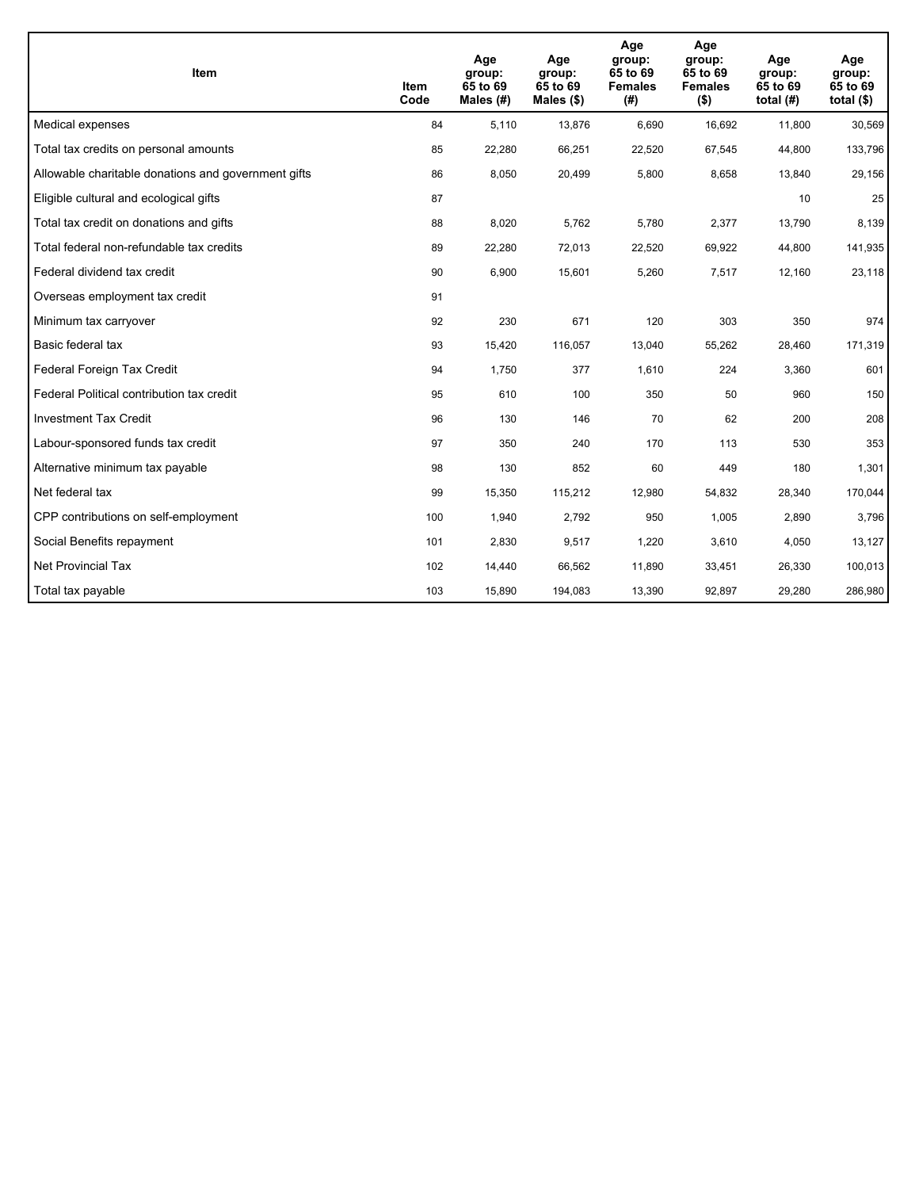| Item | Item Code | Age group: 65 to 69 Males (#) | Age group: 65 to 69 Males ($) | Age group: 65 to 69 Females (#) | Age group: 65 to 69 Females ($) | Age group: 65 to 69 total (#) | Age group: 65 to 69 total ($) |
|---|---|---|---|---|---|---|---|
| Medical expenses | 84 | 5,110 | 13,876 | 6,690 | 16,692 | 11,800 | 30,569 |
| Total tax credits on personal amounts | 85 | 22,280 | 66,251 | 22,520 | 67,545 | 44,800 | 133,796 |
| Allowable charitable donations and government gifts | 86 | 8,050 | 20,499 | 5,800 | 8,658 | 13,840 | 29,156 |
| Eligible cultural and ecological gifts | 87 | | | | | 10 | 25 |
| Total tax credit on donations and gifts | 88 | 8,020 | 5,762 | 5,780 | 2,377 | 13,790 | 8,139 |
| Total federal non-refundable tax credits | 89 | 22,280 | 72,013 | 22,520 | 69,922 | 44,800 | 141,935 |
| Federal dividend tax credit | 90 | 6,900 | 15,601 | 5,260 | 7,517 | 12,160 | 23,118 |
| Overseas employment tax credit | 91 | | | | | | |
| Minimum tax carryover | 92 | 230 | 671 | 120 | 303 | 350 | 974 |
| Basic federal tax | 93 | 15,420 | 116,057 | 13,040 | 55,262 | 28,460 | 171,319 |
| Federal Foreign Tax Credit | 94 | 1,750 | 377 | 1,610 | 224 | 3,360 | 601 |
| Federal Political contribution tax credit | 95 | 610 | 100 | 350 | 50 | 960 | 150 |
| Investment Tax Credit | 96 | 130 | 146 | 70 | 62 | 200 | 208 |
| Labour-sponsored funds tax credit | 97 | 350 | 240 | 170 | 113 | 530 | 353 |
| Alternative minimum tax payable | 98 | 130 | 852 | 60 | 449 | 180 | 1,301 |
| Net federal tax | 99 | 15,350 | 115,212 | 12,980 | 54,832 | 28,340 | 170,044 |
| CPP contributions on self-employment | 100 | 1,940 | 2,792 | 950 | 1,005 | 2,890 | 3,796 |
| Social Benefits repayment | 101 | 2,830 | 9,517 | 1,220 | 3,610 | 4,050 | 13,127 |
| Net Provincial Tax | 102 | 14,440 | 66,562 | 11,890 | 33,451 | 26,330 | 100,013 |
| Total tax payable | 103 | 15,890 | 194,083 | 13,390 | 92,897 | 29,280 | 286,980 |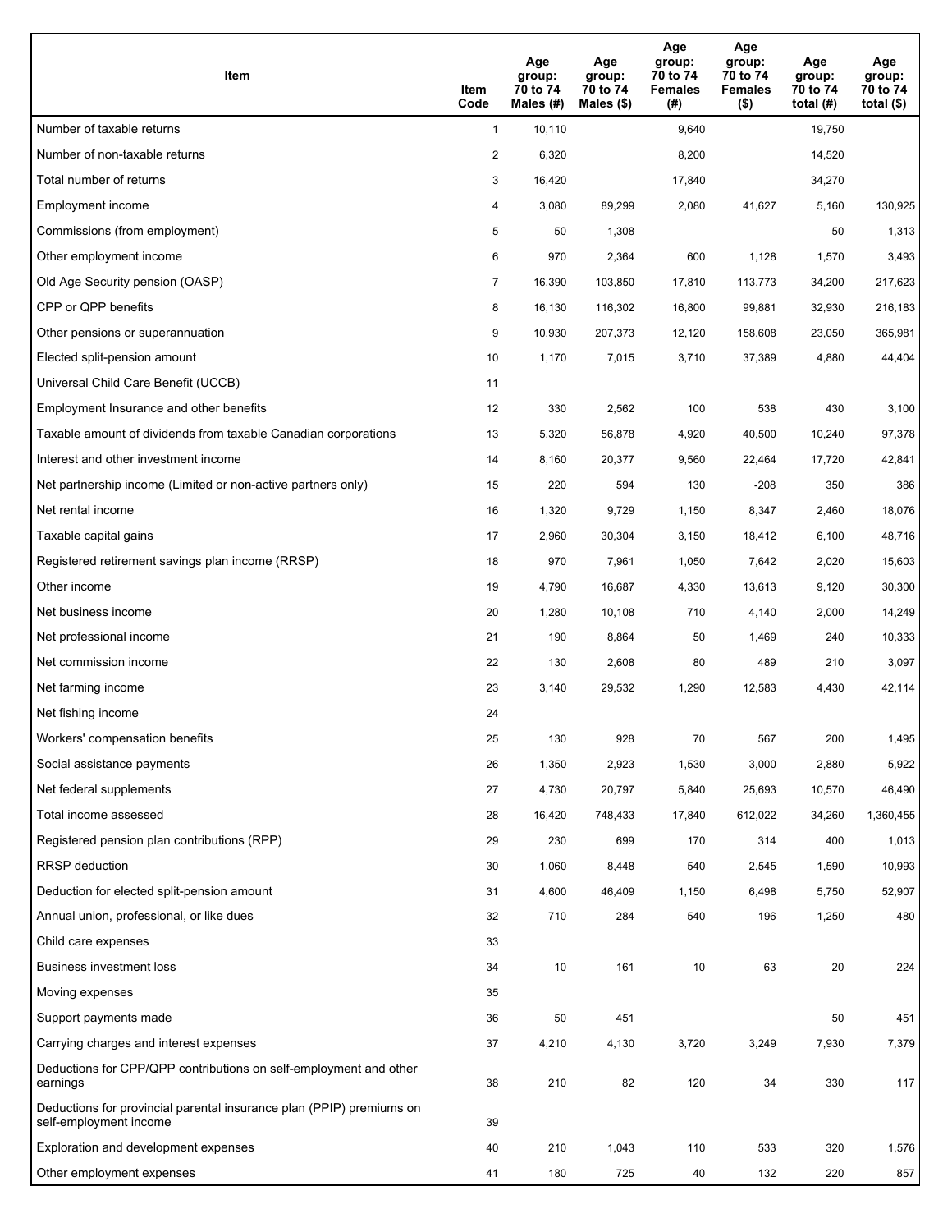| Item | Item Code | Age group: 70 to 74 Males (#) | Age group: 70 to 74 Males ($) | Age group: 70 to 74 Females (#) | Age group: 70 to 74 Females ($) | Age group: 70 to 74 total (#) | Age group: 70 to 74 total ($) |
|---|---|---|---|---|---|---|---|
| Number of taxable returns | 1 | 10,110 | | 9,640 | | 19,750 | |
| Number of non-taxable returns | 2 | 6,320 | | 8,200 | | 14,520 | |
| Total number of returns | 3 | 16,420 | | 17,840 | | 34,270 | |
| Employment income | 4 | 3,080 | 89,299 | 2,080 | 41,627 | 5,160 | 130,925 |
| Commissions (from employment) | 5 | 50 | 1,308 | | | 50 | 1,313 |
| Other employment income | 6 | 970 | 2,364 | 600 | 1,128 | 1,570 | 3,493 |
| Old Age Security pension (OASP) | 7 | 16,390 | 103,850 | 17,810 | 113,773 | 34,200 | 217,623 |
| CPP or QPP benefits | 8 | 16,130 | 116,302 | 16,800 | 99,881 | 32,930 | 216,183 |
| Other pensions or superannuation | 9 | 10,930 | 207,373 | 12,120 | 158,608 | 23,050 | 365,981 |
| Elected split-pension amount | 10 | 1,170 | 7,015 | 3,710 | 37,389 | 4,880 | 44,404 |
| Universal Child Care Benefit (UCCB) | 11 | | | | | | |
| Employment Insurance and other benefits | 12 | 330 | 2,562 | 100 | 538 | 430 | 3,100 |
| Taxable amount of dividends from taxable Canadian corporations | 13 | 5,320 | 56,878 | 4,920 | 40,500 | 10,240 | 97,378 |
| Interest and other investment income | 14 | 8,160 | 20,377 | 9,560 | 22,464 | 17,720 | 42,841 |
| Net partnership income (Limited or non-active partners only) | 15 | 220 | 594 | 130 | -208 | 350 | 386 |
| Net rental income | 16 | 1,320 | 9,729 | 1,150 | 8,347 | 2,460 | 18,076 |
| Taxable capital gains | 17 | 2,960 | 30,304 | 3,150 | 18,412 | 6,100 | 48,716 |
| Registered retirement savings plan income (RRSP) | 18 | 970 | 7,961 | 1,050 | 7,642 | 2,020 | 15,603 |
| Other income | 19 | 4,790 | 16,687 | 4,330 | 13,613 | 9,120 | 30,300 |
| Net business income | 20 | 1,280 | 10,108 | 710 | 4,140 | 2,000 | 14,249 |
| Net professional income | 21 | 190 | 8,864 | 50 | 1,469 | 240 | 10,333 |
| Net commission income | 22 | 130 | 2,608 | 80 | 489 | 210 | 3,097 |
| Net farming income | 23 | 3,140 | 29,532 | 1,290 | 12,583 | 4,430 | 42,114 |
| Net fishing income | 24 | | | | | | |
| Workers' compensation benefits | 25 | 130 | 928 | 70 | 567 | 200 | 1,495 |
| Social assistance payments | 26 | 1,350 | 2,923 | 1,530 | 3,000 | 2,880 | 5,922 |
| Net federal supplements | 27 | 4,730 | 20,797 | 5,840 | 25,693 | 10,570 | 46,490 |
| Total income assessed | 28 | 16,420 | 748,433 | 17,840 | 612,022 | 34,260 | 1,360,455 |
| Registered pension plan contributions (RPP) | 29 | 230 | 699 | 170 | 314 | 400 | 1,013 |
| RRSP deduction | 30 | 1,060 | 8,448 | 540 | 2,545 | 1,590 | 10,993 |
| Deduction for elected split-pension amount | 31 | 4,600 | 46,409 | 1,150 | 6,498 | 5,750 | 52,907 |
| Annual union, professional, or like dues | 32 | 710 | 284 | 540 | 196 | 1,250 | 480 |
| Child care expenses | 33 | | | | | | |
| Business investment loss | 34 | 10 | 161 | 10 | 63 | 20 | 224 |
| Moving expenses | 35 | | | | | | |
| Support payments made | 36 | 50 | 451 | | | 50 | 451 |
| Carrying charges and interest expenses | 37 | 4,210 | 4,130 | 3,720 | 3,249 | 7,930 | 7,379 |
| Deductions for CPP/QPP contributions on self-employment and other earnings | 38 | 210 | 82 | 120 | 34 | 330 | 117 |
| Deductions for provincial parental insurance plan (PPIP) premiums on self-employment income | 39 | | | | | | |
| Exploration and development expenses | 40 | 210 | 1,043 | 110 | 533 | 320 | 1,576 |
| Other employment expenses | 41 | 180 | 725 | 40 | 132 | 220 | 857 |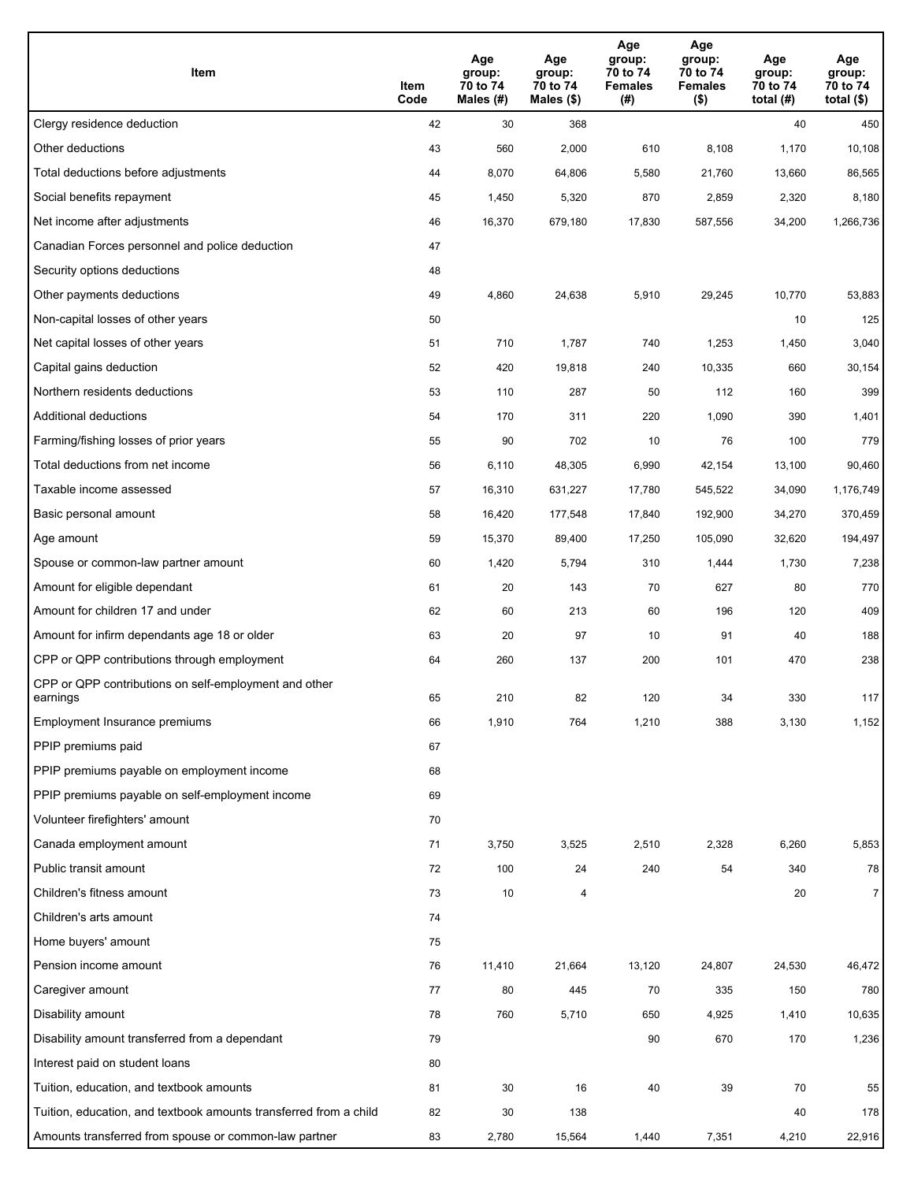| Item | Item Code | Age group: 70 to 74 Males (#) | Age group: 70 to 74 Males ($) | Age group: 70 to 74 Females (#) | Age group: 70 to 74 Females ($) | Age group: 70 to 74 total (#) | Age group: 70 to 74 total ($) |
|---|---|---|---|---|---|---|---|
| Clergy residence deduction | 42 | 30 | 368 | | | 40 | 450 |
| Other deductions | 43 | 560 | 2,000 | 610 | 8,108 | 1,170 | 10,108 |
| Total deductions before adjustments | 44 | 8,070 | 64,806 | 5,580 | 21,760 | 13,660 | 86,565 |
| Social benefits repayment | 45 | 1,450 | 5,320 | 870 | 2,859 | 2,320 | 8,180 |
| Net income after adjustments | 46 | 16,370 | 679,180 | 17,830 | 587,556 | 34,200 | 1,266,736 |
| Canadian Forces personnel and police deduction | 47 | | | | | | |
| Security options deductions | 48 | | | | | | |
| Other payments deductions | 49 | 4,860 | 24,638 | 5,910 | 29,245 | 10,770 | 53,883 |
| Non-capital losses of other years | 50 | | | | | 10 | 125 |
| Net capital losses of other years | 51 | 710 | 1,787 | 740 | 1,253 | 1,450 | 3,040 |
| Capital gains deduction | 52 | 420 | 19,818 | 240 | 10,335 | 660 | 30,154 |
| Northern residents deductions | 53 | 110 | 287 | 50 | 112 | 160 | 399 |
| Additional deductions | 54 | 170 | 311 | 220 | 1,090 | 390 | 1,401 |
| Farming/fishing losses of prior years | 55 | 90 | 702 | 10 | 76 | 100 | 779 |
| Total deductions from net income | 56 | 6,110 | 48,305 | 6,990 | 42,154 | 13,100 | 90,460 |
| Taxable income assessed | 57 | 16,310 | 631,227 | 17,780 | 545,522 | 34,090 | 1,176,749 |
| Basic personal amount | 58 | 16,420 | 177,548 | 17,840 | 192,900 | 34,270 | 370,459 |
| Age amount | 59 | 15,370 | 89,400 | 17,250 | 105,090 | 32,620 | 194,497 |
| Spouse or common-law partner amount | 60 | 1,420 | 5,794 | 310 | 1,444 | 1,730 | 7,238 |
| Amount for eligible dependant | 61 | 20 | 143 | 70 | 627 | 80 | 770 |
| Amount for children 17 and under | 62 | 60 | 213 | 60 | 196 | 120 | 409 |
| Amount for infirm dependants age 18 or older | 63 | 20 | 97 | 10 | 91 | 40 | 188 |
| CPP or QPP contributions through employment | 64 | 260 | 137 | 200 | 101 | 470 | 238 |
| CPP or QPP contributions on self-employment and other earnings | 65 | 210 | 82 | 120 | 34 | 330 | 117 |
| Employment Insurance premiums | 66 | 1,910 | 764 | 1,210 | 388 | 3,130 | 1,152 |
| PPIP premiums paid | 67 | | | | | | |
| PPIP premiums payable on employment income | 68 | | | | | | |
| PPIP premiums payable on self-employment income | 69 | | | | | | |
| Volunteer firefighters' amount | 70 | | | | | | |
| Canada employment amount | 71 | 3,750 | 3,525 | 2,510 | 2,328 | 6,260 | 5,853 |
| Public transit amount | 72 | 100 | 24 | 240 | 54 | 340 | 78 |
| Children's fitness amount | 73 | 10 | 4 | | | 20 | 7 |
| Children's arts amount | 74 | | | | | | |
| Home buyers' amount | 75 | | | | | | |
| Pension income amount | 76 | 11,410 | 21,664 | 13,120 | 24,807 | 24,530 | 46,472 |
| Caregiver amount | 77 | 80 | 445 | 70 | 335 | 150 | 780 |
| Disability amount | 78 | 760 | 5,710 | 650 | 4,925 | 1,410 | 10,635 |
| Disability amount transferred from a dependant | 79 | | | 90 | 670 | 170 | 1,236 |
| Interest paid on student loans | 80 | | | | | | |
| Tuition, education, and textbook amounts | 81 | 30 | 16 | 40 | 39 | 70 | 55 |
| Tuition, education, and textbook amounts transferred from a child | 82 | 30 | 138 | | | 40 | 178 |
| Amounts transferred from spouse or common-law partner | 83 | 2,780 | 15,564 | 1,440 | 7,351 | 4,210 | 22,916 |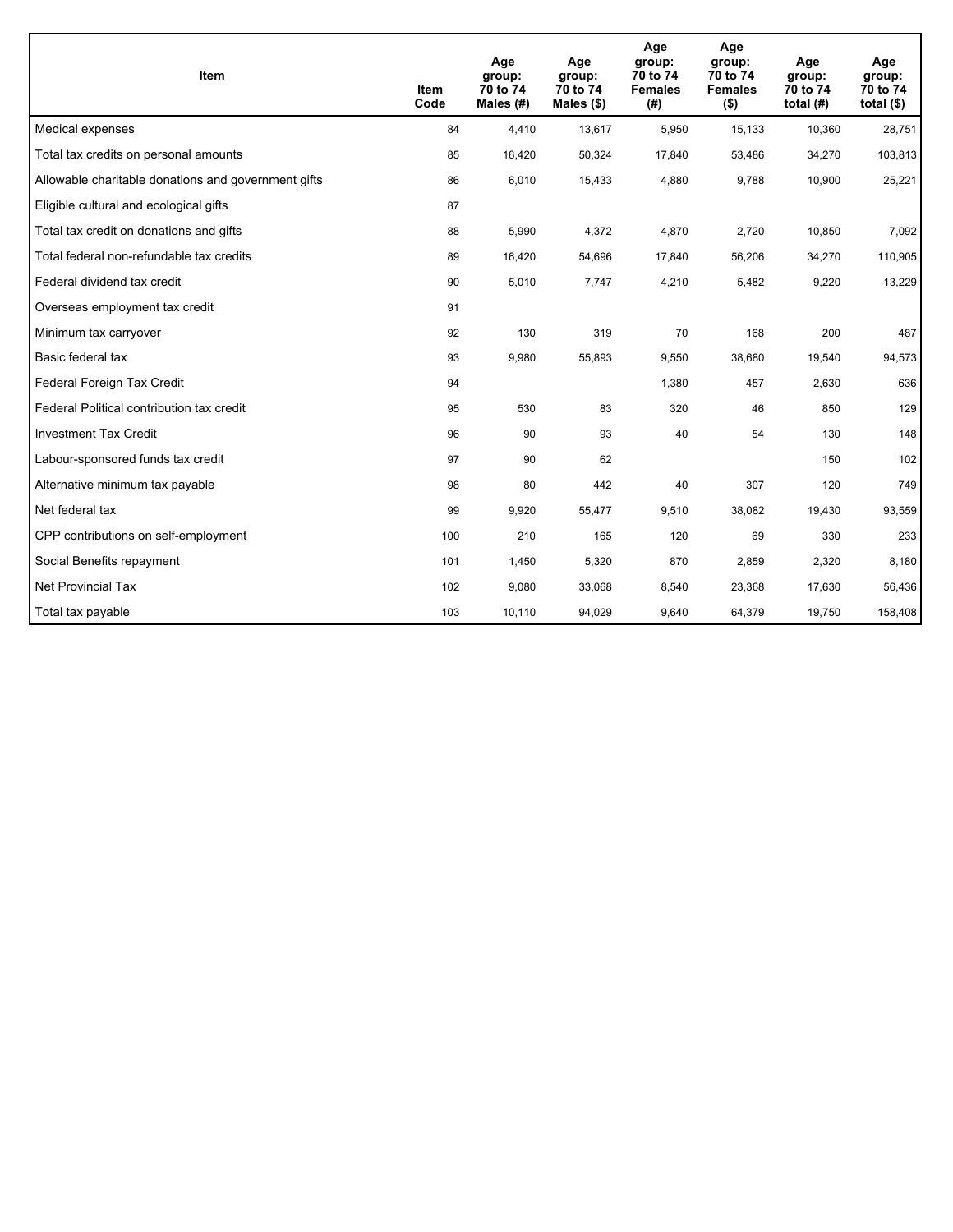| Item | Item Code | Age group: 70 to 74 Males (#) | Age group: 70 to 74 Males ($) | Age group: 70 to 74 Females (#) | Age group: 70 to 74 Females ($) | Age group: 70 to 74 total (#) | Age group: 70 to 74 total ($) |
|---|---|---|---|---|---|---|---|
| Medical expenses | 84 | 4,410 | 13,617 | 5,950 | 15,133 | 10,360 | 28,751 |
| Total tax credits on personal amounts | 85 | 16,420 | 50,324 | 17,840 | 53,486 | 34,270 | 103,813 |
| Allowable charitable donations and government gifts | 86 | 6,010 | 15,433 | 4,880 | 9,788 | 10,900 | 25,221 |
| Eligible cultural and ecological gifts | 87 | | | | | | |
| Total tax credit on donations and gifts | 88 | 5,990 | 4,372 | 4,870 | 2,720 | 10,850 | 7,092 |
| Total federal non-refundable tax credits | 89 | 16,420 | 54,696 | 17,840 | 56,206 | 34,270 | 110,905 |
| Federal dividend tax credit | 90 | 5,010 | 7,747 | 4,210 | 5,482 | 9,220 | 13,229 |
| Overseas employment tax credit | 91 | | | | | | |
| Minimum tax carryover | 92 | 130 | 319 | 70 | 168 | 200 | 487 |
| Basic federal tax | 93 | 9,980 | 55,893 | 9,550 | 38,680 | 19,540 | 94,573 |
| Federal Foreign Tax Credit | 94 | | | 1,380 | 457 | 2,630 | 636 |
| Federal Political contribution tax credit | 95 | 530 | 83 | 320 | 46 | 850 | 129 |
| Investment Tax Credit | 96 | 90 | 93 | 40 | 54 | 130 | 148 |
| Labour-sponsored funds tax credit | 97 | 90 | 62 | | | 150 | 102 |
| Alternative minimum tax payable | 98 | 80 | 442 | 40 | 307 | 120 | 749 |
| Net federal tax | 99 | 9,920 | 55,477 | 9,510 | 38,082 | 19,430 | 93,559 |
| CPP contributions on self-employment | 100 | 210 | 165 | 120 | 69 | 330 | 233 |
| Social Benefits repayment | 101 | 1,450 | 5,320 | 870 | 2,859 | 2,320 | 8,180 |
| Net Provincial Tax | 102 | 9,080 | 33,068 | 8,540 | 23,368 | 17,630 | 56,436 |
| Total tax payable | 103 | 10,110 | 94,029 | 9,640 | 64,379 | 19,750 | 158,408 |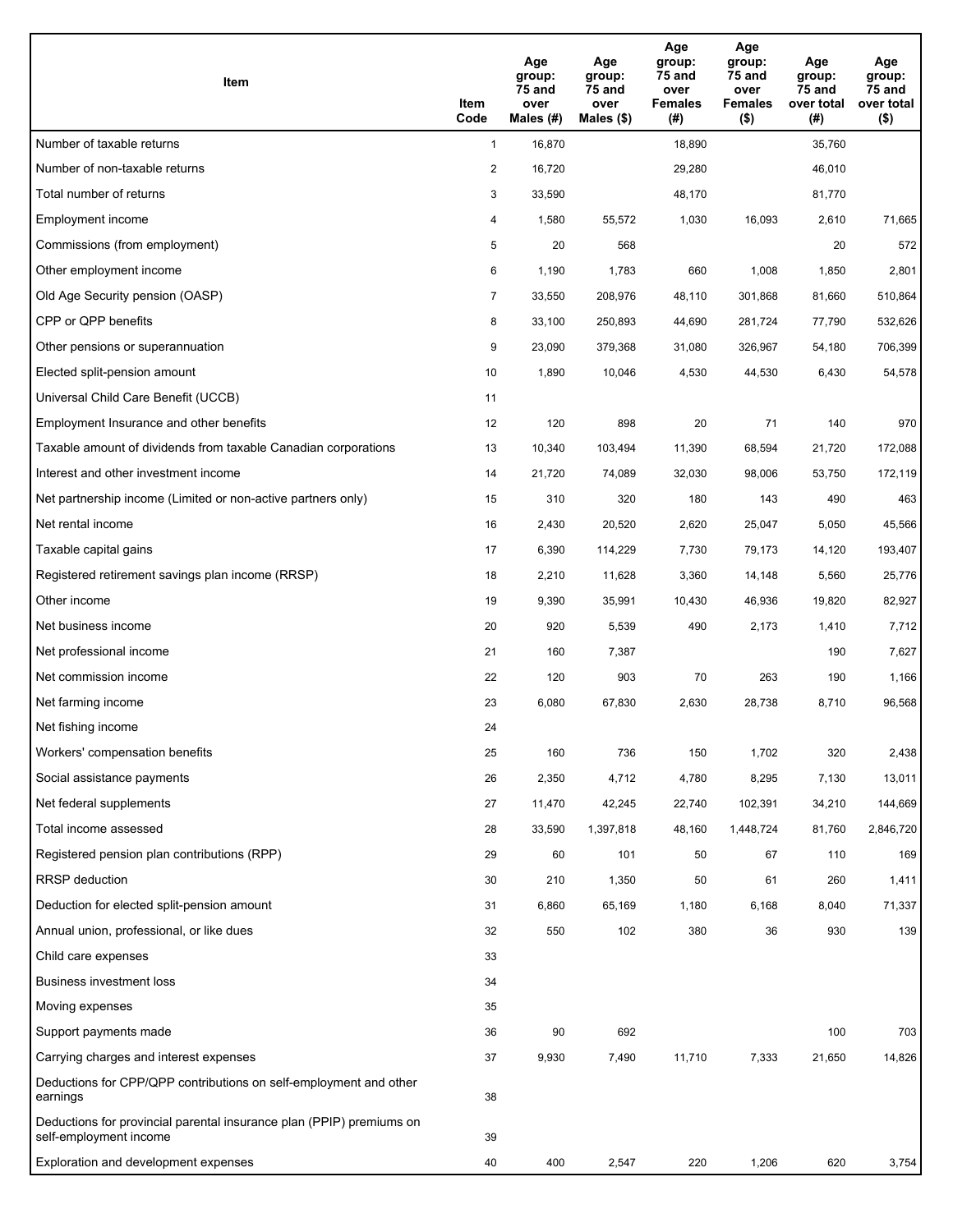| Item | Item Code | Age group: 75 and over Males (#) | Age group: 75 and over Males ($) | Age group: 75 and over Females (#) | Age group: 75 and over Females ($) | Age group: 75 and over total (#) | Age group: 75 and over total ($) |
|---|---|---|---|---|---|---|---|
| Number of taxable returns | 1 | 16,870 | | 18,890 | | 35,760 | |
| Number of non-taxable returns | 2 | 16,720 | | 29,280 | | 46,010 | |
| Total number of returns | 3 | 33,590 | | 48,170 | | 81,770 | |
| Employment income | 4 | 1,580 | 55,572 | 1,030 | 16,093 | 2,610 | 71,665 |
| Commissions (from employment) | 5 | 20 | 568 | | | 20 | 572 |
| Other employment income | 6 | 1,190 | 1,783 | 660 | 1,008 | 1,850 | 2,801 |
| Old Age Security pension (OASP) | 7 | 33,550 | 208,976 | 48,110 | 301,868 | 81,660 | 510,864 |
| CPP or QPP benefits | 8 | 33,100 | 250,893 | 44,690 | 281,724 | 77,790 | 532,626 |
| Other pensions or superannuation | 9 | 23,090 | 379,368 | 31,080 | 326,967 | 54,180 | 706,399 |
| Elected split-pension amount | 10 | 1,890 | 10,046 | 4,530 | 44,530 | 6,430 | 54,578 |
| Universal Child Care Benefit (UCCB) | 11 | | | | | | |
| Employment Insurance and other benefits | 12 | 120 | 898 | 20 | 71 | 140 | 970 |
| Taxable amount of dividends from taxable Canadian corporations | 13 | 10,340 | 103,494 | 11,390 | 68,594 | 21,720 | 172,088 |
| Interest and other investment income | 14 | 21,720 | 74,089 | 32,030 | 98,006 | 53,750 | 172,119 |
| Net partnership income (Limited or non-active partners only) | 15 | 310 | 320 | 180 | 143 | 490 | 463 |
| Net rental income | 16 | 2,430 | 20,520 | 2,620 | 25,047 | 5,050 | 45,566 |
| Taxable capital gains | 17 | 6,390 | 114,229 | 7,730 | 79,173 | 14,120 | 193,407 |
| Registered retirement savings plan income (RRSP) | 18 | 2,210 | 11,628 | 3,360 | 14,148 | 5,560 | 25,776 |
| Other income | 19 | 9,390 | 35,991 | 10,430 | 46,936 | 19,820 | 82,927 |
| Net business income | 20 | 920 | 5,539 | 490 | 2,173 | 1,410 | 7,712 |
| Net professional income | 21 | 160 | 7,387 | | | 190 | 7,627 |
| Net commission income | 22 | 120 | 903 | 70 | 263 | 190 | 1,166 |
| Net farming income | 23 | 6,080 | 67,830 | 2,630 | 28,738 | 8,710 | 96,568 |
| Net fishing income | 24 | | | | | | |
| Workers' compensation benefits | 25 | 160 | 736 | 150 | 1,702 | 320 | 2,438 |
| Social assistance payments | 26 | 2,350 | 4,712 | 4,780 | 8,295 | 7,130 | 13,011 |
| Net federal supplements | 27 | 11,470 | 42,245 | 22,740 | 102,391 | 34,210 | 144,669 |
| Total income assessed | 28 | 33,590 | 1,397,818 | 48,160 | 1,448,724 | 81,760 | 2,846,720 |
| Registered pension plan contributions (RPP) | 29 | 60 | 101 | 50 | 67 | 110 | 169 |
| RRSP deduction | 30 | 210 | 1,350 | 50 | 61 | 260 | 1,411 |
| Deduction for elected split-pension amount | 31 | 6,860 | 65,169 | 1,180 | 6,168 | 8,040 | 71,337 |
| Annual union, professional, or like dues | 32 | 550 | 102 | 380 | 36 | 930 | 139 |
| Child care expenses | 33 | | | | | | |
| Business investment loss | 34 | | | | | | |
| Moving expenses | 35 | | | | | | |
| Support payments made | 36 | 90 | 692 | | | 100 | 703 |
| Carrying charges and interest expenses | 37 | 9,930 | 7,490 | 11,710 | 7,333 | 21,650 | 14,826 |
| Deductions for CPP/QPP contributions on self-employment and other earnings | 38 | | | | | | |
| Deductions for provincial parental insurance plan (PPIP) premiums on self-employment income | 39 | | | | | | |
| Exploration and development expenses | 40 | 400 | 2,547 | 220 | 1,206 | 620 | 3,754 |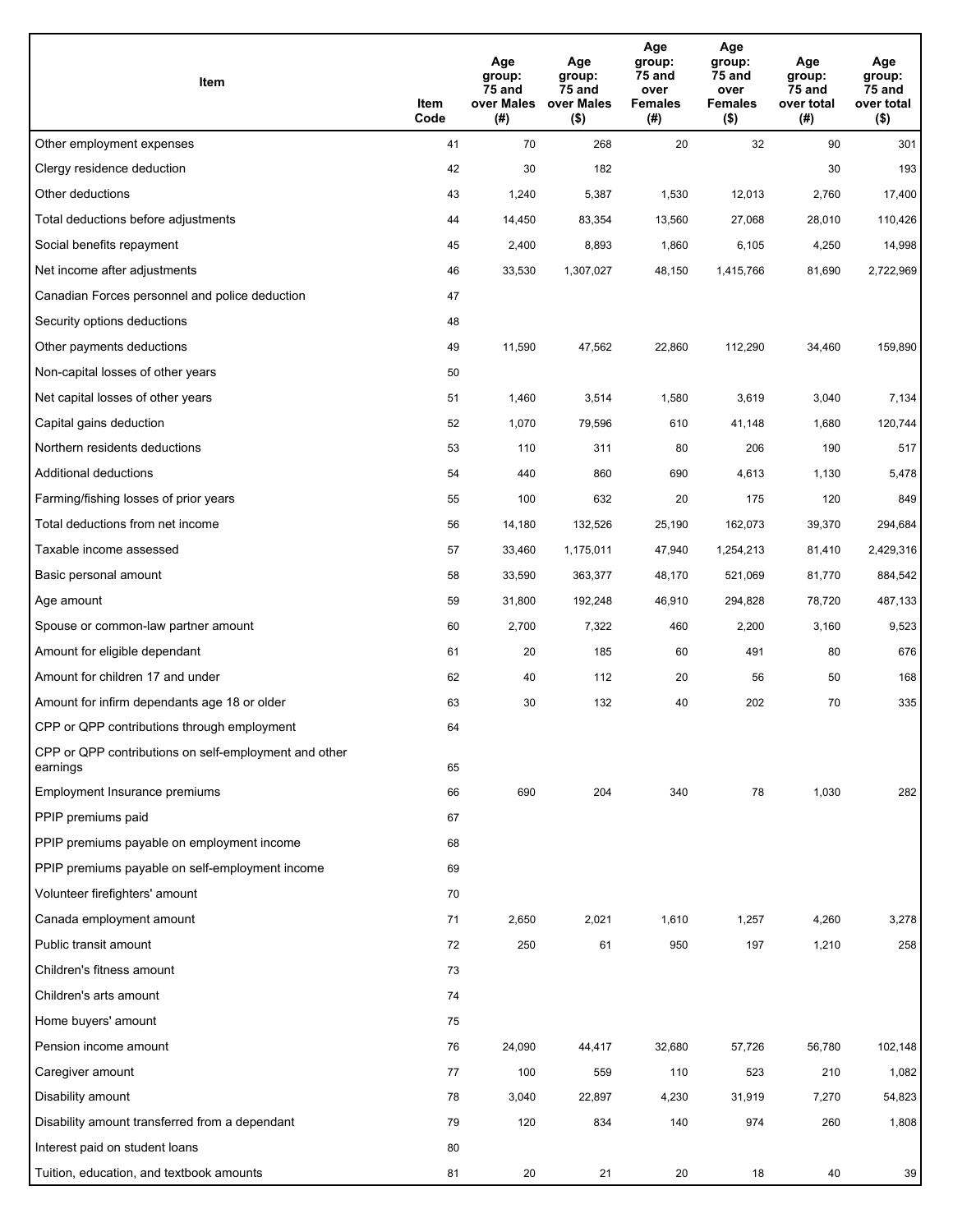| Item | Item Code | Age group: 75 and over Males (#) | Age group: 75 and over Males ($) | Age group: 75 and over Females (#) | Age group: 75 and over Females ($) | Age group: 75 and over total (#) | Age group: 75 and over total ($) |
|---|---|---|---|---|---|---|---|
| Other employment expenses | 41 | 70 | 268 | 20 | 32 | 90 | 301 |
| Clergy residence deduction | 42 | 30 | 182 | | | 30 | 193 |
| Other deductions | 43 | 1,240 | 5,387 | 1,530 | 12,013 | 2,760 | 17,400 |
| Total deductions before adjustments | 44 | 14,450 | 83,354 | 13,560 | 27,068 | 28,010 | 110,426 |
| Social benefits repayment | 45 | 2,400 | 8,893 | 1,860 | 6,105 | 4,250 | 14,998 |
| Net income after adjustments | 46 | 33,530 | 1,307,027 | 48,150 | 1,415,766 | 81,690 | 2,722,969 |
| Canadian Forces personnel and police deduction | 47 | | | | | | |
| Security options deductions | 48 | | | | | | |
| Other payments deductions | 49 | 11,590 | 47,562 | 22,860 | 112,290 | 34,460 | 159,890 |
| Non-capital losses of other years | 50 | | | | | | |
| Net capital losses of other years | 51 | 1,460 | 3,514 | 1,580 | 3,619 | 3,040 | 7,134 |
| Capital gains deduction | 52 | 1,070 | 79,596 | 610 | 41,148 | 1,680 | 120,744 |
| Northern residents deductions | 53 | 110 | 311 | 80 | 206 | 190 | 517 |
| Additional deductions | 54 | 440 | 860 | 690 | 4,613 | 1,130 | 5,478 |
| Farming/fishing losses of prior years | 55 | 100 | 632 | 20 | 175 | 120 | 849 |
| Total deductions from net income | 56 | 14,180 | 132,526 | 25,190 | 162,073 | 39,370 | 294,684 |
| Taxable income assessed | 57 | 33,460 | 1,175,011 | 47,940 | 1,254,213 | 81,410 | 2,429,316 |
| Basic personal amount | 58 | 33,590 | 363,377 | 48,170 | 521,069 | 81,770 | 884,542 |
| Age amount | 59 | 31,800 | 192,248 | 46,910 | 294,828 | 78,720 | 487,133 |
| Spouse or common-law partner amount | 60 | 2,700 | 7,322 | 460 | 2,200 | 3,160 | 9,523 |
| Amount for eligible dependant | 61 | 20 | 185 | 60 | 491 | 80 | 676 |
| Amount for children 17 and under | 62 | 40 | 112 | 20 | 56 | 50 | 168 |
| Amount for infirm dependants age 18 or older | 63 | 30 | 132 | 40 | 202 | 70 | 335 |
| CPP or QPP contributions through employment | 64 | | | | | | |
| CPP or QPP contributions on self-employment and other earnings | 65 | | | | | | |
| Employment Insurance premiums | 66 | 690 | 204 | 340 | 78 | 1,030 | 282 |
| PPIP premiums paid | 67 | | | | | | |
| PPIP premiums payable on employment income | 68 | | | | | | |
| PPIP premiums payable on self-employment income | 69 | | | | | | |
| Volunteer firefighters' amount | 70 | | | | | | |
| Canada employment amount | 71 | 2,650 | 2,021 | 1,610 | 1,257 | 4,260 | 3,278 |
| Public transit amount | 72 | 250 | 61 | 950 | 197 | 1,210 | 258 |
| Children's fitness amount | 73 | | | | | | |
| Children's arts amount | 74 | | | | | | |
| Home buyers' amount | 75 | | | | | | |
| Pension income amount | 76 | 24,090 | 44,417 | 32,680 | 57,726 | 56,780 | 102,148 |
| Caregiver amount | 77 | 100 | 559 | 110 | 523 | 210 | 1,082 |
| Disability amount | 78 | 3,040 | 22,897 | 4,230 | 31,919 | 7,270 | 54,823 |
| Disability amount transferred from a dependant | 79 | 120 | 834 | 140 | 974 | 260 | 1,808 |
| Interest paid on student loans | 80 | | | | | | |
| Tuition, education, and textbook amounts | 81 | 20 | 21 | 20 | 18 | 40 | 39 |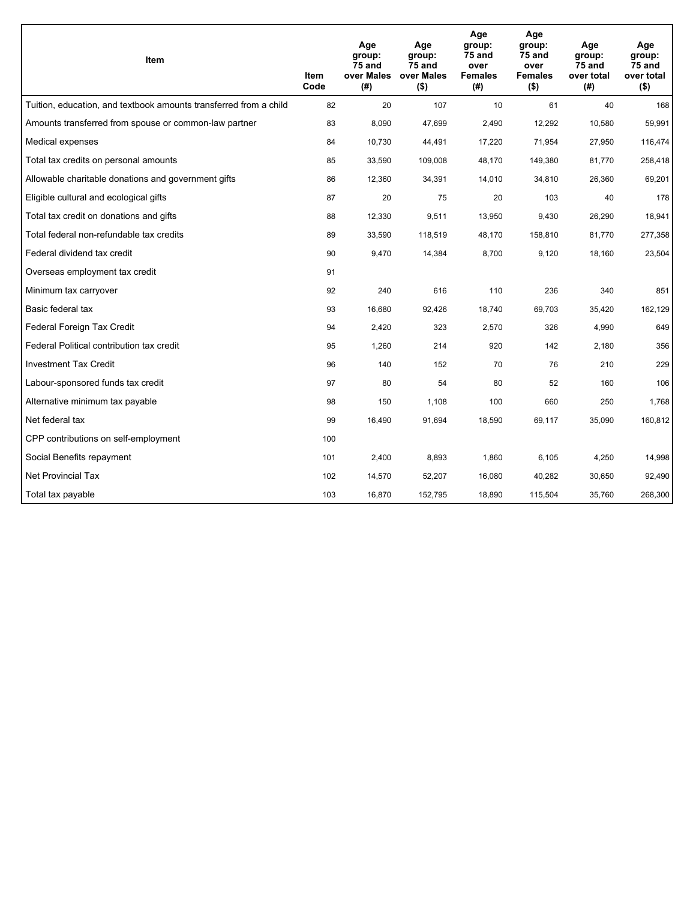| Item | Item Code | Age group: 75 and over Males (#) | Age group: 75 and over Males ($) | Age group: 75 and over Females (#) | Age group: 75 and over Females ($) | Age group: 75 and over total (#) | Age group: 75 and over total ($) |
|---|---|---|---|---|---|---|---|
| Tuition, education, and textbook amounts transferred from a child | 82 | 20 | 107 | 10 | 61 | 40 | 168 |
| Amounts transferred from spouse or common-law partner | 83 | 8,090 | 47,699 | 2,490 | 12,292 | 10,580 | 59,991 |
| Medical expenses | 84 | 10,730 | 44,491 | 17,220 | 71,954 | 27,950 | 116,474 |
| Total tax credits on personal amounts | 85 | 33,590 | 109,008 | 48,170 | 149,380 | 81,770 | 258,418 |
| Allowable charitable donations and government gifts | 86 | 12,360 | 34,391 | 14,010 | 34,810 | 26,360 | 69,201 |
| Eligible cultural and ecological gifts | 87 | 20 | 75 | 20 | 103 | 40 | 178 |
| Total tax credit on donations and gifts | 88 | 12,330 | 9,511 | 13,950 | 9,430 | 26,290 | 18,941 |
| Total federal non-refundable tax credits | 89 | 33,590 | 118,519 | 48,170 | 158,810 | 81,770 | 277,358 |
| Federal dividend tax credit | 90 | 9,470 | 14,384 | 8,700 | 9,120 | 18,160 | 23,504 |
| Overseas employment tax credit | 91 | | | | | | |
| Minimum tax carryover | 92 | 240 | 616 | 110 | 236 | 340 | 851 |
| Basic federal tax | 93 | 16,680 | 92,426 | 18,740 | 69,703 | 35,420 | 162,129 |
| Federal Foreign Tax Credit | 94 | 2,420 | 323 | 2,570 | 326 | 4,990 | 649 |
| Federal Political contribution tax credit | 95 | 1,260 | 214 | 920 | 142 | 2,180 | 356 |
| Investment Tax Credit | 96 | 140 | 152 | 70 | 76 | 210 | 229 |
| Labour-sponsored funds tax credit | 97 | 80 | 54 | 80 | 52 | 160 | 106 |
| Alternative minimum tax payable | 98 | 150 | 1,108 | 100 | 660 | 250 | 1,768 |
| Net federal tax | 99 | 16,490 | 91,694 | 18,590 | 69,117 | 35,090 | 160,812 |
| CPP contributions on self-employment | 100 | | | | | | |
| Social Benefits repayment | 101 | 2,400 | 8,893 | 1,860 | 6,105 | 4,250 | 14,998 |
| Net Provincial Tax | 102 | 14,570 | 52,207 | 16,080 | 40,282 | 30,650 | 92,490 |
| Total tax payable | 103 | 16,870 | 152,795 | 18,890 | 115,504 | 35,760 | 268,300 |